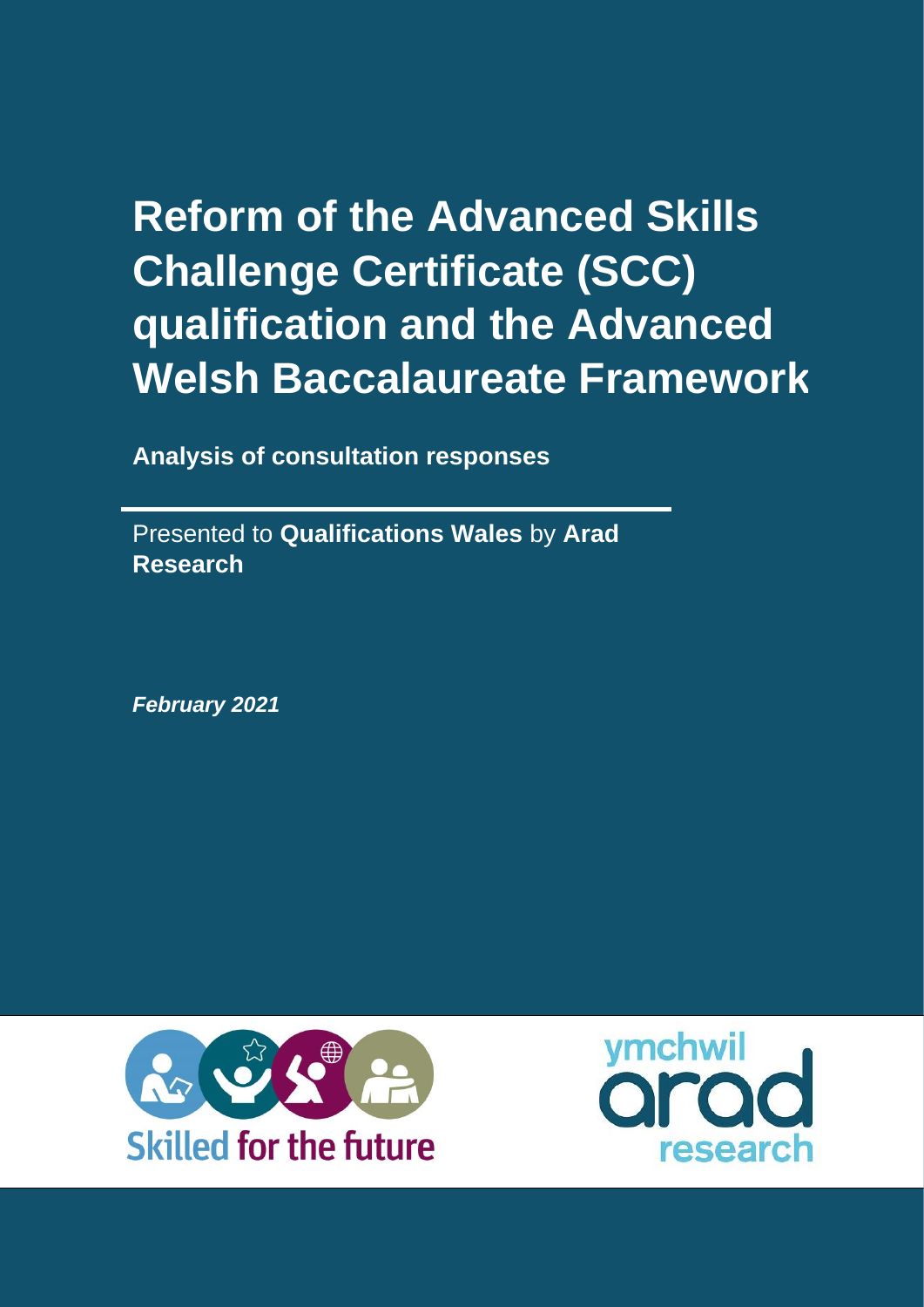# Reform of the Advanced Skills Challenge Certificate (SCC) qualification and the Advanced Welsh Baccalaureate Framework

**Analysis of consultation responses**

Presented to **Qualifications Wales** by **Arad Research**

***February 2021***

Skilled for the future

ymchwil arad research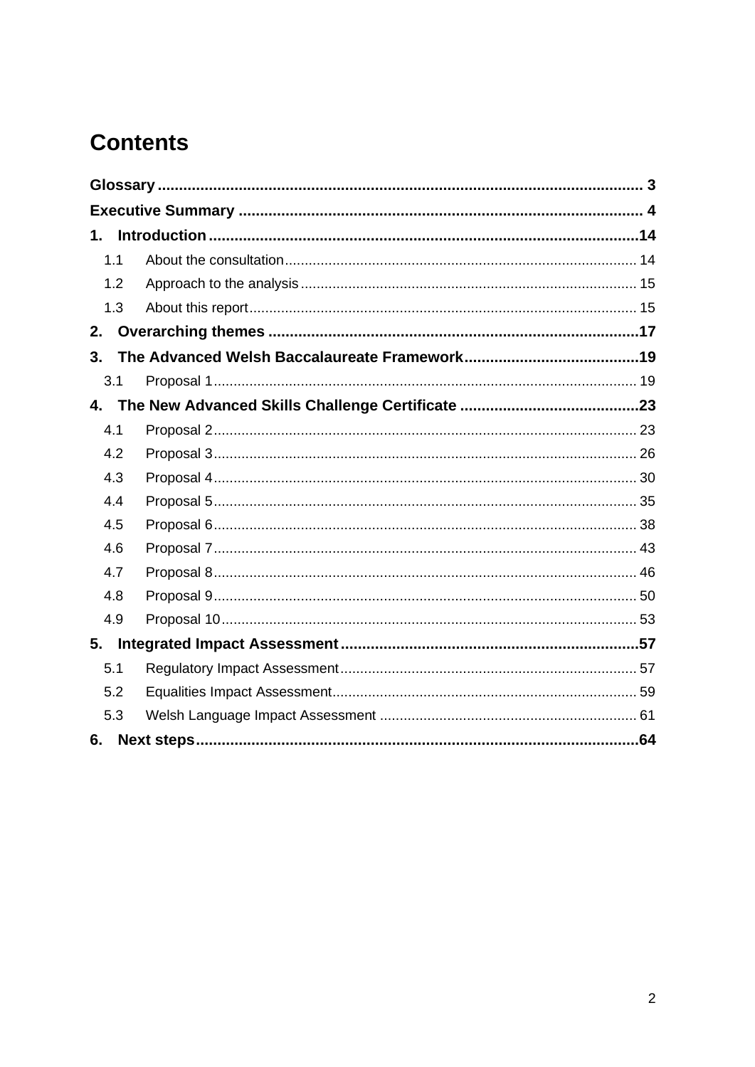# Contents

**Glossary** .................................................................................................................. 3

**Executive Summary** .............................................................................................. 4

**1. Introduction** .....................................................................................................14

1.1 About the consultation ........................................................................................ 14

1.2 Approach to the analysis .................................................................................... 15

1.3 About this report ................................................................................................. 15

**2. Overarching themes** .......................................................................................17

**3. The Advanced Welsh Baccalaureate Framework** .........................................19

3.1 Proposal 1 .......................................................................................................... 19

**4. The New Advanced Skills Challenge Certificate** ..........................................23

4.1 Proposal 2 .......................................................................................................... 23

4.2 Proposal 3 .......................................................................................................... 26

4.3 Proposal 4 .......................................................................................................... 30

4.4 Proposal 5 .......................................................................................................... 35

4.5 Proposal 6 .......................................................................................................... 38

4.6 Proposal 7 .......................................................................................................... 43

4.7 Proposal 8 .......................................................................................................... 46

4.8 Proposal 9 .......................................................................................................... 50

4.9 Proposal 10 ........................................................................................................ 53

**5. Integrated Impact Assessment** ......................................................................57

5.1 Regulatory Impact Assessment .......................................................................... 57

5.2 Equalities Impact Assessment ............................................................................ 59

5.3 Welsh Language Impact Assessment ................................................................ 61

**6. Next steps** ........................................................................................................64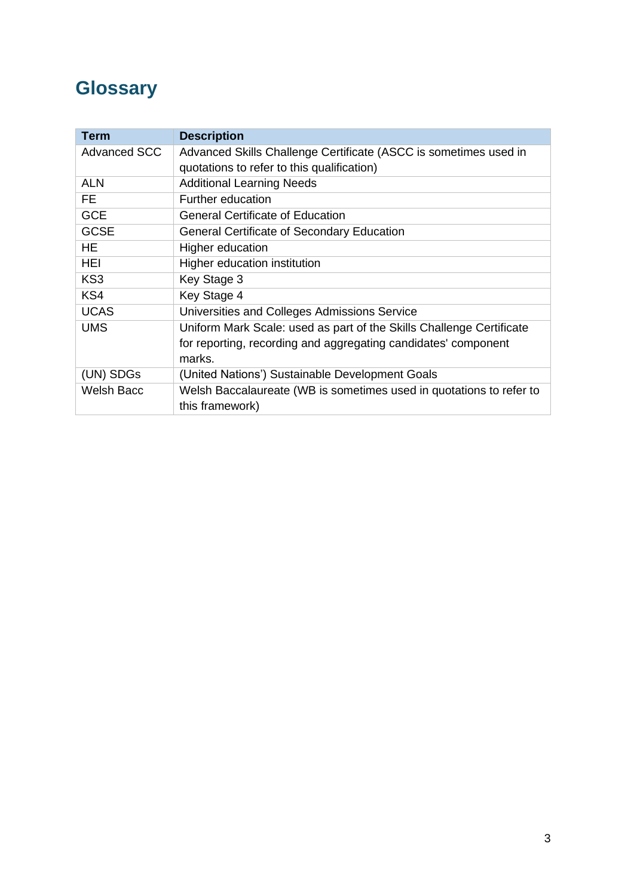# Glossary

| Term | Description |
|---|---|
| Advanced SCC | Advanced Skills Challenge Certificate (ASCC is sometimes used in quotations to refer to this qualification) |
| ALN | Additional Learning Needs |
| FE | Further education |
| GCE | General Certificate of Education |
| GCSE | General Certificate of Secondary Education |
| HE | Higher education |
| HEI | Higher education institution |
| KS3 | Key Stage 3 |
| KS4 | Key Stage 4 |
| UCAS | Universities and Colleges Admissions Service |
| UMS | Uniform Mark Scale: used as part of the Skills Challenge Certificate for reporting, recording and aggregating candidates' component marks. |
| (UN) SDGs | (United Nations') Sustainable Development Goals |
| Welsh Bacc | Welsh Baccalaureate (WB is sometimes used in quotations to refer to this framework) |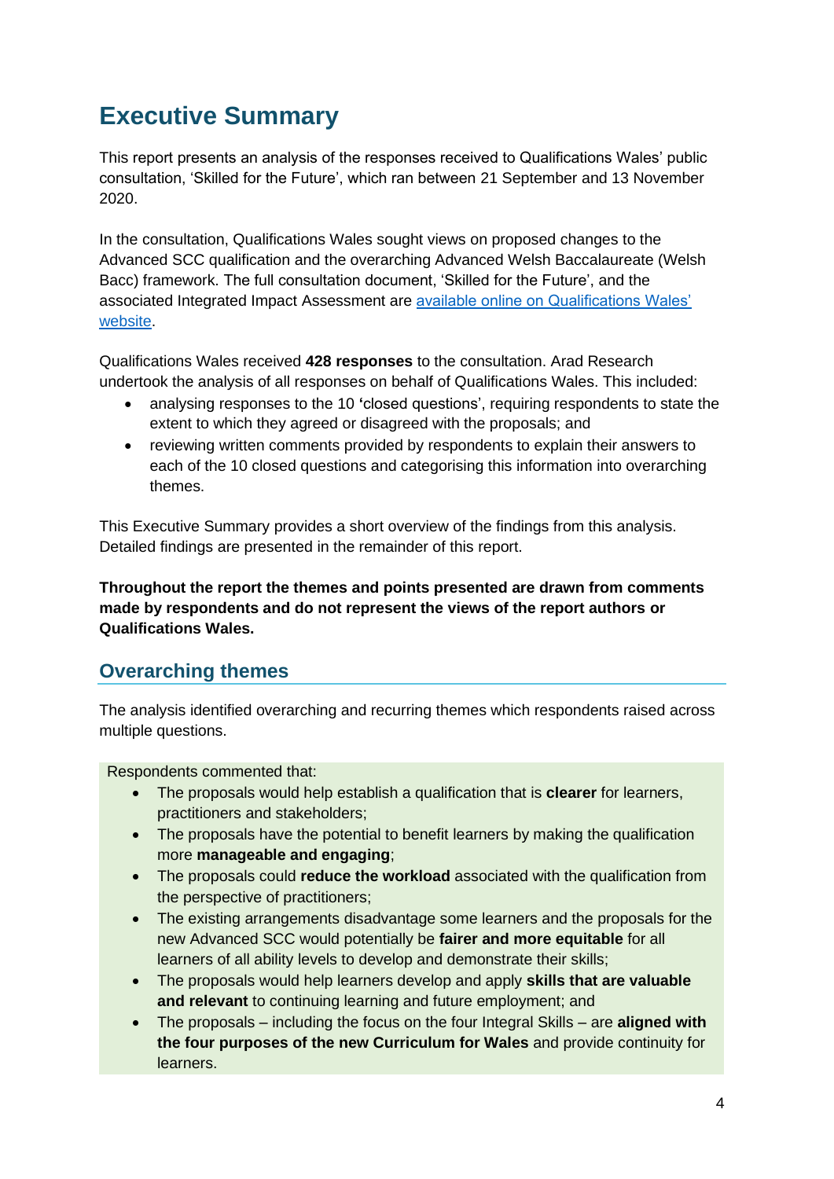# Executive Summary

This report presents an analysis of the responses received to Qualifications Wales' public consultation, 'Skilled for the Future', which ran between 21 September and 13 November 2020.

In the consultation, Qualifications Wales sought views on proposed changes to the Advanced SCC qualification and the overarching Advanced Welsh Baccalaureate (Welsh Bacc) framework. The full consultation document, 'Skilled for the Future', and the associated Integrated Impact Assessment are [available online on Qualifications Wales' website](#).

Qualifications Wales received **428 responses** to the consultation. Arad Research undertook the analysis of all responses on behalf of Qualifications Wales. This included:

- analysing responses to the 10 'closed questions', requiring respondents to state the extent to which they agreed or disagreed with the proposals; and
- reviewing written comments provided by respondents to explain their answers to each of the 10 closed questions and categorising this information into overarching themes.

This Executive Summary provides a short overview of the findings from this analysis. Detailed findings are presented in the remainder of this report.

**Throughout the report the themes and points presented are drawn from comments made by respondents and do not represent the views of the report authors or Qualifications Wales.**

## Overarching themes

The analysis identified overarching and recurring themes which respondents raised across multiple questions.

Respondents commented that:

- The proposals would help establish a qualification that is **clearer** for learners, practitioners and stakeholders;
- The proposals have the potential to benefit learners by making the qualification more **manageable and engaging**;
- The proposals could **reduce the workload** associated with the qualification from the perspective of practitioners;
- The existing arrangements disadvantage some learners and the proposals for the new Advanced SCC would potentially be **fairer and more equitable** for all learners of all ability levels to develop and demonstrate their skills;
- The proposals would help learners develop and apply **skills that are valuable and relevant** to continuing learning and future employment; and
- The proposals – including the focus on the four Integral Skills – are **aligned with the four purposes of the new Curriculum for Wales** and provide continuity for learners.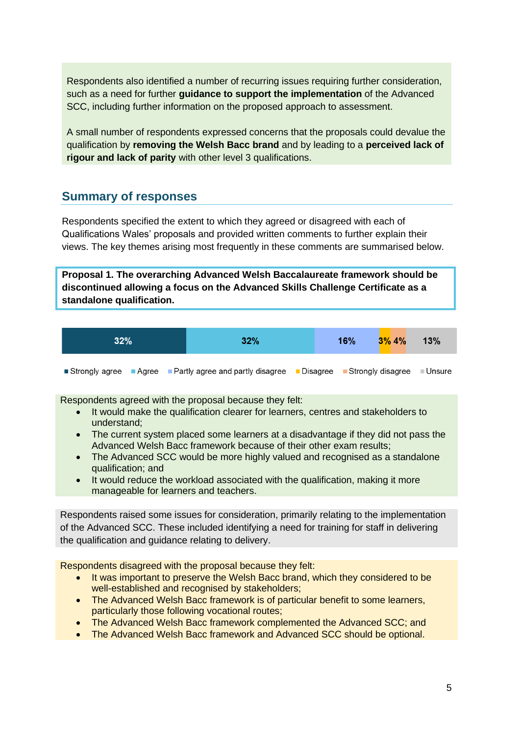Respondents also identified a number of recurring issues requiring further consideration, such as a need for further **guidance to support the implementation** of the Advanced SCC, including further information on the proposed approach to assessment.

A small number of respondents expressed concerns that the proposals could devalue the qualification by **removing the Welsh Bacc brand** and by leading to a **perceived lack of rigour and lack of parity** with other level 3 qualifications.

## Summary of responses

Respondents specified the extent to which they agreed or disagreed with each of Qualifications Wales' proposals and provided written comments to further explain their views. The key themes arising most frequently in these comments are summarised below.

**Proposal 1. The overarching Advanced Welsh Baccalaureate framework should be discontinued allowing a focus on the Advanced Skills Challenge Certificate as a standalone qualification.**

| Strongly agree | Agree | Partly agree and partly disagree | Disagree | Strongly disagree | Unsure |
| --- | --- | --- | --- | --- | --- |
| 32% | 32% | 16% | 3% | 4% | 13% |

Respondents agreed with the proposal because they felt:

- It would make the qualification clearer for learners, centres and stakeholders to understand;
- The current system placed some learners at a disadvantage if they did not pass the Advanced Welsh Bacc framework because of their other exam results;
- The Advanced SCC would be more highly valued and recognised as a standalone qualification; and
- It would reduce the workload associated with the qualification, making it more manageable for learners and teachers.

Respondents raised some issues for consideration, primarily relating to the implementation of the Advanced SCC. These included identifying a need for training for staff in delivering the qualification and guidance relating to delivery.

Respondents disagreed with the proposal because they felt:

- It was important to preserve the Welsh Bacc brand, which they considered to be well-established and recognised by stakeholders;
- The Advanced Welsh Bacc framework is of particular benefit to some learners, particularly those following vocational routes;
- The Advanced Welsh Bacc framework complemented the Advanced SCC; and
- The Advanced Welsh Bacc framework and Advanced SCC should be optional.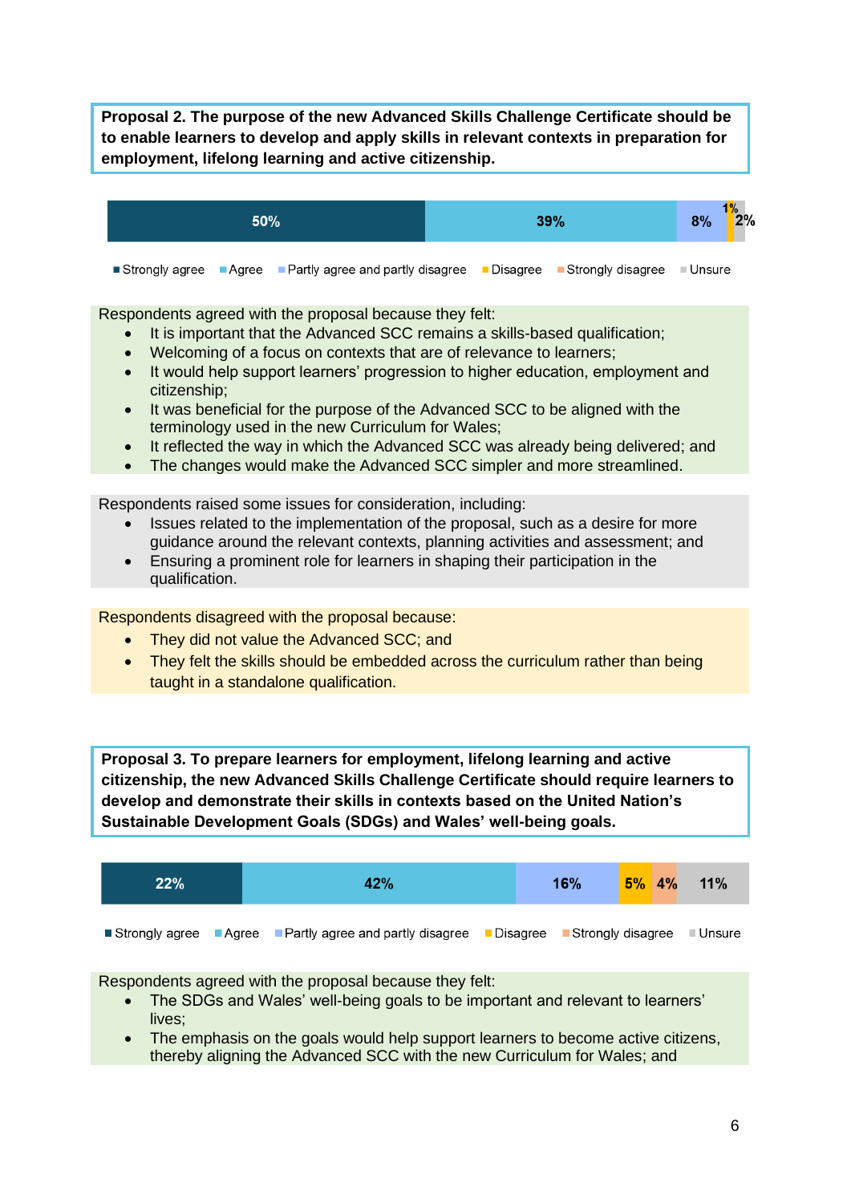**Proposal 2. The purpose of the new Advanced Skills Challenge Certificate should be to enable learners to develop and apply skills in relevant contexts in preparation for employment, lifelong learning and active citizenship.**

| Strongly agree | Agree | Partly agree and partly disagree | Disagree | Strongly disagree | Unsure |
|---|---|---|---|---|---|
| 50% | 39% | 8% | 1% | | 2% |

Respondents agreed with the proposal because they felt:

- It is important that the Advanced SCC remains a skills-based qualification;
- Welcoming of a focus on contexts that are of relevance to learners;
- It would help support learners' progression to higher education, employment and citizenship;
- It was beneficial for the purpose of the Advanced SCC to be aligned with the terminology used in the new Curriculum for Wales;
- It reflected the way in which the Advanced SCC was already being delivered; and
- The changes would make the Advanced SCC simpler and more streamlined.

Respondents raised some issues for consideration, including:

- Issues related to the implementation of the proposal, such as a desire for more guidance around the relevant contexts, planning activities and assessment; and
- Ensuring a prominent role for learners in shaping their participation in the qualification.

Respondents disagreed with the proposal because:

- They did not value the Advanced SCC; and
- They felt the skills should be embedded across the curriculum rather than being taught in a standalone qualification.

**Proposal 3. To prepare learners for employment, lifelong learning and active citizenship, the new Advanced Skills Challenge Certificate should require learners to develop and demonstrate their skills in contexts based on the United Nation's Sustainable Development Goals (SDGs) and Wales' well-being goals.**

| Strongly agree | Agree | Partly agree and partly disagree | Disagree | Strongly disagree | Unsure |
|---|---|---|---|---|---|
| 22% | 42% | 16% | 5% | 4% | 11% |

Respondents agreed with the proposal because they felt:

- The SDGs and Wales' well-being goals to be important and relevant to learners' lives;
- The emphasis on the goals would help support learners to become active citizens, thereby aligning the Advanced SCC with the new Curriculum for Wales; and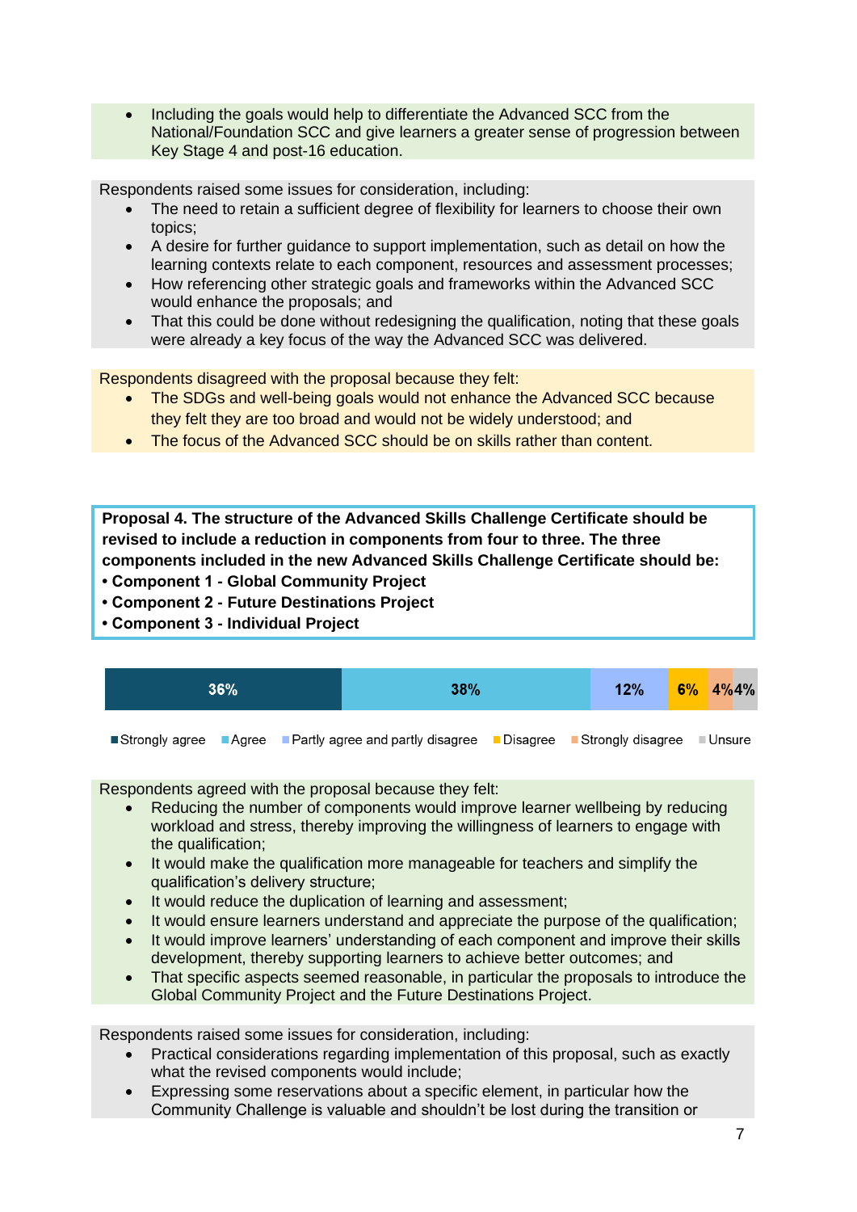- Including the goals would help to differentiate the Advanced SCC from the National/Foundation SCC and give learners a greater sense of progression between Key Stage 4 and post-16 education.

Respondents raised some issues for consideration, including:

- The need to retain a sufficient degree of flexibility for learners to choose their own topics;
- A desire for further guidance to support implementation, such as detail on how the learning contexts relate to each component, resources and assessment processes;
- How referencing other strategic goals and frameworks within the Advanced SCC would enhance the proposals; and
- That this could be done without redesigning the qualification, noting that these goals were already a key focus of the way the Advanced SCC was delivered.

Respondents disagreed with the proposal because they felt:

- The SDGs and well-being goals would not enhance the Advanced SCC because they felt they are too broad and would not be widely understood; and
- The focus of the Advanced SCC should be on skills rather than content.

**Proposal 4. The structure of the Advanced Skills Challenge Certificate should be revised to include a reduction in components from four to three. The three components included in the new Advanced Skills Challenge Certificate should be:**
**• Component 1 - Global Community Project**
**• Component 2 - Future Destinations Project**
**• Component 3 - Individual Project**

| Strongly agree | Agree | Partly agree and partly disagree | Disagree | Strongly disagree | Unsure |
|---|---|---|---|---|---|
| 36% | 38% | 12% | 6% | 4% | 4% |

Respondents agreed with the proposal because they felt:

- Reducing the number of components would improve learner wellbeing by reducing workload and stress, thereby improving the willingness of learners to engage with the qualification;
- It would make the qualification more manageable for teachers and simplify the qualification's delivery structure;
- It would reduce the duplication of learning and assessment;
- It would ensure learners understand and appreciate the purpose of the qualification;
- It would improve learners' understanding of each component and improve their skills development, thereby supporting learners to achieve better outcomes; and
- That specific aspects seemed reasonable, in particular the proposals to introduce the Global Community Project and the Future Destinations Project.

Respondents raised some issues for consideration, including:

- Practical considerations regarding implementation of this proposal, such as exactly what the revised components would include;
- Expressing some reservations about a specific element, in particular how the Community Challenge is valuable and shouldn't be lost during the transition or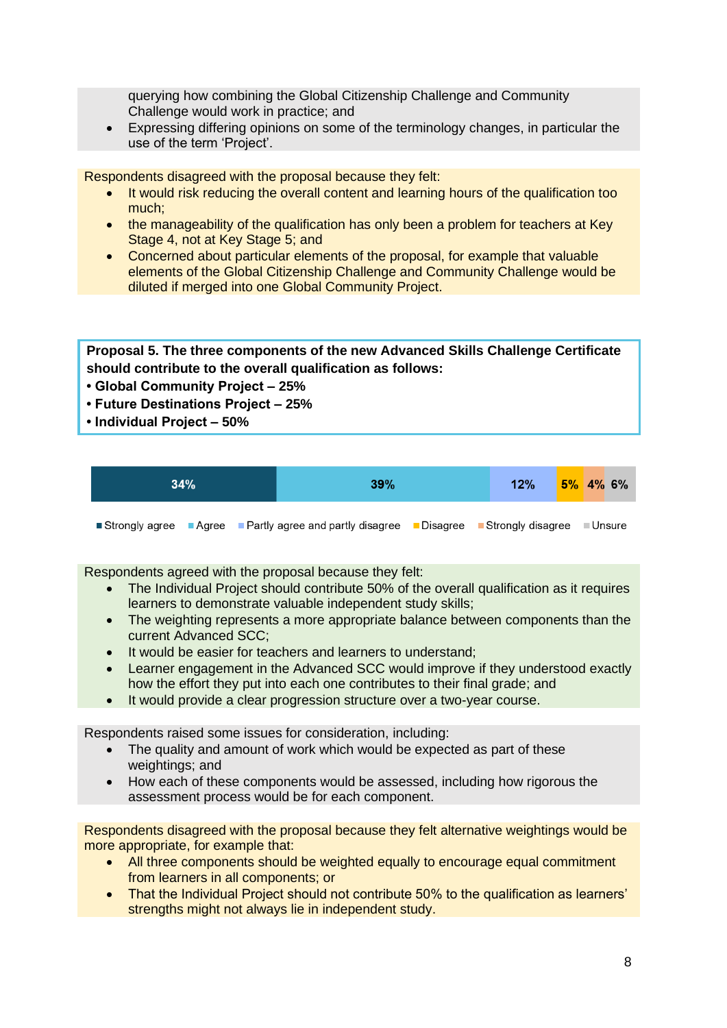querying how combining the Global Citizenship Challenge and Community Challenge would work in practice; and
- Expressing differing opinions on some of the terminology changes, in particular the use of the term 'Project'.

Respondents disagreed with the proposal because they felt:

- It would risk reducing the overall content and learning hours of the qualification too much;
- the manageability of the qualification has only been a problem for teachers at Key Stage 4, not at Key Stage 5; and
- Concerned about particular elements of the proposal, for example that valuable elements of the Global Citizenship Challenge and Community Challenge would be diluted if merged into one Global Community Project.

**Proposal 5. The three components of the new Advanced Skills Challenge Certificate should contribute to the overall qualification as follows:**
**• Global Community Project – 25%**
**• Future Destinations Project – 25%**
**• Individual Project – 50%**

| Strongly agree | Agree | Partly agree and partly disagree | Disagree | Strongly disagree | Unsure |
|---|---|---|---|---|---|
| 34% | 39% | 12% | 5% | 4% | 6% |

Respondents agreed with the proposal because they felt:

- The Individual Project should contribute 50% of the overall qualification as it requires learners to demonstrate valuable independent study skills;
- The weighting represents a more appropriate balance between components than the current Advanced SCC;
- It would be easier for teachers and learners to understand;
- Learner engagement in the Advanced SCC would improve if they understood exactly how the effort they put into each one contributes to their final grade; and
- It would provide a clear progression structure over a two-year course.

Respondents raised some issues for consideration, including:

- The quality and amount of work which would be expected as part of these weightings; and
- How each of these components would be assessed, including how rigorous the assessment process would be for each component.

Respondents disagreed with the proposal because they felt alternative weightings would be more appropriate, for example that:

- All three components should be weighted equally to encourage equal commitment from learners in all components; or
- That the Individual Project should not contribute 50% to the qualification as learners' strengths might not always lie in independent study.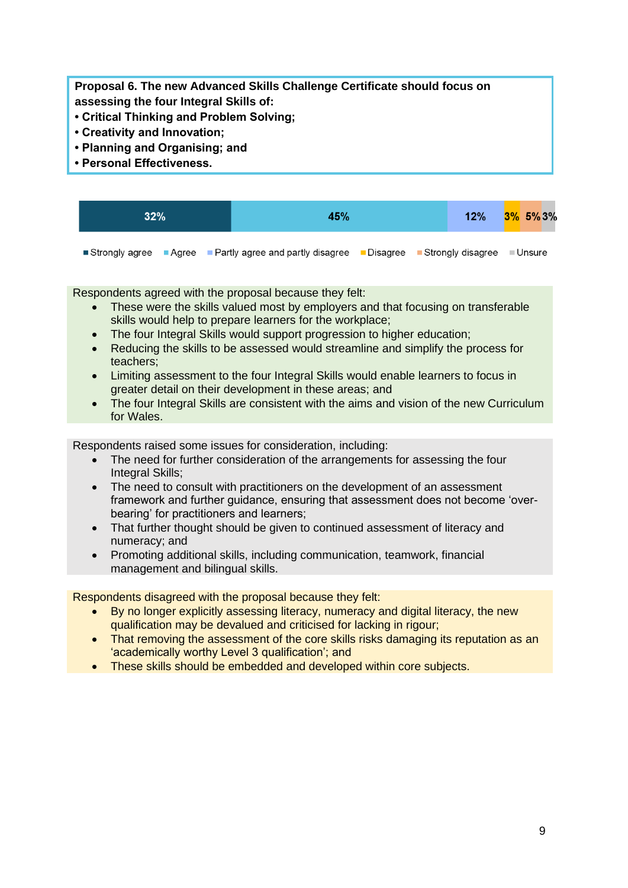**Proposal 6. The new Advanced Skills Challenge Certificate should focus on assessing the four Integral Skills of:**
**• Critical Thinking and Problem Solving;**
**• Creativity and Innovation;**
**• Planning and Organising; and**
**• Personal Effectiveness.**

| Strongly agree | Agree | Partly agree and partly disagree | Disagree | Strongly disagree | Unsure |
|---|---|---|---|---|---|
| 32% | 45% | 12% | 3% | 5% | 3% |

Respondents agreed with the proposal because they felt:

- These were the skills valued most by employers and that focusing on transferable skills would help to prepare learners for the workplace;
- The four Integral Skills would support progression to higher education;
- Reducing the skills to be assessed would streamline and simplify the process for teachers;
- Limiting assessment to the four Integral Skills would enable learners to focus in greater detail on their development in these areas; and
- The four Integral Skills are consistent with the aims and vision of the new Curriculum for Wales.

Respondents raised some issues for consideration, including:

- The need for further consideration of the arrangements for assessing the four Integral Skills;
- The need to consult with practitioners on the development of an assessment framework and further guidance, ensuring that assessment does not become 'over-bearing' for practitioners and learners;
- That further thought should be given to continued assessment of literacy and numeracy; and
- Promoting additional skills, including communication, teamwork, financial management and bilingual skills.

Respondents disagreed with the proposal because they felt:

- By no longer explicitly assessing literacy, numeracy and digital literacy, the new qualification may be devalued and criticised for lacking in rigour;
- That removing the assessment of the core skills risks damaging its reputation as an 'academically worthy Level 3 qualification'; and
- These skills should be embedded and developed within core subjects.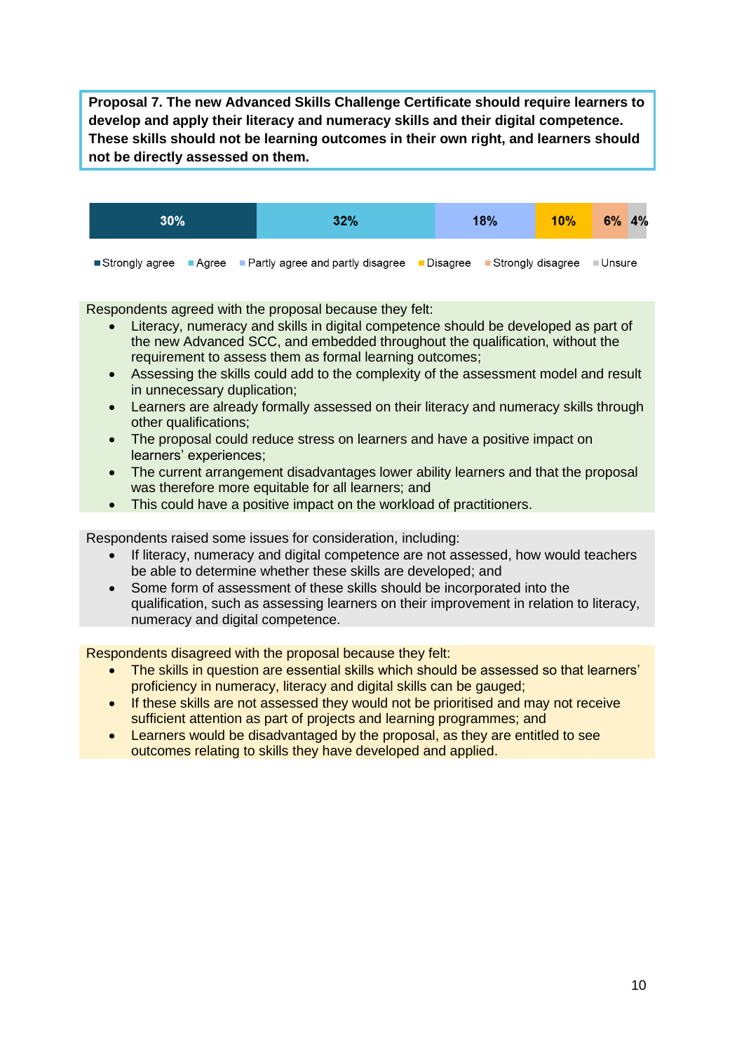**Proposal 7. The new Advanced Skills Challenge Certificate should require learners to develop and apply their literacy and numeracy skills and their digital competence. These skills should not be learning outcomes in their own right, and learners should not be directly assessed on them.**

| Strongly agree | Agree | Partly agree and partly disagree | Disagree | Strongly disagree | Unsure |
|---|---|---|---|---|---|
| 30% | 32% | 18% | 10% | 6% | 4% |

Respondents agreed with the proposal because they felt:

- Literacy, numeracy and skills in digital competence should be developed as part of the new Advanced SCC, and embedded throughout the qualification, without the requirement to assess them as formal learning outcomes;
- Assessing the skills could add to the complexity of the assessment model and result in unnecessary duplication;
- Learners are already formally assessed on their literacy and numeracy skills through other qualifications;
- The proposal could reduce stress on learners and have a positive impact on learners' experiences;
- The current arrangement disadvantages lower ability learners and that the proposal was therefore more equitable for all learners; and
- This could have a positive impact on the workload of practitioners.

Respondents raised some issues for consideration, including:

- If literacy, numeracy and digital competence are not assessed, how would teachers be able to determine whether these skills are developed; and
- Some form of assessment of these skills should be incorporated into the qualification, such as assessing learners on their improvement in relation to literacy, numeracy and digital competence.

Respondents disagreed with the proposal because they felt:

- The skills in question are essential skills which should be assessed so that learners' proficiency in numeracy, literacy and digital skills can be gauged;
- If these skills are not assessed they would not be prioritised and may not receive sufficient attention as part of projects and learning programmes; and
- Learners would be disadvantaged by the proposal, as they are entitled to see outcomes relating to skills they have developed and applied.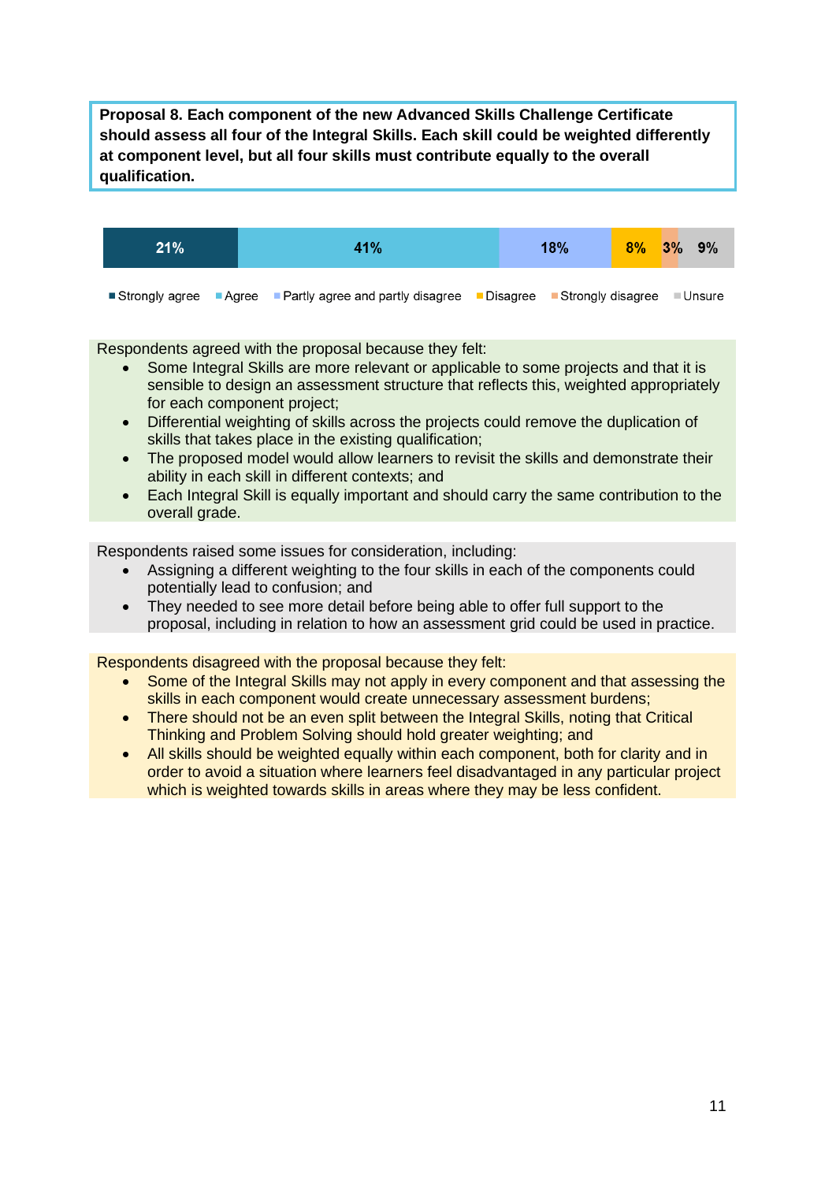**Proposal 8. Each component of the new Advanced Skills Challenge Certificate should assess all four of the Integral Skills. Each skill could be weighted differently at component level, but all four skills must contribute equally to the overall qualification.**

| Strongly agree | Agree | Partly agree and partly disagree | Disagree | Strongly disagree | Unsure |
|---|---|---|---|---|---|
| 21% | 41% | 18% | 8% | 3% | 9% |

Respondents agreed with the proposal because they felt:

- Some Integral Skills are more relevant or applicable to some projects and that it is sensible to design an assessment structure that reflects this, weighted appropriately for each component project;
- Differential weighting of skills across the projects could remove the duplication of skills that takes place in the existing qualification;
- The proposed model would allow learners to revisit the skills and demonstrate their ability in each skill in different contexts; and
- Each Integral Skill is equally important and should carry the same contribution to the overall grade.

Respondents raised some issues for consideration, including:

- Assigning a different weighting to the four skills in each of the components could potentially lead to confusion; and
- They needed to see more detail before being able to offer full support to the proposal, including in relation to how an assessment grid could be used in practice.

Respondents disagreed with the proposal because they felt:

- Some of the Integral Skills may not apply in every component and that assessing the skills in each component would create unnecessary assessment burdens;
- There should not be an even split between the Integral Skills, noting that Critical Thinking and Problem Solving should hold greater weighting; and
- All skills should be weighted equally within each component, both for clarity and in order to avoid a situation where learners feel disadvantaged in any particular project which is weighted towards skills in areas where they may be less confident.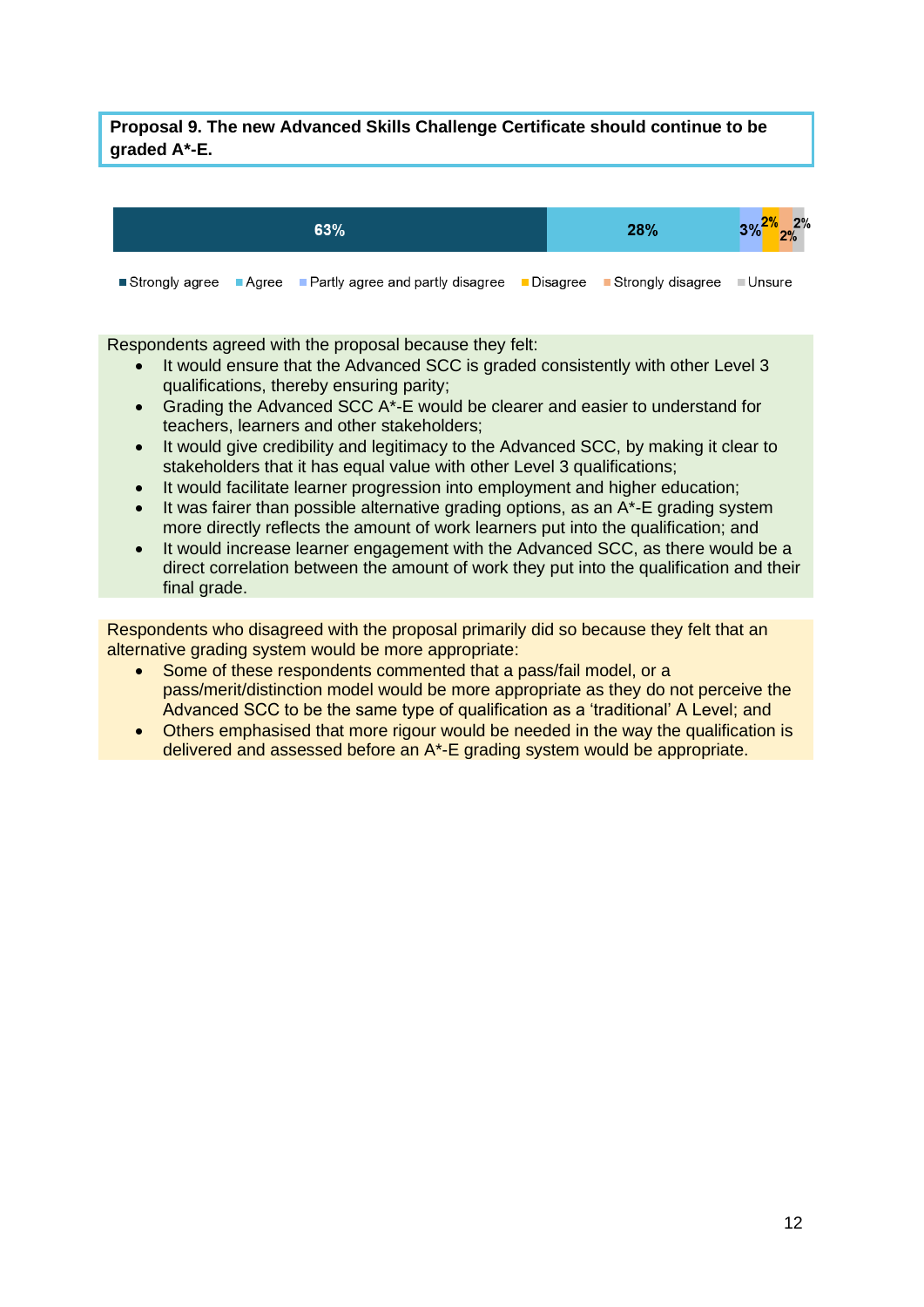**Proposal 9. The new Advanced Skills Challenge Certificate should continue to be graded A*-E.**

| Strongly agree | Agree | Partly agree and partly disagree | Disagree | Strongly disagree | Unsure |
|---|---|---|---|---|---|
| 63% | 28% | 3% | 2% | 2% | 2% |

Respondents agreed with the proposal because they felt:

- It would ensure that the Advanced SCC is graded consistently with other Level 3 qualifications, thereby ensuring parity;
- Grading the Advanced SCC A*-E would be clearer and easier to understand for teachers, learners and other stakeholders;
- It would give credibility and legitimacy to the Advanced SCC, by making it clear to stakeholders that it has equal value with other Level 3 qualifications;
- It would facilitate learner progression into employment and higher education;
- It was fairer than possible alternative grading options, as an A*-E grading system more directly reflects the amount of work learners put into the qualification; and
- It would increase learner engagement with the Advanced SCC, as there would be a direct correlation between the amount of work they put into the qualification and their final grade.

Respondents who disagreed with the proposal primarily did so because they felt that an alternative grading system would be more appropriate:

- Some of these respondents commented that a pass/fail model, or a pass/merit/distinction model would be more appropriate as they do not perceive the Advanced SCC to be the same type of qualification as a 'traditional' A Level; and
- Others emphasised that more rigour would be needed in the way the qualification is delivered and assessed before an A*-E grading system would be appropriate.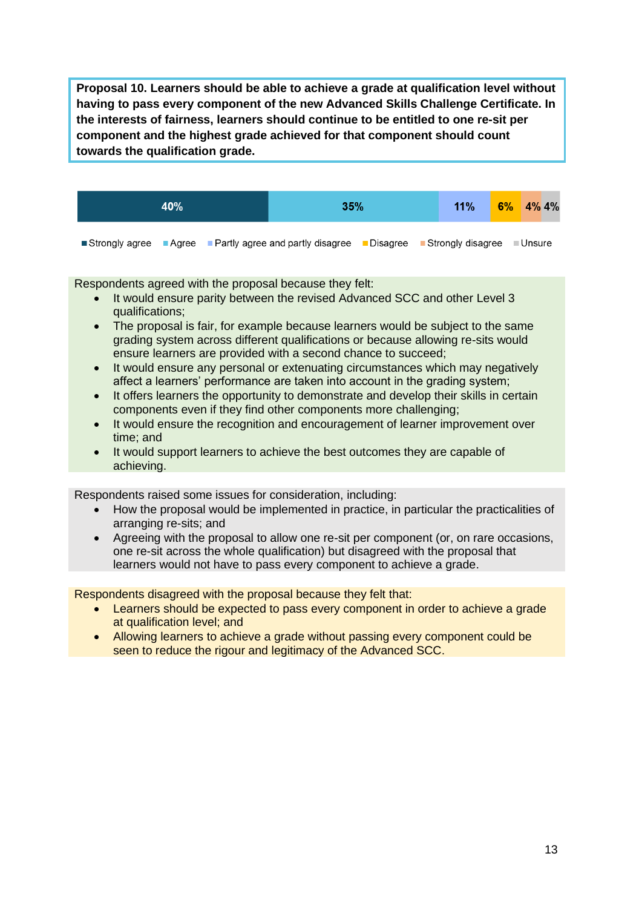**Proposal 10. Learners should be able to achieve a grade at qualification level without having to pass every component of the new Advanced Skills Challenge Certificate. In the interests of fairness, learners should continue to be entitled to one re-sit per component and the highest grade achieved for that component should count towards the qualification grade.**

| Strongly agree | Agree | Partly agree and partly disagree | Disagree | Strongly disagree | Unsure |
|---|---|---|---|---|---|
| 40% | 35% | 11% | 6% | 4% | 4% |

Respondents agreed with the proposal because they felt:

- It would ensure parity between the revised Advanced SCC and other Level 3 qualifications;
- The proposal is fair, for example because learners would be subject to the same grading system across different qualifications or because allowing re-sits would ensure learners are provided with a second chance to succeed;
- It would ensure any personal or extenuating circumstances which may negatively affect a learners' performance are taken into account in the grading system;
- It offers learners the opportunity to demonstrate and develop their skills in certain components even if they find other components more challenging;
- It would ensure the recognition and encouragement of learner improvement over time; and
- It would support learners to achieve the best outcomes they are capable of achieving.

Respondents raised some issues for consideration, including:

- How the proposal would be implemented in practice, in particular the practicalities of arranging re-sits; and
- Agreeing with the proposal to allow one re-sit per component (or, on rare occasions, one re-sit across the whole qualification) but disagreed with the proposal that learners would not have to pass every component to achieve a grade.

Respondents disagreed with the proposal because they felt that:

- Learners should be expected to pass every component in order to achieve a grade at qualification level; and
- Allowing learners to achieve a grade without passing every component could be seen to reduce the rigour and legitimacy of the Advanced SCC.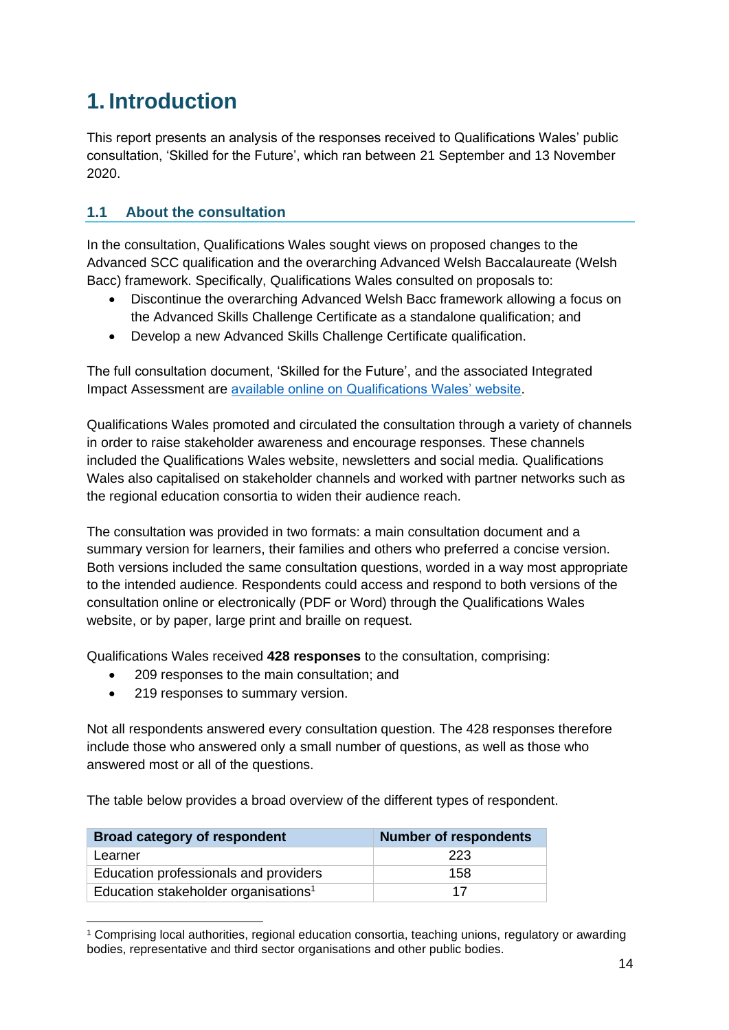# 1. Introduction

This report presents an analysis of the responses received to Qualifications Wales' public consultation, 'Skilled for the Future', which ran between 21 September and 13 November 2020.

## 1.1 About the consultation

In the consultation, Qualifications Wales sought views on proposed changes to the Advanced SCC qualification and the overarching Advanced Welsh Baccalaureate (Welsh Bacc) framework. Specifically, Qualifications Wales consulted on proposals to:

- Discontinue the overarching Advanced Welsh Bacc framework allowing a focus on the Advanced Skills Challenge Certificate as a standalone qualification; and
- Develop a new Advanced Skills Challenge Certificate qualification.

The full consultation document, 'Skilled for the Future', and the associated Integrated Impact Assessment are available online on Qualifications Wales' website.

Qualifications Wales promoted and circulated the consultation through a variety of channels in order to raise stakeholder awareness and encourage responses. These channels included the Qualifications Wales website, newsletters and social media. Qualifications Wales also capitalised on stakeholder channels and worked with partner networks such as the regional education consortia to widen their audience reach.

The consultation was provided in two formats: a main consultation document and a summary version for learners, their families and others who preferred a concise version. Both versions included the same consultation questions, worded in a way most appropriate to the intended audience. Respondents could access and respond to both versions of the consultation online or electronically (PDF or Word) through the Qualifications Wales website, or by paper, large print and braille on request.

Qualifications Wales received **428 responses** to the consultation, comprising:

- 209 responses to the main consultation; and
- 219 responses to summary version.

Not all respondents answered every consultation question. The 428 responses therefore include those who answered only a small number of questions, as well as those who answered most or all of the questions.

The table below provides a broad overview of the different types of respondent.

| Broad category of respondent | Number of respondents |
| --- | --- |
| Learner | 223 |
| Education professionals and providers | 158 |
| Education stakeholder organisations[1] | 17 |

[1] Comprising local authorities, regional education consortia, teaching unions, regulatory or awarding bodies, representative and third sector organisations and other public bodies.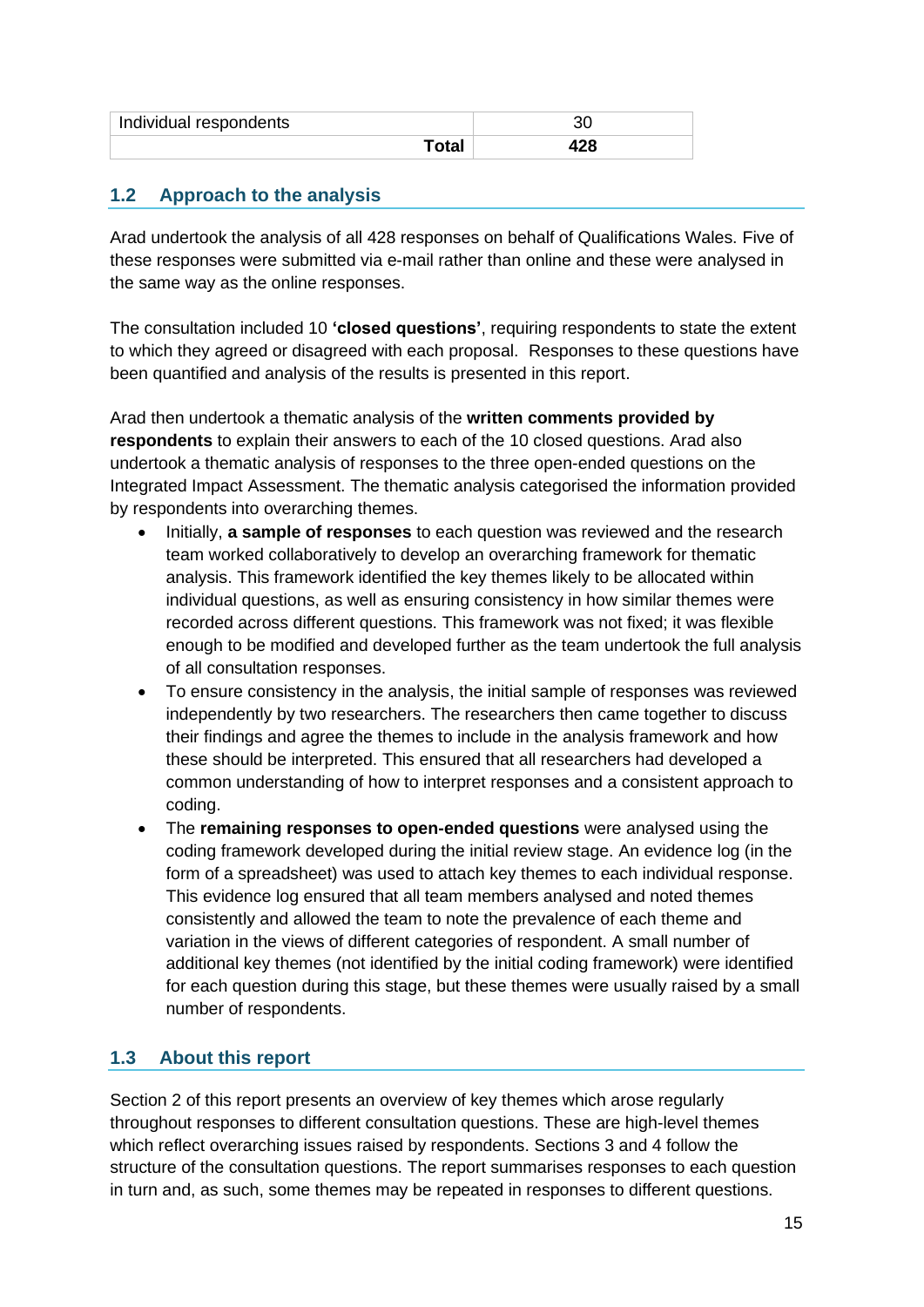| | |
|---|---|
| Individual respondents | 30 |
| **Total** | **428** |

## 1.2 Approach to the analysis

Arad undertook the analysis of all 428 responses on behalf of Qualifications Wales. Five of these responses were submitted via e-mail rather than online and these were analysed in the same way as the online responses.

The consultation included 10 **'closed questions'**, requiring respondents to state the extent to which they agreed or disagreed with each proposal. Responses to these questions have been quantified and analysis of the results is presented in this report.

Arad then undertook a thematic analysis of the **written comments provided by respondents** to explain their answers to each of the 10 closed questions. Arad also undertook a thematic analysis of responses to the three open-ended questions on the Integrated Impact Assessment. The thematic analysis categorised the information provided by respondents into overarching themes.

- Initially, **a sample of responses** to each question was reviewed and the research team worked collaboratively to develop an overarching framework for thematic analysis. This framework identified the key themes likely to be allocated within individual questions, as well as ensuring consistency in how similar themes were recorded across different questions. This framework was not fixed; it was flexible enough to be modified and developed further as the team undertook the full analysis of all consultation responses.
- To ensure consistency in the analysis, the initial sample of responses was reviewed independently by two researchers. The researchers then came together to discuss their findings and agree the themes to include in the analysis framework and how these should be interpreted. This ensured that all researchers had developed a common understanding of how to interpret responses and a consistent approach to coding.
- The **remaining responses to open-ended questions** were analysed using the coding framework developed during the initial review stage. An evidence log (in the form of a spreadsheet) was used to attach key themes to each individual response. This evidence log ensured that all team members analysed and noted themes consistently and allowed the team to note the prevalence of each theme and variation in the views of different categories of respondent. A small number of additional key themes (not identified by the initial coding framework) were identified for each question during this stage, but these themes were usually raised by a small number of respondents.

## 1.3 About this report

Section 2 of this report presents an overview of key themes which arose regularly throughout responses to different consultation questions. These are high-level themes which reflect overarching issues raised by respondents. Sections 3 and 4 follow the structure of the consultation questions. The report summarises responses to each question in turn and, as such, some themes may be repeated in responses to different questions.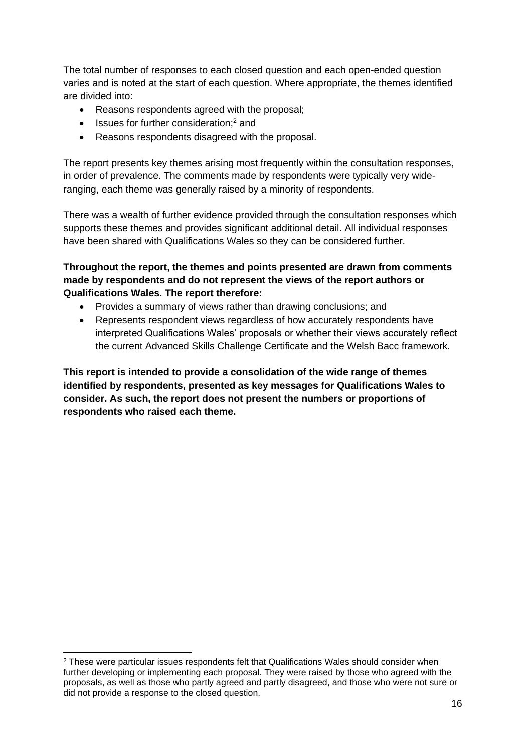The total number of responses to each closed question and each open-ended question varies and is noted at the start of each question. Where appropriate, the themes identified are divided into:

- Reasons respondents agreed with the proposal;
- Issues for further consideration;[2] and
- Reasons respondents disagreed with the proposal.

The report presents key themes arising most frequently within the consultation responses, in order of prevalence. The comments made by respondents were typically very wide-ranging, each theme was generally raised by a minority of respondents.

There was a wealth of further evidence provided through the consultation responses which supports these themes and provides significant additional detail. All individual responses have been shared with Qualifications Wales so they can be considered further.

**Throughout the report, the themes and points presented are drawn from comments made by respondents and do not represent the views of the report authors or Qualifications Wales. The report therefore:**

- Provides a summary of views rather than drawing conclusions; and
- Represents respondent views regardless of how accurately respondents have interpreted Qualifications Wales' proposals or whether their views accurately reflect the current Advanced Skills Challenge Certificate and the Welsh Bacc framework.

**This report is intended to provide a consolidation of the wide range of themes identified by respondents, presented as key messages for Qualifications Wales to consider. As such, the report does not present the numbers or proportions of respondents who raised each theme.**

[2] These were particular issues respondents felt that Qualifications Wales should consider when further developing or implementing each proposal. They were raised by those who agreed with the proposals, as well as those who partly agreed and partly disagreed, and those who were not sure or did not provide a response to the closed question.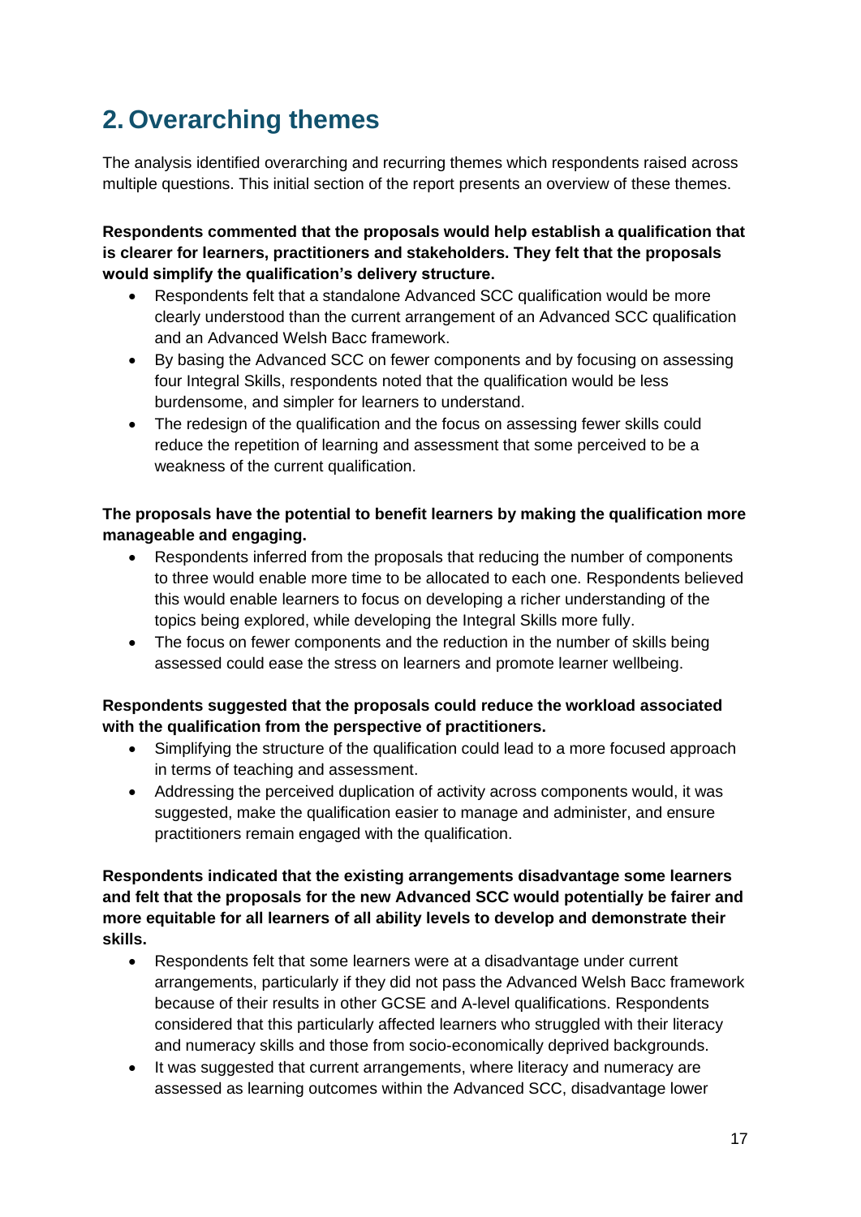# 2. Overarching themes

The analysis identified overarching and recurring themes which respondents raised across multiple questions. This initial section of the report presents an overview of these themes.

**Respondents commented that the proposals would help establish a qualification that is clearer for learners, practitioners and stakeholders. They felt that the proposals would simplify the qualification's delivery structure.**

- Respondents felt that a standalone Advanced SCC qualification would be more clearly understood than the current arrangement of an Advanced SCC qualification and an Advanced Welsh Bacc framework.
- By basing the Advanced SCC on fewer components and by focusing on assessing four Integral Skills, respondents noted that the qualification would be less burdensome, and simpler for learners to understand.
- The redesign of the qualification and the focus on assessing fewer skills could reduce the repetition of learning and assessment that some perceived to be a weakness of the current qualification.

**The proposals have the potential to benefit learners by making the qualification more manageable and engaging.**

- Respondents inferred from the proposals that reducing the number of components to three would enable more time to be allocated to each one. Respondents believed this would enable learners to focus on developing a richer understanding of the topics being explored, while developing the Integral Skills more fully.
- The focus on fewer components and the reduction in the number of skills being assessed could ease the stress on learners and promote learner wellbeing.

**Respondents suggested that the proposals could reduce the workload associated with the qualification from the perspective of practitioners.**

- Simplifying the structure of the qualification could lead to a more focused approach in terms of teaching and assessment.
- Addressing the perceived duplication of activity across components would, it was suggested, make the qualification easier to manage and administer, and ensure practitioners remain engaged with the qualification.

**Respondents indicated that the existing arrangements disadvantage some learners and felt that the proposals for the new Advanced SCC would potentially be fairer and more equitable for all learners of all ability levels to develop and demonstrate their skills.**

- Respondents felt that some learners were at a disadvantage under current arrangements, particularly if they did not pass the Advanced Welsh Bacc framework because of their results in other GCSE and A-level qualifications. Respondents considered that this particularly affected learners who struggled with their literacy and numeracy skills and those from socio-economically deprived backgrounds.
- It was suggested that current arrangements, where literacy and numeracy are assessed as learning outcomes within the Advanced SCC, disadvantage lower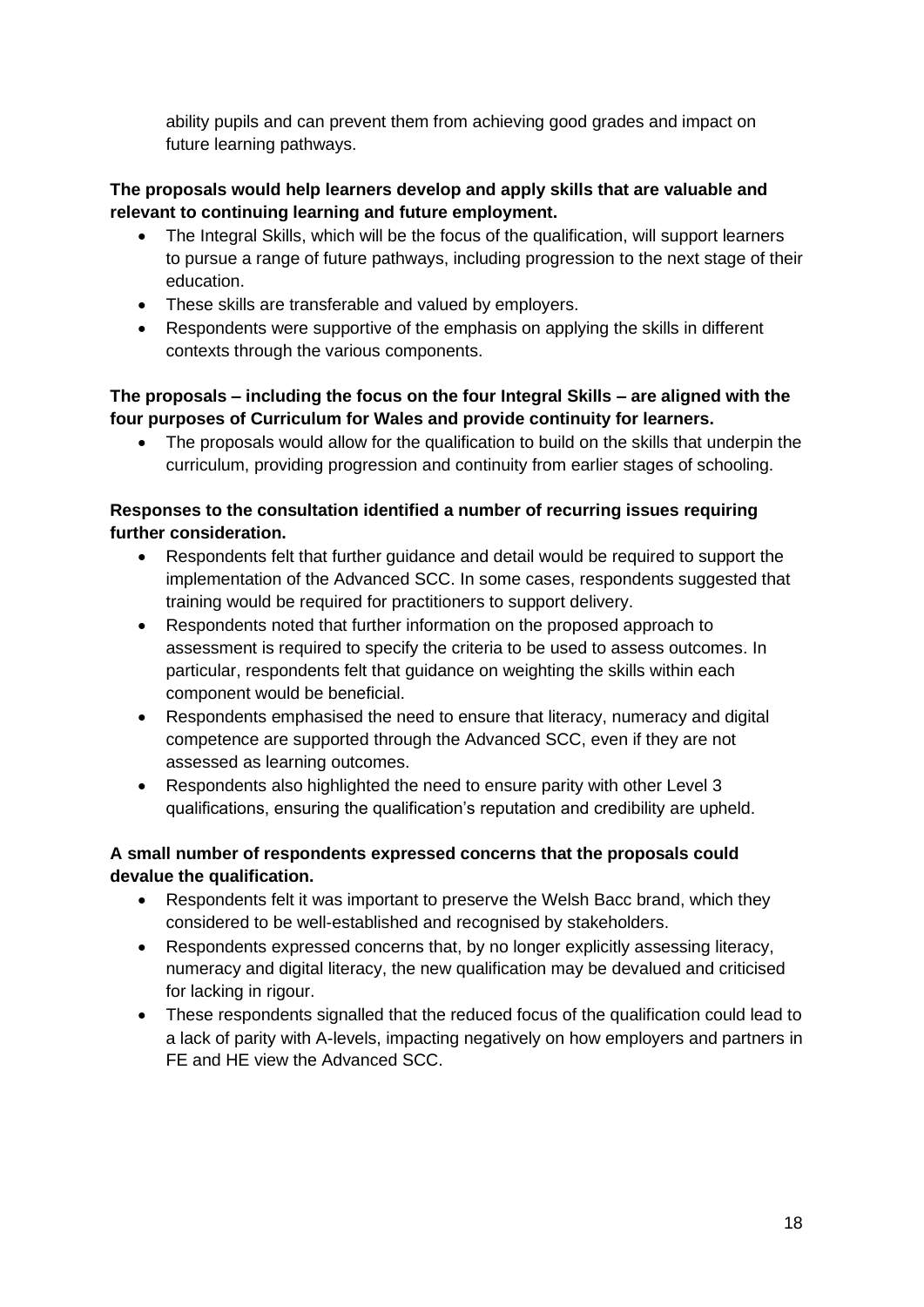ability pupils and can prevent them from achieving good grades and impact on future learning pathways.

**The proposals would help learners develop and apply skills that are valuable and relevant to continuing learning and future employment.**

- The Integral Skills, which will be the focus of the qualification, will support learners to pursue a range of future pathways, including progression to the next stage of their education.
- These skills are transferable and valued by employers.
- Respondents were supportive of the emphasis on applying the skills in different contexts through the various components.

**The proposals – including the focus on the four Integral Skills – are aligned with the four purposes of Curriculum for Wales and provide continuity for learners.**

- The proposals would allow for the qualification to build on the skills that underpin the curriculum, providing progression and continuity from earlier stages of schooling.

**Responses to the consultation identified a number of recurring issues requiring further consideration.**

- Respondents felt that further guidance and detail would be required to support the implementation of the Advanced SCC. In some cases, respondents suggested that training would be required for practitioners to support delivery.
- Respondents noted that further information on the proposed approach to assessment is required to specify the criteria to be used to assess outcomes. In particular, respondents felt that guidance on weighting the skills within each component would be beneficial.
- Respondents emphasised the need to ensure that literacy, numeracy and digital competence are supported through the Advanced SCC, even if they are not assessed as learning outcomes.
- Respondents also highlighted the need to ensure parity with other Level 3 qualifications, ensuring the qualification's reputation and credibility are upheld.

**A small number of respondents expressed concerns that the proposals could devalue the qualification.**

- Respondents felt it was important to preserve the Welsh Bacc brand, which they considered to be well-established and recognised by stakeholders.
- Respondents expressed concerns that, by no longer explicitly assessing literacy, numeracy and digital literacy, the new qualification may be devalued and criticised for lacking in rigour.
- These respondents signalled that the reduced focus of the qualification could lead to a lack of parity with A-levels, impacting negatively on how employers and partners in FE and HE view the Advanced SCC.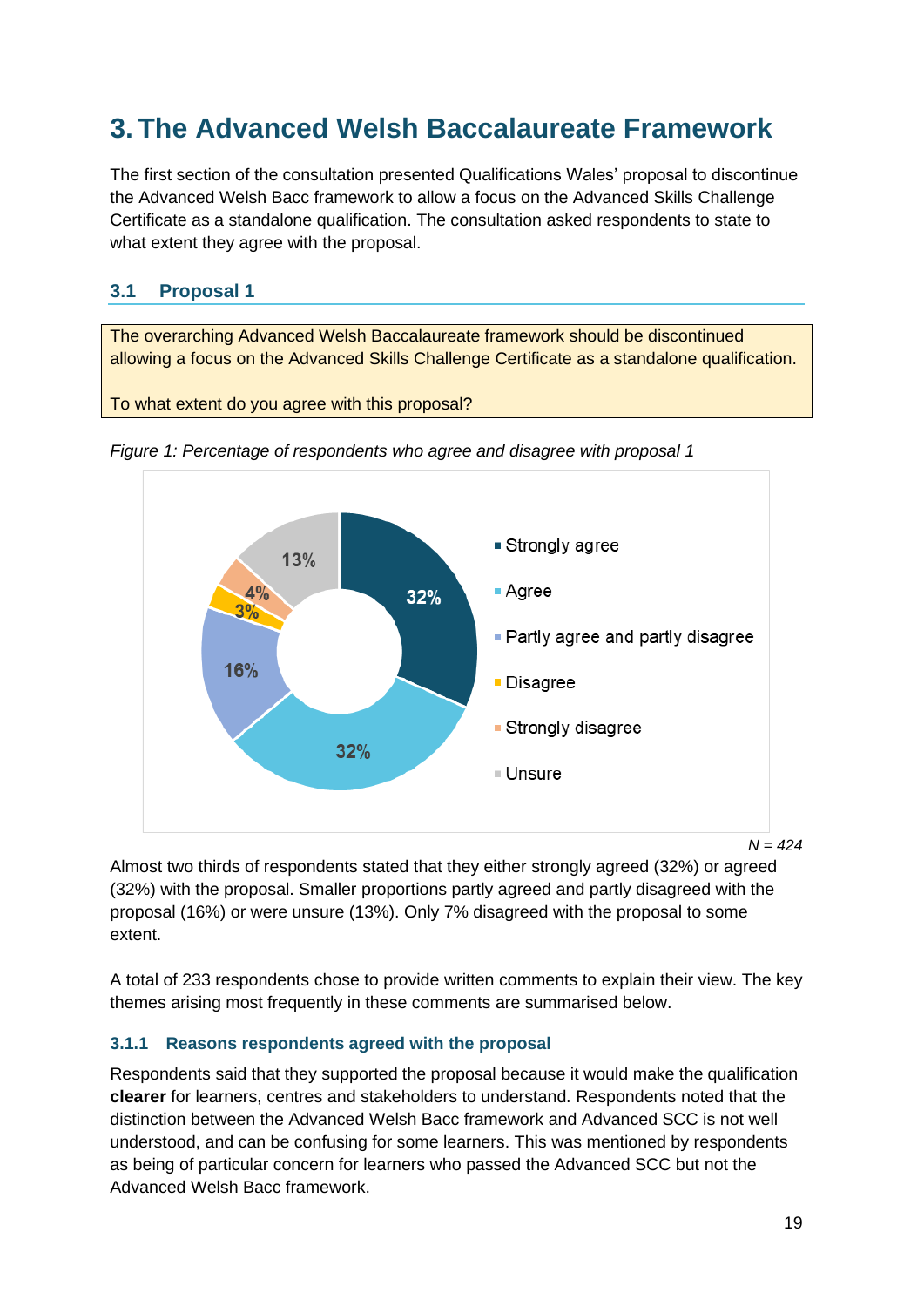# 3. The Advanced Welsh Baccalaureate Framework

The first section of the consultation presented Qualifications Wales' proposal to discontinue the Advanced Welsh Bacc framework to allow a focus on the Advanced Skills Challenge Certificate as a standalone qualification. The consultation asked respondents to state to what extent they agree with the proposal.

## 3.1 Proposal 1

The overarching Advanced Welsh Baccalaureate framework should be discontinued allowing a focus on the Advanced Skills Challenge Certificate as a standalone qualification.

To what extent do you agree with this proposal?

*Figure 1: Percentage of respondents who agree and disagree with proposal 1*

| Response | Percentage |
|---|---|
| Strongly agree | 32% |
| Agree | 32% |
| Partly agree and partly disagree | 16% |
| Disagree | 3% |
| Strongly disagree | 4% |
| Unsure | 13% |

*N = 424*

Almost two thirds of respondents stated that they either strongly agreed (32%) or agreed (32%) with the proposal. Smaller proportions partly agreed and partly disagreed with the proposal (16%) or were unsure (13%). Only 7% disagreed with the proposal to some extent.

A total of 233 respondents chose to provide written comments to explain their view. The key themes arising most frequently in these comments are summarised below.

### 3.1.1 Reasons respondents agreed with the proposal

Respondents said that they supported the proposal because it would make the qualification **clearer** for learners, centres and stakeholders to understand. Respondents noted that the distinction between the Advanced Welsh Bacc framework and Advanced SCC is not well understood, and can be confusing for some learners. This was mentioned by respondents as being of particular concern for learners who passed the Advanced SCC but not the Advanced Welsh Bacc framework.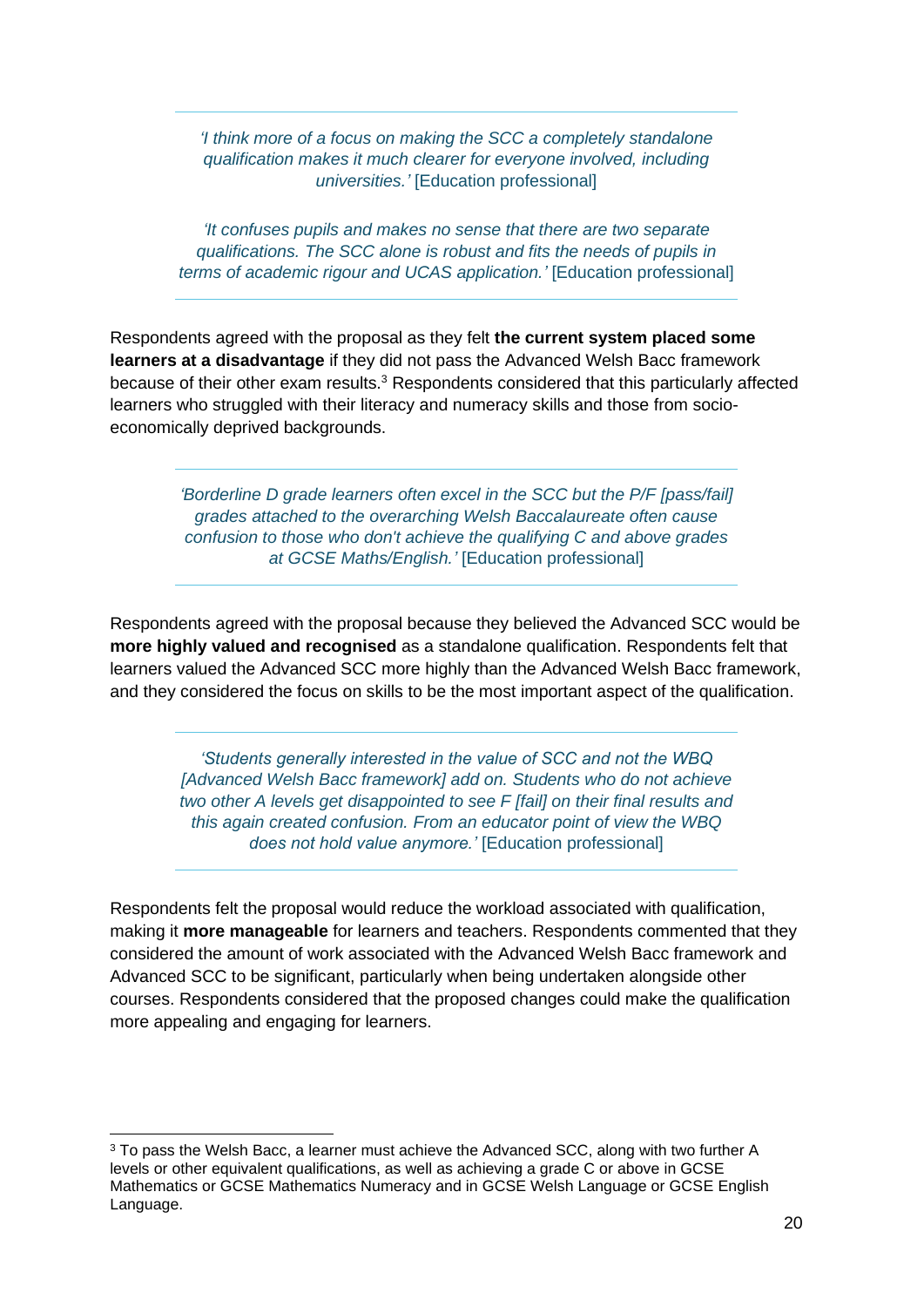> *'I think more of a focus on making the SCC a completely standalone qualification makes it much clearer for everyone involved, including universities.'* [Education professional]
>
> *'It confuses pupils and makes no sense that there are two separate qualifications. The SCC alone is robust and fits the needs of pupils in terms of academic rigour and UCAS application.'* [Education professional]

Respondents agreed with the proposal as they felt **the current system placed some learners at a disadvantage** if they did not pass the Advanced Welsh Bacc framework because of their other exam results.[3] Respondents considered that this particularly affected learners who struggled with their literacy and numeracy skills and those from socio-economically deprived backgrounds.

> *'Borderline D grade learners often excel in the SCC but the P/F [pass/fail] grades attached to the overarching Welsh Baccalaureate often cause confusion to those who don't achieve the qualifying C and above grades at GCSE Maths/English.'* [Education professional]

Respondents agreed with the proposal because they believed the Advanced SCC would be **more highly valued and recognised** as a standalone qualification. Respondents felt that learners valued the Advanced SCC more highly than the Advanced Welsh Bacc framework, and they considered the focus on skills to be the most important aspect of the qualification.

> *'Students generally interested in the value of SCC and not the WBQ [Advanced Welsh Bacc framework] add on. Students who do not achieve two other A levels get disappointed to see F [fail] on their final results and this again created confusion. From an educator point of view the WBQ does not hold value anymore.'* [Education professional]

Respondents felt the proposal would reduce the workload associated with qualification, making it **more manageable** for learners and teachers. Respondents commented that they considered the amount of work associated with the Advanced Welsh Bacc framework and Advanced SCC to be significant, particularly when being undertaken alongside other courses. Respondents considered that the proposed changes could make the qualification more appealing and engaging for learners.

---

[3] To pass the Welsh Bacc, a learner must achieve the Advanced SCC, along with two further A levels or other equivalent qualifications, as well as achieving a grade C or above in GCSE Mathematics or GCSE Mathematics Numeracy and in GCSE Welsh Language or GCSE English Language.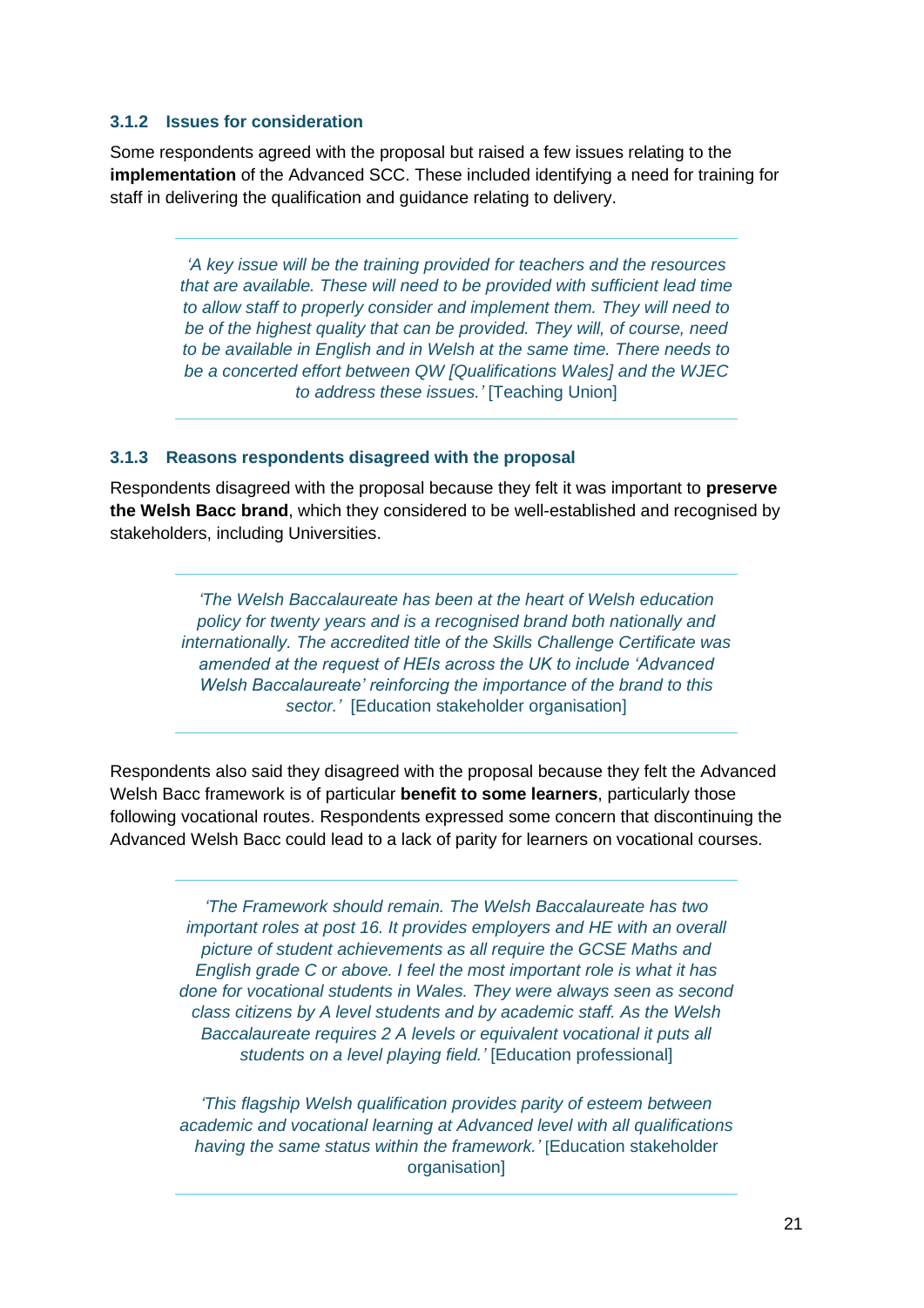### 3.1.2 Issues for consideration

Some respondents agreed with the proposal but raised a few issues relating to the **implementation** of the Advanced SCC. These included identifying a need for training for staff in delivering the qualification and guidance relating to delivery.

> *'A key issue will be the training provided for teachers and the resources that are available. These will need to be provided with sufficient lead time to allow staff to properly consider and implement them. They will need to be of the highest quality that can be provided. They will, of course, need to be available in English and in Welsh at the same time. There needs to be a concerted effort between QW [Qualifications Wales] and the WJEC to address these issues.'* [Teaching Union]

### 3.1.3 Reasons respondents disagreed with the proposal

Respondents disagreed with the proposal because they felt it was important to **preserve the Welsh Bacc brand**, which they considered to be well-established and recognised by stakeholders, including Universities.

> *'The Welsh Baccalaureate has been at the heart of Welsh education policy for twenty years and is a recognised brand both nationally and internationally. The accredited title of the Skills Challenge Certificate was amended at the request of HEIs across the UK to include 'Advanced Welsh Baccalaureate' reinforcing the importance of the brand to this sector.'* [Education stakeholder organisation]

Respondents also said they disagreed with the proposal because they felt the Advanced Welsh Bacc framework is of particular **benefit to some learners**, particularly those following vocational routes. Respondents expressed some concern that discontinuing the Advanced Welsh Bacc could lead to a lack of parity for learners on vocational courses.

> *'The Framework should remain. The Welsh Baccalaureate has two important roles at post 16. It provides employers and HE with an overall picture of student achievements as all require the GCSE Maths and English grade C or above. I feel the most important role is what it has done for vocational students in Wales. They were always seen as second class citizens by A level students and by academic staff. As the Welsh Baccalaureate requires 2 A levels or equivalent vocational it puts all students on a level playing field.'* [Education professional]
>
> *'This flagship Welsh qualification provides parity of esteem between academic and vocational learning at Advanced level with all qualifications having the same status within the framework.'* [Education stakeholder organisation]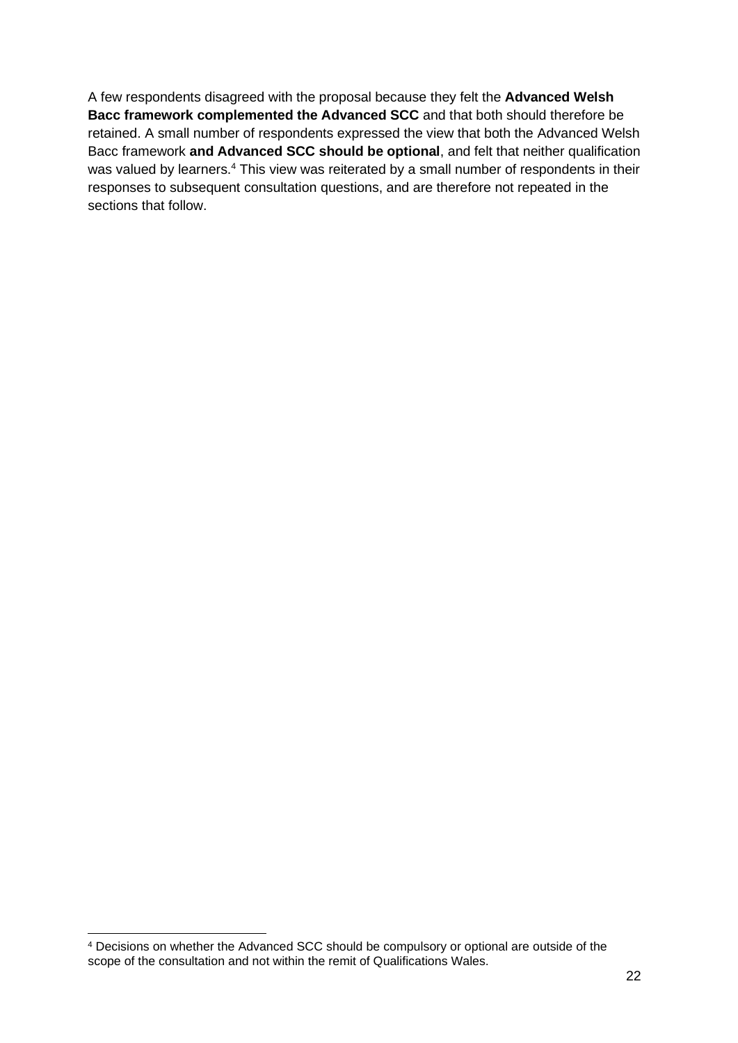A few respondents disagreed with the proposal because they felt the **Advanced Welsh Bacc framework complemented the Advanced SCC** and that both should therefore be retained. A small number of respondents expressed the view that both the Advanced Welsh Bacc framework **and Advanced SCC should be optional**, and felt that neither qualification was valued by learners.[4] This view was reiterated by a small number of respondents in their responses to subsequent consultation questions, and are therefore not repeated in the sections that follow.

[4] Decisions on whether the Advanced SCC should be compulsory or optional are outside of the scope of the consultation and not within the remit of Qualifications Wales.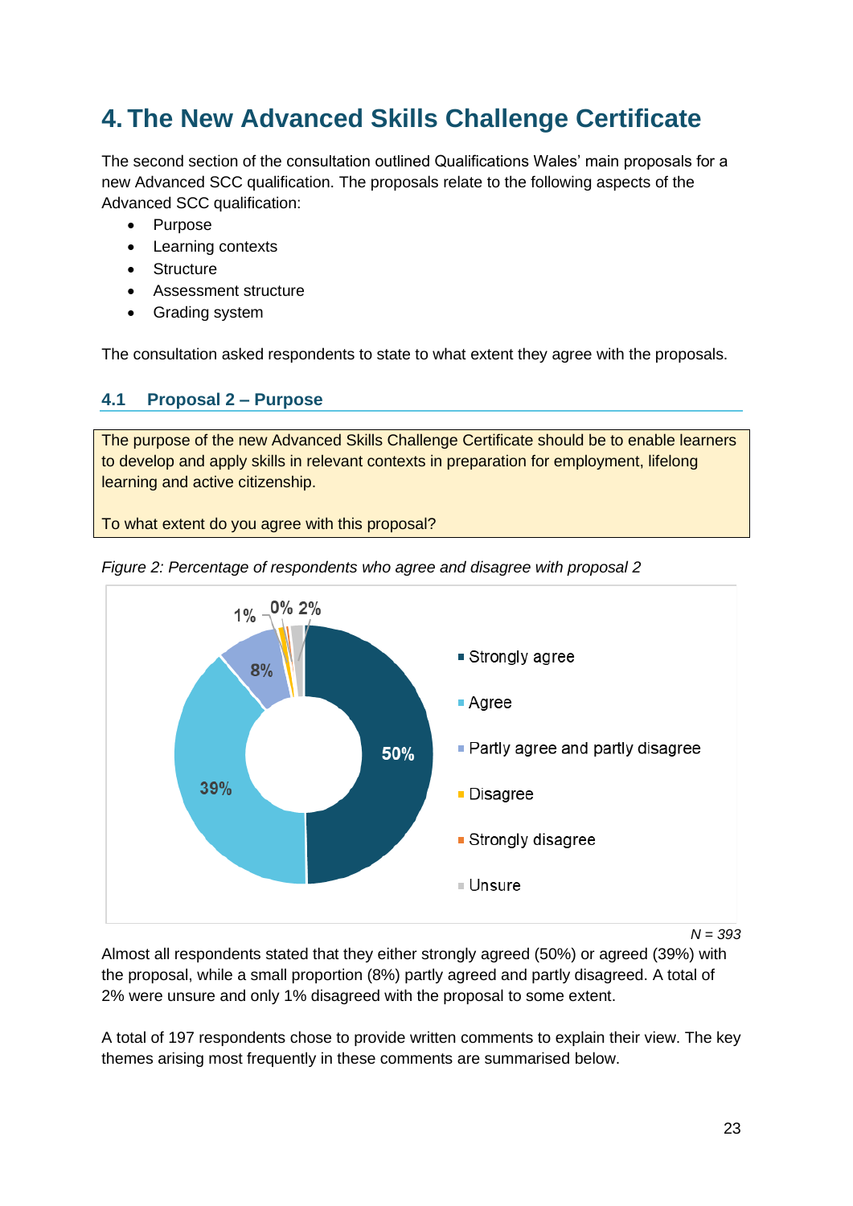# 4. The New Advanced Skills Challenge Certificate

The second section of the consultation outlined Qualifications Wales' main proposals for a new Advanced SCC qualification. The proposals relate to the following aspects of the Advanced SCC qualification:

- Purpose
- Learning contexts
- Structure
- Assessment structure
- Grading system

The consultation asked respondents to state to what extent they agree with the proposals.

## 4.1 Proposal 2 – Purpose

The purpose of the new Advanced Skills Challenge Certificate should be to enable learners to develop and apply skills in relevant contexts in preparation for employment, lifelong learning and active citizenship.

To what extent do you agree with this proposal?

*Figure 2: Percentage of respondents who agree and disagree with proposal 2*

| Response | Percentage |
|---|---|
| Strongly agree | 50% |
| Agree | 39% |
| Partly agree and partly disagree | 8% |
| Disagree | 1% |
| Strongly disagree | 0% |
| Unsure | 2% |

*N = 393*

Almost all respondents stated that they either strongly agreed (50%) or agreed (39%) with the proposal, while a small proportion (8%) partly agreed and partly disagreed. A total of 2% were unsure and only 1% disagreed with the proposal to some extent.

A total of 197 respondents chose to provide written comments to explain their view. The key themes arising most frequently in these comments are summarised below.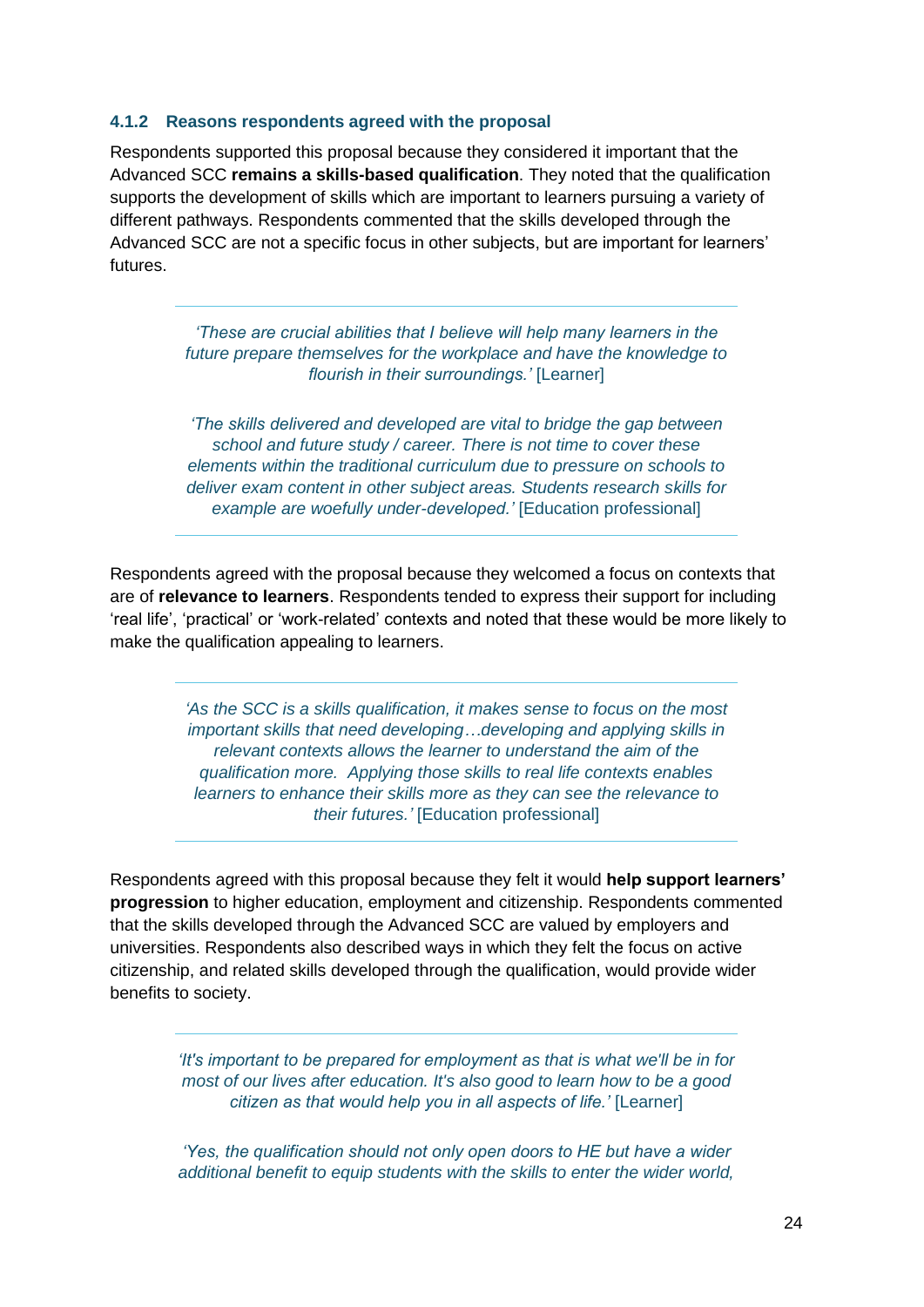#### 4.1.2 Reasons respondents agreed with the proposal

Respondents supported this proposal because they considered it important that the Advanced SCC **remains a skills-based qualification**. They noted that the qualification supports the development of skills which are important to learners pursuing a variety of different pathways. Respondents commented that the skills developed through the Advanced SCC are not a specific focus in other subjects, but are important for learners' futures.

> *'These are crucial abilities that I believe will help many learners in the future prepare themselves for the workplace and have the knowledge to flourish in their surroundings.'* [Learner]
>
> *'The skills delivered and developed are vital to bridge the gap between school and future study / career. There is not time to cover these elements within the traditional curriculum due to pressure on schools to deliver exam content in other subject areas. Students research skills for example are woefully under-developed.'* [Education professional]

Respondents agreed with the proposal because they welcomed a focus on contexts that are of **relevance to learners**. Respondents tended to express their support for including 'real life', 'practical' or 'work-related' contexts and noted that these would be more likely to make the qualification appealing to learners.

> *'As the SCC is a skills qualification, it makes sense to focus on the most important skills that need developing…developing and applying skills in relevant contexts allows the learner to understand the aim of the qualification more. Applying those skills to real life contexts enables learners to enhance their skills more as they can see the relevance to their futures.'* [Education professional]

Respondents agreed with this proposal because they felt it would **help support learners' progression** to higher education, employment and citizenship. Respondents commented that the skills developed through the Advanced SCC are valued by employers and universities. Respondents also described ways in which they felt the focus on active citizenship, and related skills developed through the qualification, would provide wider benefits to society.

> *'It's important to be prepared for employment as that is what we'll be in for most of our lives after education. It's also good to learn how to be a good citizen as that would help you in all aspects of life.'* [Learner]
>
> *'Yes, the qualification should not only open doors to HE but have a wider additional benefit to equip students with the skills to enter the wider world,*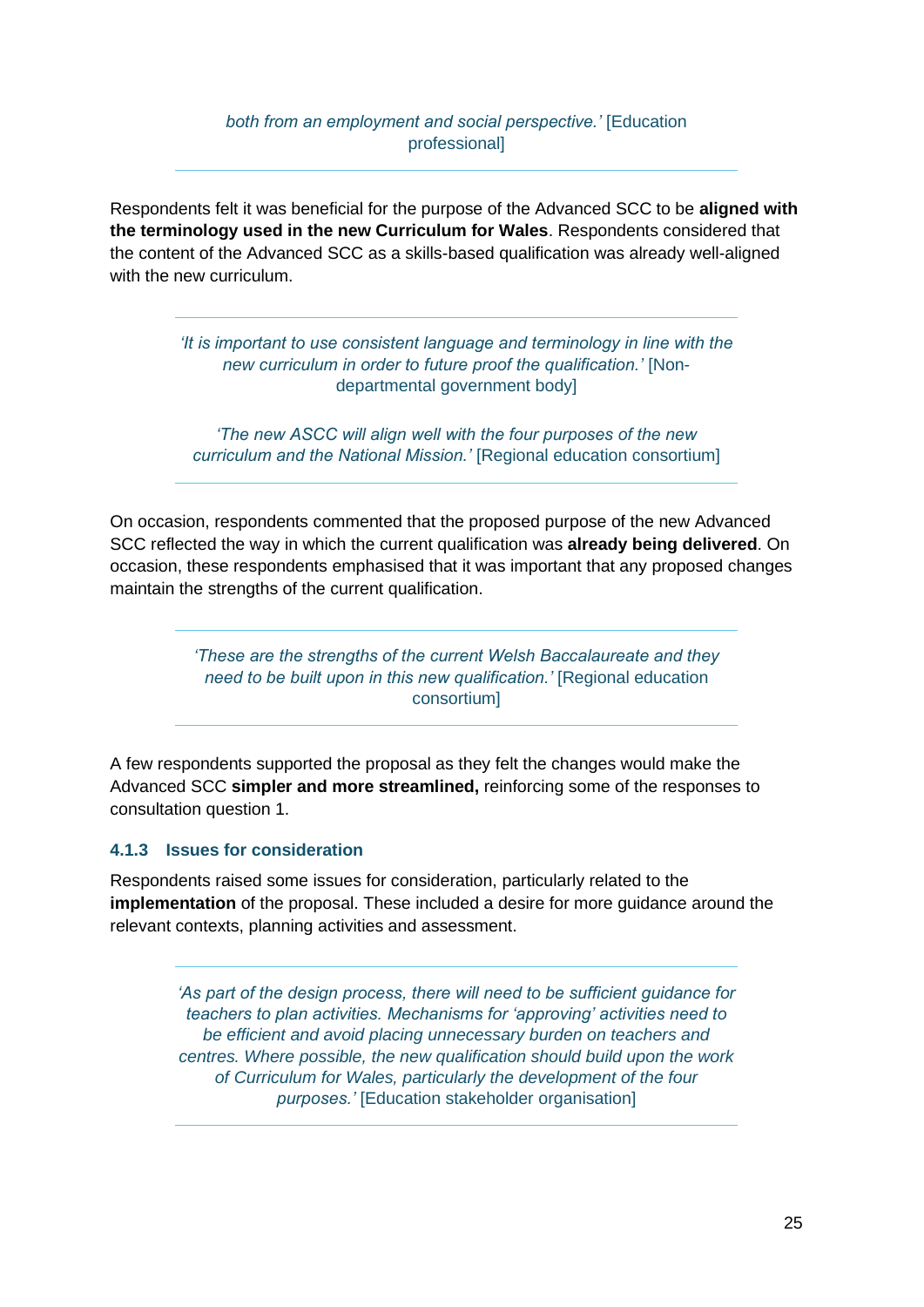*both from an employment and social perspective.'* [Education professional]

Respondents felt it was beneficial for the purpose of the Advanced SCC to be **aligned with the terminology used in the new Curriculum for Wales**. Respondents considered that the content of the Advanced SCC as a skills-based qualification was already well-aligned with the new curriculum.

> *'It is important to use consistent language and terminology in line with the new curriculum in order to future proof the qualification.'* [Non-departmental government body]
>
> *'The new ASCC will align well with the four purposes of the new curriculum and the National Mission.'* [Regional education consortium]

On occasion, respondents commented that the proposed purpose of the new Advanced SCC reflected the way in which the current qualification was **already being delivered**. On occasion, these respondents emphasised that it was important that any proposed changes maintain the strengths of the current qualification.

> *'These are the strengths of the current Welsh Baccalaureate and they need to be built upon in this new qualification.'* [Regional education consortium]

A few respondents supported the proposal as they felt the changes would make the Advanced SCC **simpler and more streamlined,** reinforcing some of the responses to consultation question 1.

### 4.1.3 Issues for consideration

Respondents raised some issues for consideration, particularly related to the **implementation** of the proposal. These included a desire for more guidance around the relevant contexts, planning activities and assessment.

> *'As part of the design process, there will need to be sufficient guidance for teachers to plan activities. Mechanisms for 'approving' activities need to be efficient and avoid placing unnecessary burden on teachers and centres. Where possible, the new qualification should build upon the work of Curriculum for Wales, particularly the development of the four purposes.'* [Education stakeholder organisation]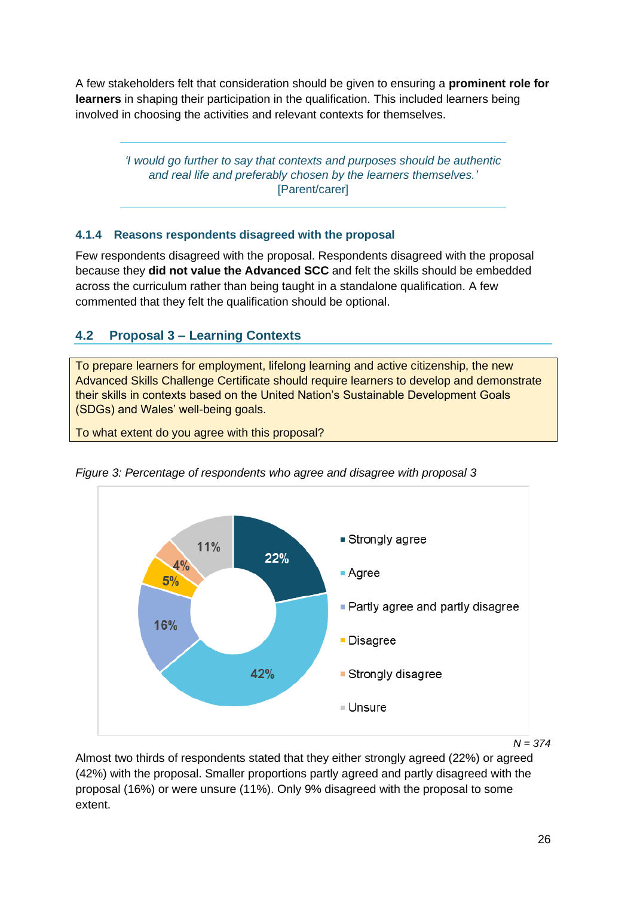A few stakeholders felt that consideration should be given to ensuring a **prominent role for learners** in shaping their participation in the qualification. This included learners being involved in choosing the activities and relevant contexts for themselves.

> *'I would go further to say that contexts and purposes should be authentic and real life and preferably chosen by the learners themselves.'*
> [Parent/carer]

### 4.1.4 Reasons respondents disagreed with the proposal

Few respondents disagreed with the proposal. Respondents disagreed with the proposal because they **did not value the Advanced SCC** and felt the skills should be embedded across the curriculum rather than being taught in a standalone qualification. A few commented that they felt the qualification should be optional.

## 4.2 Proposal 3 – Learning Contexts

To prepare learners for employment, lifelong learning and active citizenship, the new Advanced Skills Challenge Certificate should require learners to develop and demonstrate their skills in contexts based on the United Nation's Sustainable Development Goals (SDGs) and Wales' well-being goals.

To what extent do you agree with this proposal?

*Figure 3: Percentage of respondents who agree and disagree with proposal 3*

| Response | Percentage |
|---|---|
| Strongly agree | 22% |
| Agree | 42% |
| Partly agree and partly disagree | 16% |
| Disagree | 5% |
| Strongly disagree | 4% |
| Unsure | 11% |

*N = 374*

Almost two thirds of respondents stated that they either strongly agreed (22%) or agreed (42%) with the proposal. Smaller proportions partly agreed and partly disagreed with the proposal (16%) or were unsure (11%). Only 9% disagreed with the proposal to some extent.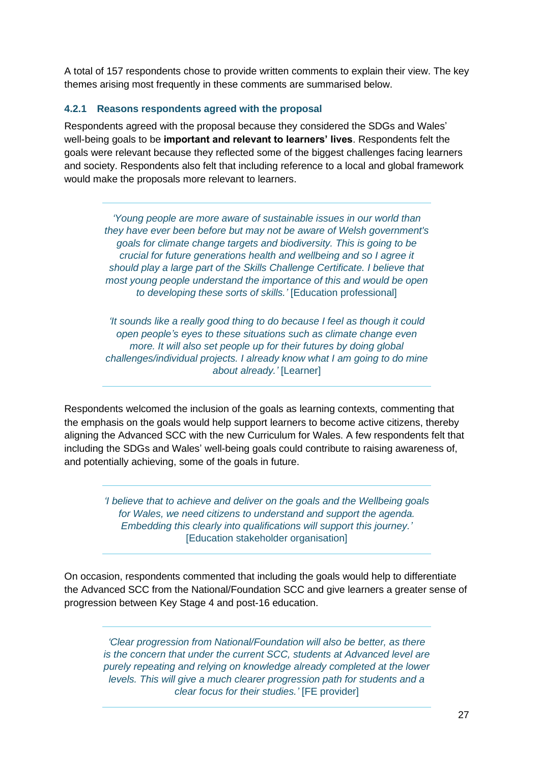A total of 157 respondents chose to provide written comments to explain their view. The key themes arising most frequently in these comments are summarised below.

### 4.2.1 Reasons respondents agreed with the proposal

Respondents agreed with the proposal because they considered the SDGs and Wales' well-being goals to be **important and relevant to learners' lives**. Respondents felt the goals were relevant because they reflected some of the biggest challenges facing learners and society. Respondents also felt that including reference to a local and global framework would make the proposals more relevant to learners.

> *'Young people are more aware of sustainable issues in our world than they have ever been before but may not be aware of Welsh government's goals for climate change targets and biodiversity. This is going to be crucial for future generations health and wellbeing and so I agree it should play a large part of the Skills Challenge Certificate. I believe that most young people understand the importance of this and would be open to developing these sorts of skills.'* [Education professional]
>
> *'It sounds like a really good thing to do because I feel as though it could open people's eyes to these situations such as climate change even more. It will also set people up for their futures by doing global challenges/individual projects. I already know what I am going to do mine about already.'* [Learner]

Respondents welcomed the inclusion of the goals as learning contexts, commenting that the emphasis on the goals would help support learners to become active citizens, thereby aligning the Advanced SCC with the new Curriculum for Wales. A few respondents felt that including the SDGs and Wales' well-being goals could contribute to raising awareness of, and potentially achieving, some of the goals in future.

> *'I believe that to achieve and deliver on the goals and the Wellbeing goals for Wales, we need citizens to understand and support the agenda. Embedding this clearly into qualifications will support this journey.'* [Education stakeholder organisation]

On occasion, respondents commented that including the goals would help to differentiate the Advanced SCC from the National/Foundation SCC and give learners a greater sense of progression between Key Stage 4 and post-16 education.

> *'Clear progression from National/Foundation will also be better, as there is the concern that under the current SCC, students at Advanced level are purely repeating and relying on knowledge already completed at the lower levels. This will give a much clearer progression path for students and a clear focus for their studies.'* [FE provider]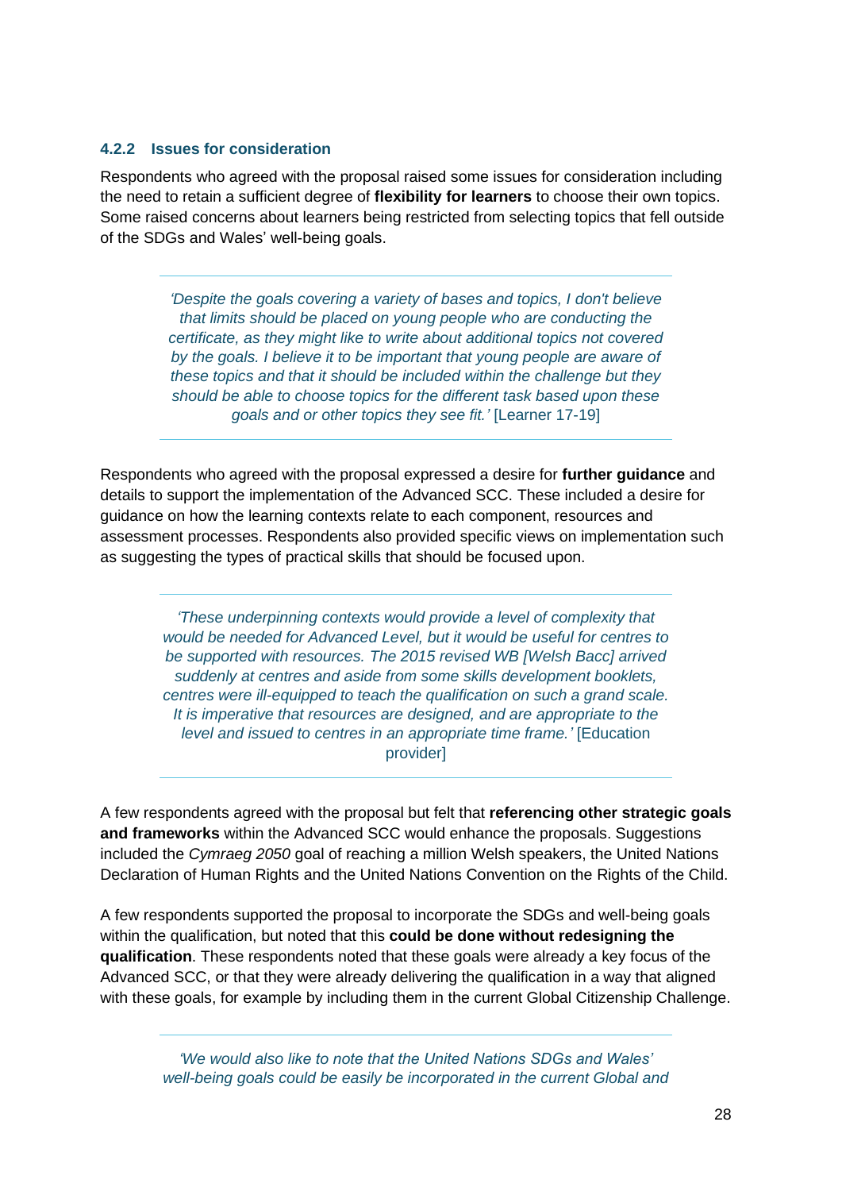### 4.2.2 Issues for consideration

Respondents who agreed with the proposal raised some issues for consideration including the need to retain a sufficient degree of **flexibility for learners** to choose their own topics. Some raised concerns about learners being restricted from selecting topics that fell outside of the SDGs and Wales' well-being goals.

> *'Despite the goals covering a variety of bases and topics, I don't believe that limits should be placed on young people who are conducting the certificate, as they might like to write about additional topics not covered by the goals. I believe it to be important that young people are aware of these topics and that it should be included within the challenge but they should be able to choose topics for the different task based upon these goals and or other topics they see fit.'* [Learner 17-19]

Respondents who agreed with the proposal expressed a desire for **further guidance** and details to support the implementation of the Advanced SCC. These included a desire for guidance on how the learning contexts relate to each component, resources and assessment processes. Respondents also provided specific views on implementation such as suggesting the types of practical skills that should be focused upon.

> *'These underpinning contexts would provide a level of complexity that would be needed for Advanced Level, but it would be useful for centres to be supported with resources. The 2015 revised WB [Welsh Bacc] arrived suddenly at centres and aside from some skills development booklets, centres were ill-equipped to teach the qualification on such a grand scale. It is imperative that resources are designed, and are appropriate to the level and issued to centres in an appropriate time frame.'* [Education provider]

A few respondents agreed with the proposal but felt that **referencing other strategic goals and frameworks** within the Advanced SCC would enhance the proposals. Suggestions included the *Cymraeg 2050* goal of reaching a million Welsh speakers, the United Nations Declaration of Human Rights and the United Nations Convention on the Rights of the Child.

A few respondents supported the proposal to incorporate the SDGs and well-being goals within the qualification, but noted that this **could be done without redesigning the qualification**. These respondents noted that these goals were already a key focus of the Advanced SCC, or that they were already delivering the qualification in a way that aligned with these goals, for example by including them in the current Global Citizenship Challenge.

> *'We would also like to note that the United Nations SDGs and Wales' well-being goals could be easily be incorporated in the current Global and*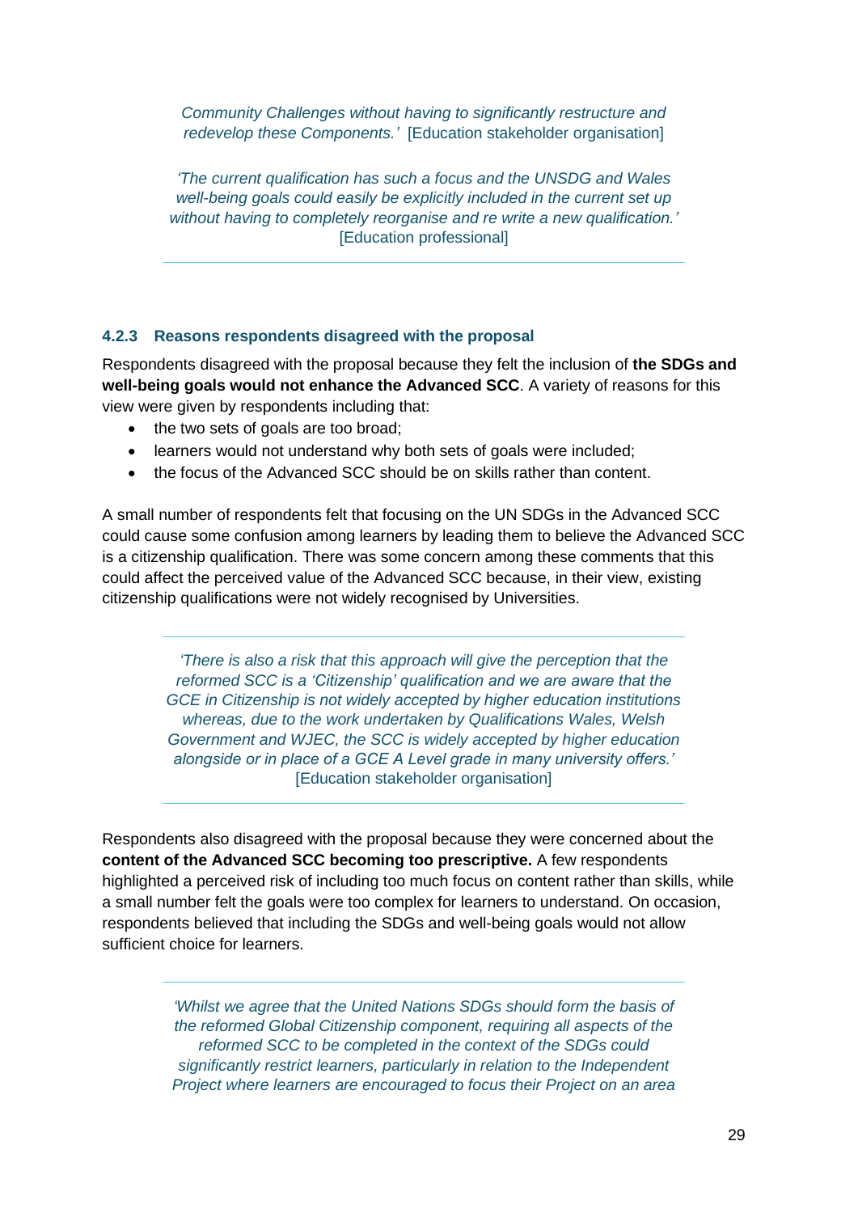*Community Challenges without having to significantly restructure and redevelop these Components.'* [Education stakeholder organisation]

*'The current qualification has such a focus and the UNSDG and Wales well-being goals could easily be explicitly included in the current set up without having to completely reorganise and re write a new qualification.'* [Education professional]

### 4.2.3 Reasons respondents disagreed with the proposal

Respondents disagreed with the proposal because they felt the inclusion of **the SDGs and well-being goals would not enhance the Advanced SCC**. A variety of reasons for this view were given by respondents including that:

- the two sets of goals are too broad;
- learners would not understand why both sets of goals were included;
- the focus of the Advanced SCC should be on skills rather than content.

A small number of respondents felt that focusing on the UN SDGs in the Advanced SCC could cause some confusion among learners by leading them to believe the Advanced SCC is a citizenship qualification. There was some concern among these comments that this could affect the perceived value of the Advanced SCC because, in their view, existing citizenship qualifications were not widely recognised by Universities.

*'There is also a risk that this approach will give the perception that the reformed SCC is a 'Citizenship' qualification and we are aware that the GCE in Citizenship is not widely accepted by higher education institutions whereas, due to the work undertaken by Qualifications Wales, Welsh Government and WJEC, the SCC is widely accepted by higher education alongside or in place of a GCE A Level grade in many university offers.'* [Education stakeholder organisation]

Respondents also disagreed with the proposal because they were concerned about the **content of the Advanced SCC becoming too prescriptive.** A few respondents highlighted a perceived risk of including too much focus on content rather than skills, while a small number felt the goals were too complex for learners to understand. On occasion, respondents believed that including the SDGs and well-being goals would not allow sufficient choice for learners.

*'Whilst we agree that the United Nations SDGs should form the basis of the reformed Global Citizenship component, requiring all aspects of the reformed SCC to be completed in the context of the SDGs could significantly restrict learners, particularly in relation to the Independent Project where learners are encouraged to focus their Project on an area*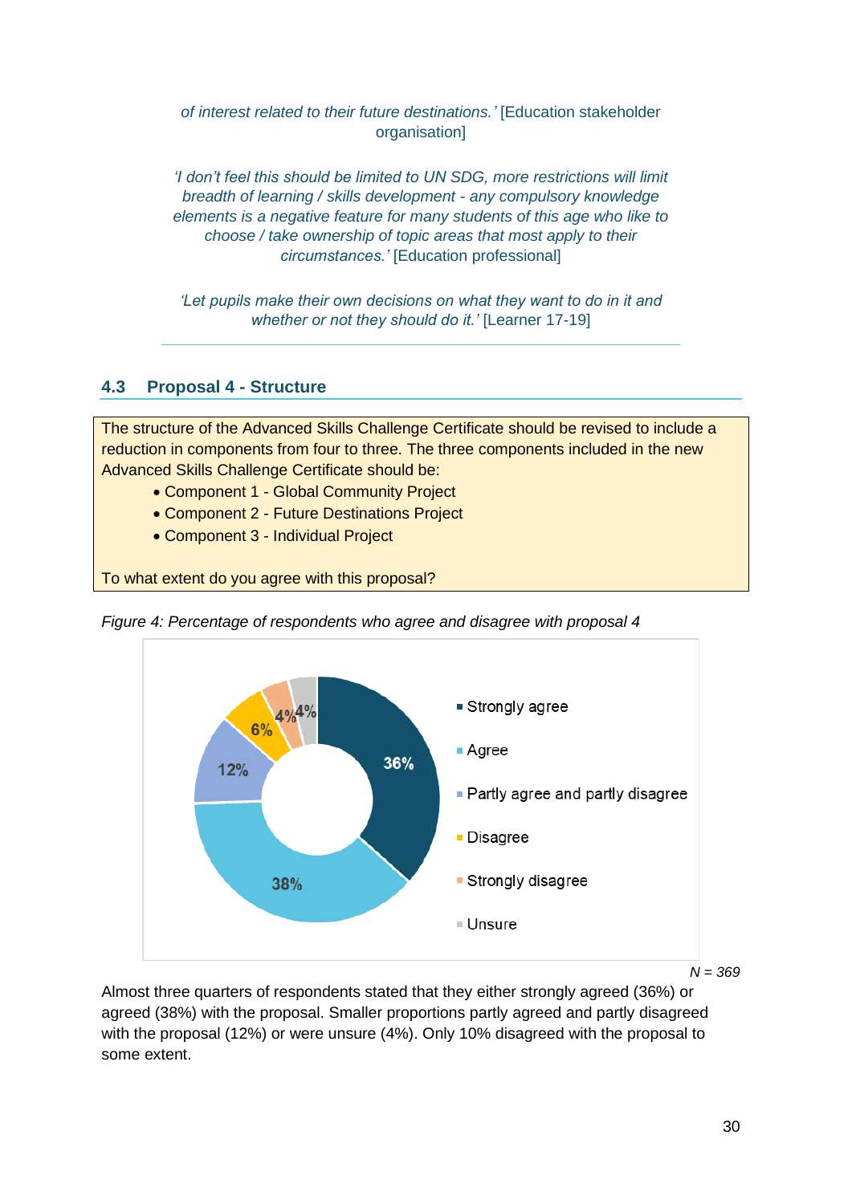*of interest related to their future destinations.'* [Education stakeholder organisation]

*'I don't feel this should be limited to UN SDG, more restrictions will limit breadth of learning / skills development - any compulsory knowledge elements is a negative feature for many students of this age who like to choose / take ownership of topic areas that most apply to their circumstances.'* [Education professional]

*'Let pupils make their own decisions on what they want to do in it and whether or not they should do it.'* [Learner 17-19]

---

## 4.3 Proposal 4 - Structure

The structure of the Advanced Skills Challenge Certificate should be revised to include a reduction in components from four to three. The three components included in the new Advanced Skills Challenge Certificate should be:

- Component 1 - Global Community Project
- Component 2 - Future Destinations Project
- Component 3 - Individual Project

To what extent do you agree with this proposal?

*Figure 4: Percentage of respondents who agree and disagree with proposal 4*

| Response | Percentage |
|---|---|
| Strongly agree | 36% |
| Agree | 38% |
| Partly agree and partly disagree | 12% |
| Disagree | 6% |
| Strongly disagree | 4% |
| Unsure | 4% |

*N = 369*

Almost three quarters of respondents stated that they either strongly agreed (36%) or agreed (38%) with the proposal. Smaller proportions partly agreed and partly disagreed with the proposal (12%) or were unsure (4%). Only 10% disagreed with the proposal to some extent.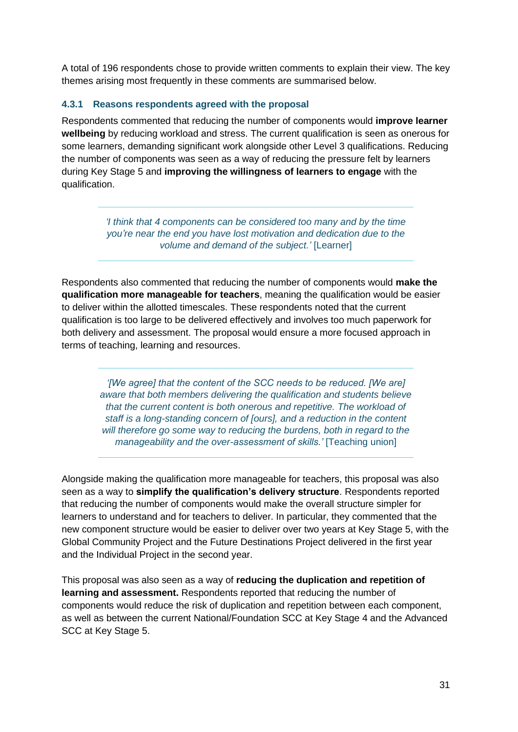A total of 196 respondents chose to provide written comments to explain their view. The key themes arising most frequently in these comments are summarised below.

### 4.3.1 Reasons respondents agreed with the proposal

Respondents commented that reducing the number of components would **improve learner wellbeing** by reducing workload and stress. The current qualification is seen as onerous for some learners, demanding significant work alongside other Level 3 qualifications. Reducing the number of components was seen as a way of reducing the pressure felt by learners during Key Stage 5 and **improving the willingness of learners to engage** with the qualification.

> *'I think that 4 components can be considered too many and by the time you're near the end you have lost motivation and dedication due to the volume and demand of the subject.'* [Learner]

Respondents also commented that reducing the number of components would **make the qualification more manageable for teachers**, meaning the qualification would be easier to deliver within the allotted timescales. These respondents noted that the current qualification is too large to be delivered effectively and involves too much paperwork for both delivery and assessment. The proposal would ensure a more focused approach in terms of teaching, learning and resources.

> *'[We agree] that the content of the SCC needs to be reduced. [We are] aware that both members delivering the qualification and students believe that the current content is both onerous and repetitive. The workload of staff is a long-standing concern of [ours], and a reduction in the content will therefore go some way to reducing the burdens, both in regard to the manageability and the over-assessment of skills.'* [Teaching union]

Alongside making the qualification more manageable for teachers, this proposal was also seen as a way to **simplify the qualification's delivery structure**. Respondents reported that reducing the number of components would make the overall structure simpler for learners to understand and for teachers to deliver. In particular, they commented that the new component structure would be easier to deliver over two years at Key Stage 5, with the Global Community Project and the Future Destinations Project delivered in the first year and the Individual Project in the second year.

This proposal was also seen as a way of **reducing the duplication and repetition of learning and assessment.** Respondents reported that reducing the number of components would reduce the risk of duplication and repetition between each component, as well as between the current National/Foundation SCC at Key Stage 4 and the Advanced SCC at Key Stage 5.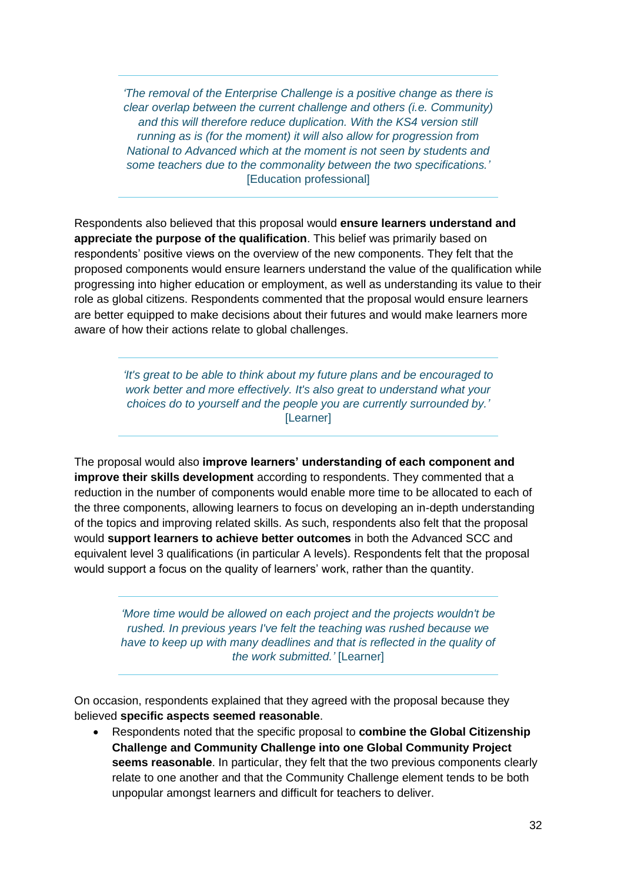> *'The removal of the Enterprise Challenge is a positive change as there is clear overlap between the current challenge and others (i.e. Community) and this will therefore reduce duplication. With the KS4 version still running as is (for the moment) it will also allow for progression from National to Advanced which at the moment is not seen by students and some teachers due to the commonality between the two specifications.'* [Education professional]

Respondents also believed that this proposal would **ensure learners understand and appreciate the purpose of the qualification**. This belief was primarily based on respondents' positive views on the overview of the new components. They felt that the proposed components would ensure learners understand the value of the qualification while progressing into higher education or employment, as well as understanding its value to their role as global citizens. Respondents commented that the proposal would ensure learners are better equipped to make decisions about their futures and would make learners more aware of how their actions relate to global challenges.

> *'It's great to be able to think about my future plans and be encouraged to work better and more effectively. It's also great to understand what your choices do to yourself and the people you are currently surrounded by.'* [Learner]

The proposal would also **improve learners' understanding of each component and improve their skills development** according to respondents. They commented that a reduction in the number of components would enable more time to be allocated to each of the three components, allowing learners to focus on developing an in-depth understanding of the topics and improving related skills. As such, respondents also felt that the proposal would **support learners to achieve better outcomes** in both the Advanced SCC and equivalent level 3 qualifications (in particular A levels). Respondents felt that the proposal would support a focus on the quality of learners' work, rather than the quantity.

> *'More time would be allowed on each project and the projects wouldn't be rushed. In previous years I've felt the teaching was rushed because we have to keep up with many deadlines and that is reflected in the quality of the work submitted.'* [Learner]

On occasion, respondents explained that they agreed with the proposal because they believed **specific aspects seemed reasonable**.

- Respondents noted that the specific proposal to **combine the Global Citizenship Challenge and Community Challenge into one Global Community Project seems reasonable**. In particular, they felt that the two previous components clearly relate to one another and that the Community Challenge element tends to be both unpopular amongst learners and difficult for teachers to deliver.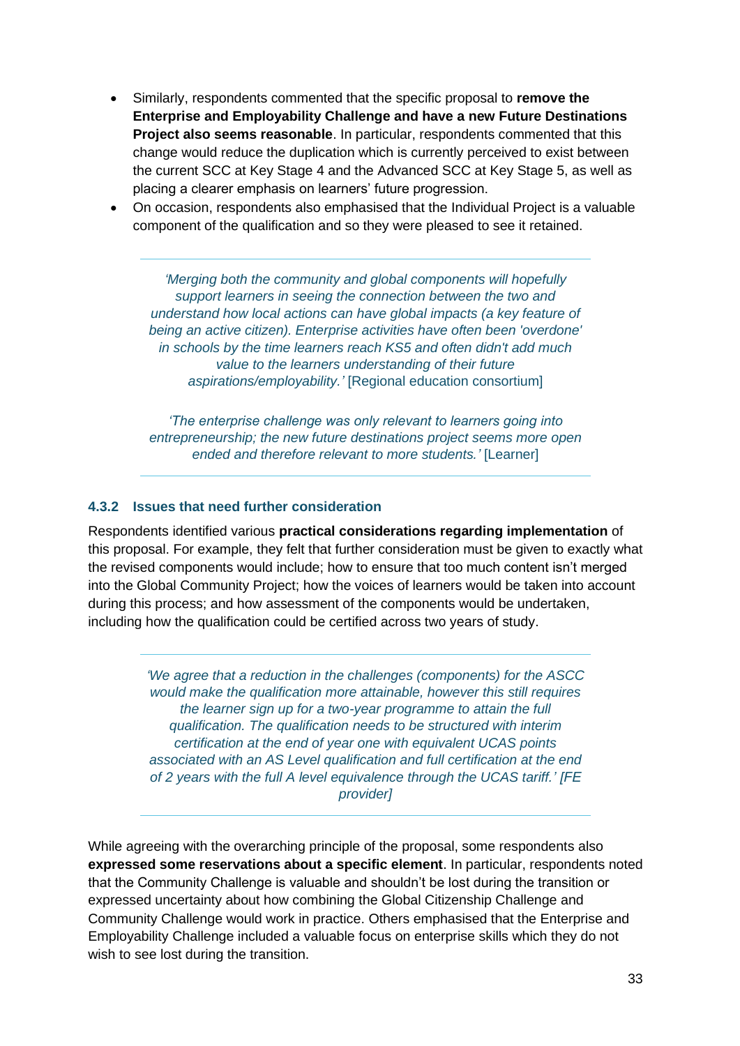- Similarly, respondents commented that the specific proposal to **remove the Enterprise and Employability Challenge and have a new Future Destinations Project also seems reasonable**. In particular, respondents commented that this change would reduce the duplication which is currently perceived to exist between the current SCC at Key Stage 4 and the Advanced SCC at Key Stage 5, as well as placing a clearer emphasis on learners' future progression.
- On occasion, respondents also emphasised that the Individual Project is a valuable component of the qualification and so they were pleased to see it retained.

> *'Merging both the community and global components will hopefully support learners in seeing the connection between the two and understand how local actions can have global impacts (a key feature of being an active citizen). Enterprise activities have often been 'overdone' in schools by the time learners reach KS5 and often didn't add much value to the learners understanding of their future aspirations/employability.'* [Regional education consortium]
>
> *'The enterprise challenge was only relevant to learners going into entrepreneurship; the new future destinations project seems more open ended and therefore relevant to more students.'* [Learner]

### 4.3.2 Issues that need further consideration

Respondents identified various **practical considerations regarding implementation** of this proposal. For example, they felt that further consideration must be given to exactly what the revised components would include; how to ensure that too much content isn't merged into the Global Community Project; how the voices of learners would be taken into account during this process; and how assessment of the components would be undertaken, including how the qualification could be certified across two years of study.

> *'We agree that a reduction in the challenges (components) for the ASCC would make the qualification more attainable, however this still requires the learner sign up for a two-year programme to attain the full qualification. The qualification needs to be structured with interim certification at the end of year one with equivalent UCAS points associated with an AS Level qualification and full certification at the end of 2 years with the full A level equivalence through the UCAS tariff.' [FE provider]*

While agreeing with the overarching principle of the proposal, some respondents also **expressed some reservations about a specific element**. In particular, respondents noted that the Community Challenge is valuable and shouldn't be lost during the transition or expressed uncertainty about how combining the Global Citizenship Challenge and Community Challenge would work in practice. Others emphasised that the Enterprise and Employability Challenge included a valuable focus on enterprise skills which they do not wish to see lost during the transition.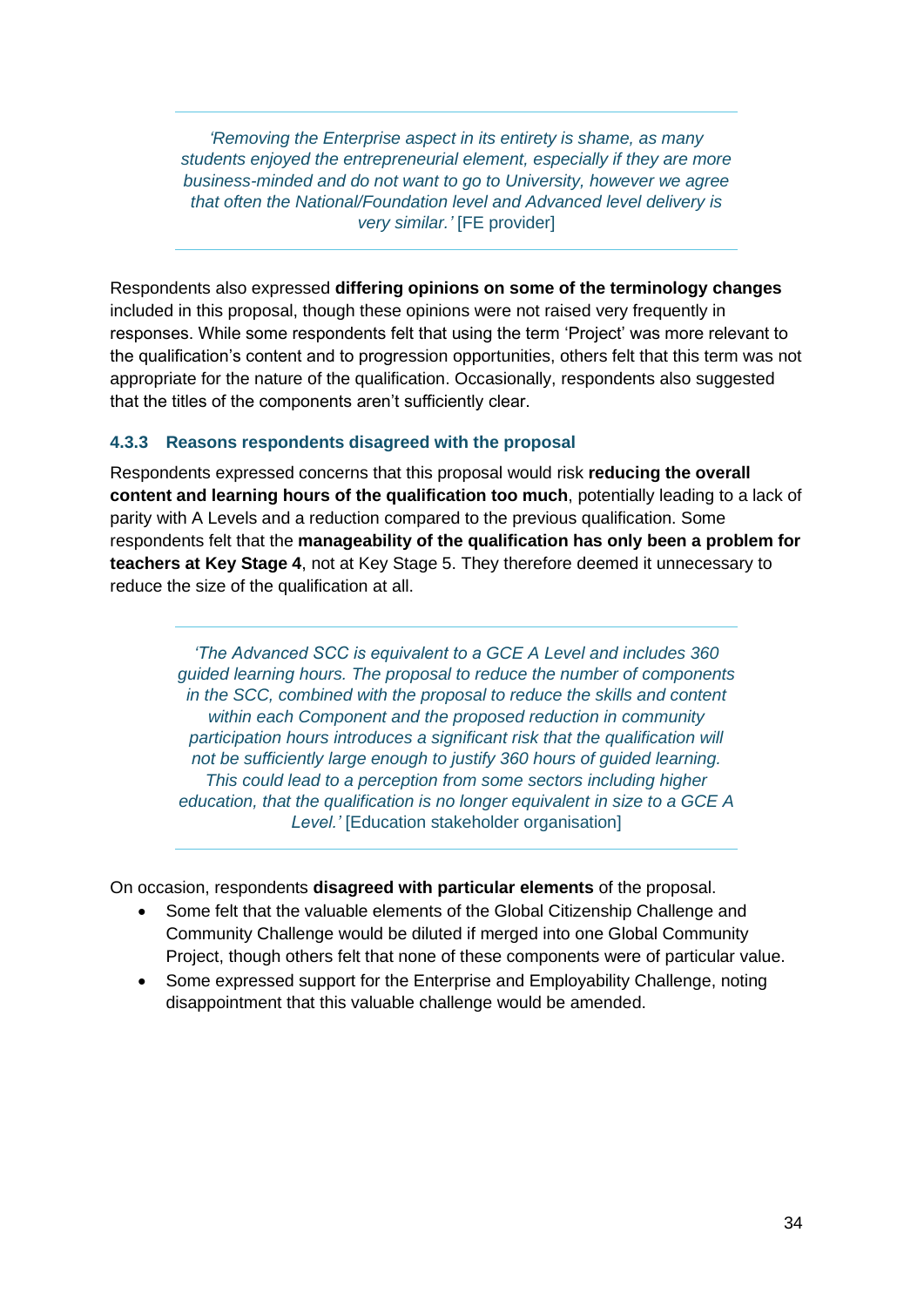> *'Removing the Enterprise aspect in its entirety is shame, as many students enjoyed the entrepreneurial element, especially if they are more business-minded and do not want to go to University, however we agree that often the National/Foundation level and Advanced level delivery is very similar.'* [FE provider]

Respondents also expressed **differing opinions on some of the terminology changes** included in this proposal, though these opinions were not raised very frequently in responses. While some respondents felt that using the term 'Project' was more relevant to the qualification's content and to progression opportunities, others felt that this term was not appropriate for the nature of the qualification. Occasionally, respondents also suggested that the titles of the components aren't sufficiently clear.

### 4.3.3 Reasons respondents disagreed with the proposal

Respondents expressed concerns that this proposal would risk **reducing the overall content and learning hours of the qualification too much**, potentially leading to a lack of parity with A Levels and a reduction compared to the previous qualification. Some respondents felt that the **manageability of the qualification has only been a problem for teachers at Key Stage 4**, not at Key Stage 5. They therefore deemed it unnecessary to reduce the size of the qualification at all.

> *'The Advanced SCC is equivalent to a GCE A Level and includes 360 guided learning hours. The proposal to reduce the number of components in the SCC, combined with the proposal to reduce the skills and content within each Component and the proposed reduction in community participation hours introduces a significant risk that the qualification will not be sufficiently large enough to justify 360 hours of guided learning. This could lead to a perception from some sectors including higher education, that the qualification is no longer equivalent in size to a GCE A Level.'* [Education stakeholder organisation]

On occasion, respondents **disagreed with particular elements** of the proposal.

- Some felt that the valuable elements of the Global Citizenship Challenge and Community Challenge would be diluted if merged into one Global Community Project, though others felt that none of these components were of particular value.
- Some expressed support for the Enterprise and Employability Challenge, noting disappointment that this valuable challenge would be amended.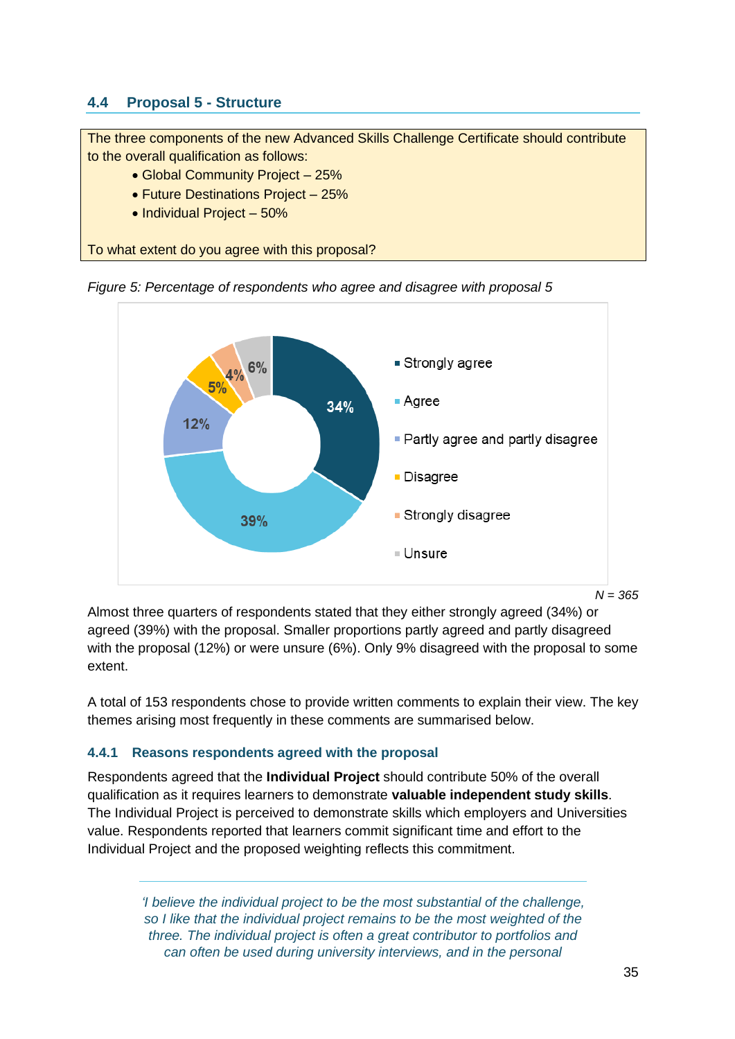## 4.4 Proposal 5 - Structure

The three components of the new Advanced Skills Challenge Certificate should contribute to the overall qualification as follows:

- Global Community Project – 25%
- Future Destinations Project – 25%
- Individual Project – 50%

To what extent do you agree with this proposal?

*Figure 5: Percentage of respondents who agree and disagree with proposal 5*

| Response | Percentage |
|---|---|
| Strongly agree | 34% |
| Agree | 39% |
| Partly agree and partly disagree | 12% |
| Disagree | 5% |
| Strongly disagree | 4% |
| Unsure | 6% |

*N = 365*

Almost three quarters of respondents stated that they either strongly agreed (34%) or agreed (39%) with the proposal. Smaller proportions partly agreed and partly disagreed with the proposal (12%) or were unsure (6%). Only 9% disagreed with the proposal to some extent.

A total of 153 respondents chose to provide written comments to explain their view. The key themes arising most frequently in these comments are summarised below.

### 4.4.1 Reasons respondents agreed with the proposal

Respondents agreed that the **Individual Project** should contribute 50% of the overall qualification as it requires learners to demonstrate **valuable independent study skills**. The Individual Project is perceived to demonstrate skills which employers and Universities value. Respondents reported that learners commit significant time and effort to the Individual Project and the proposed weighting reflects this commitment.

> *'I believe the individual project to be the most substantial of the challenge, so I like that the individual project remains to be the most weighted of the three. The individual project is often a great contributor to portfolios and can often be used during university interviews, and in the personal*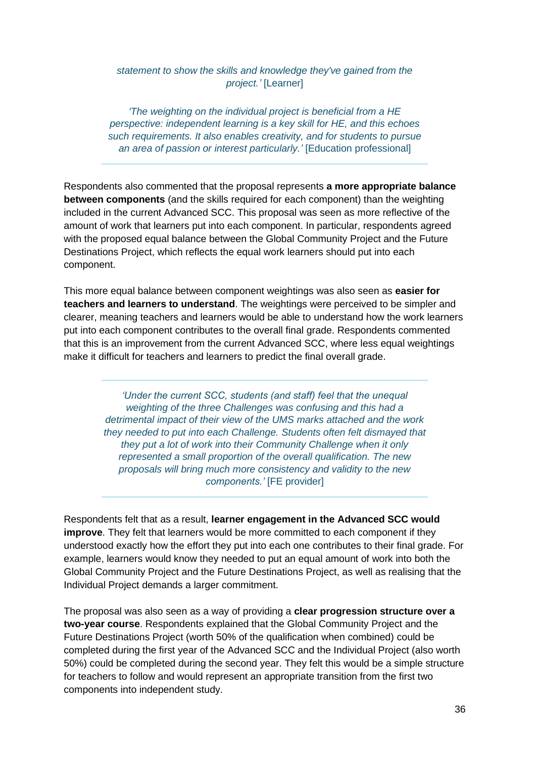*statement to show the skills and knowledge they've gained from the project.'* [Learner]

*'The weighting on the individual project is beneficial from a HE perspective: independent learning is a key skill for HE, and this echoes such requirements. It also enables creativity, and for students to pursue an area of passion or interest particularly.'* [Education professional]

---

Respondents also commented that the proposal represents **a more appropriate balance between components** (and the skills required for each component) than the weighting included in the current Advanced SCC. This proposal was seen as more reflective of the amount of work that learners put into each component. In particular, respondents agreed with the proposed equal balance between the Global Community Project and the Future Destinations Project, which reflects the equal work learners should put into each component.

This more equal balance between component weightings was also seen as **easier for teachers and learners to understand**. The weightings were perceived to be simpler and clearer, meaning teachers and learners would be able to understand how the work learners put into each component contributes to the overall final grade. Respondents commented that this is an improvement from the current Advanced SCC, where less equal weightings make it difficult for teachers and learners to predict the final overall grade.

---

*'Under the current SCC, students (and staff) feel that the unequal weighting of the three Challenges was confusing and this had a detrimental impact of their view of the UMS marks attached and the work they needed to put into each Challenge. Students often felt dismayed that they put a lot of work into their Community Challenge when it only represented a small proportion of the overall qualification. The new proposals will bring much more consistency and validity to the new components.'* [FE provider]

---

Respondents felt that as a result, **learner engagement in the Advanced SCC would improve**. They felt that learners would be more committed to each component if they understood exactly how the effort they put into each one contributes to their final grade. For example, learners would know they needed to put an equal amount of work into both the Global Community Project and the Future Destinations Project, as well as realising that the Individual Project demands a larger commitment.

The proposal was also seen as a way of providing a **clear progression structure over a two-year course**. Respondents explained that the Global Community Project and the Future Destinations Project (worth 50% of the qualification when combined) could be completed during the first year of the Advanced SCC and the Individual Project (also worth 50%) could be completed during the second year. They felt this would be a simple structure for teachers to follow and would represent an appropriate transition from the first two components into independent study.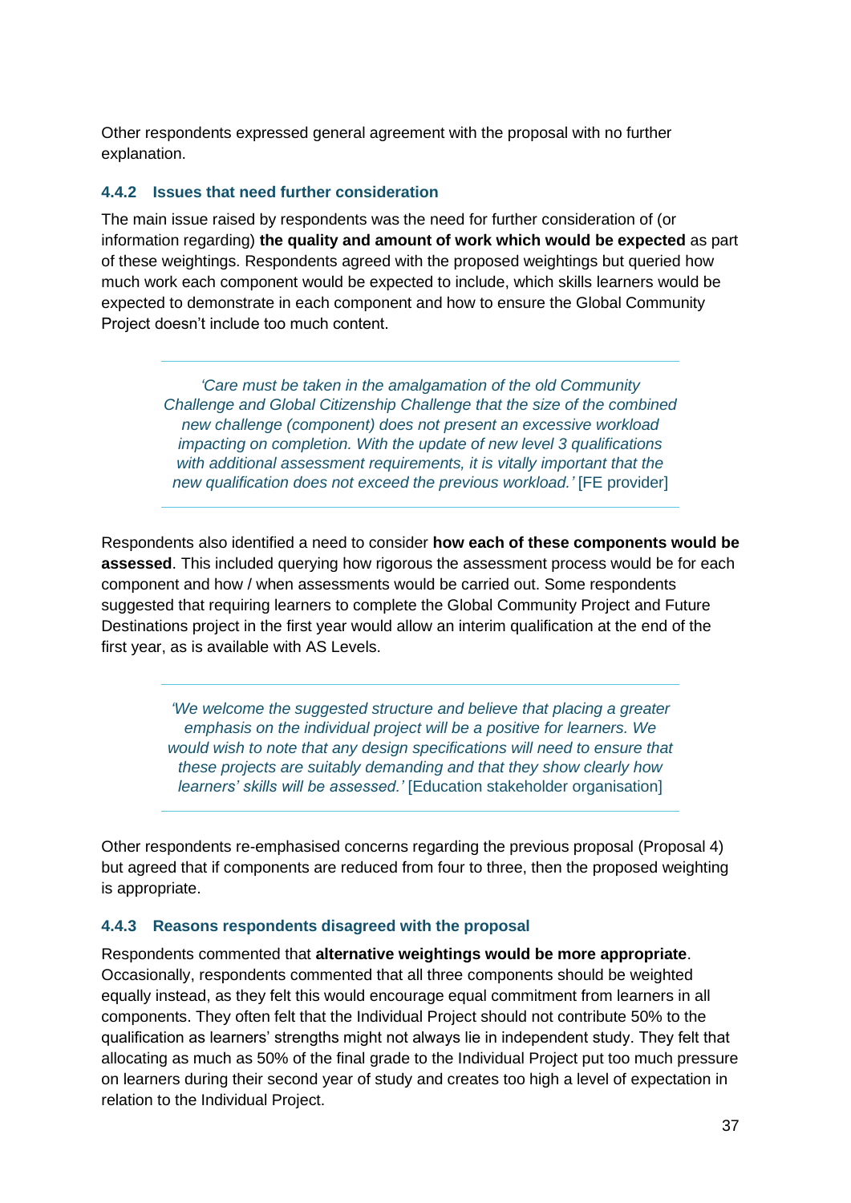Other respondents expressed general agreement with the proposal with no further explanation.

### 4.4.2 Issues that need further consideration

The main issue raised by respondents was the need for further consideration of (or information regarding) **the quality and amount of work which would be expected** as part of these weightings. Respondents agreed with the proposed weightings but queried how much work each component would be expected to include, which skills learners would be expected to demonstrate in each component and how to ensure the Global Community Project doesn't include too much content.

> *'Care must be taken in the amalgamation of the old Community Challenge and Global Citizenship Challenge that the size of the combined new challenge (component) does not present an excessive workload impacting on completion. With the update of new level 3 qualifications with additional assessment requirements, it is vitally important that the new qualification does not exceed the previous workload.'* [FE provider]

Respondents also identified a need to consider **how each of these components would be assessed**. This included querying how rigorous the assessment process would be for each component and how / when assessments would be carried out. Some respondents suggested that requiring learners to complete the Global Community Project and Future Destinations project in the first year would allow an interim qualification at the end of the first year, as is available with AS Levels.

> *'We welcome the suggested structure and believe that placing a greater emphasis on the individual project will be a positive for learners. We would wish to note that any design specifications will need to ensure that these projects are suitably demanding and that they show clearly how learners' skills will be assessed.'* [Education stakeholder organisation]

Other respondents re-emphasised concerns regarding the previous proposal (Proposal 4) but agreed that if components are reduced from four to three, then the proposed weighting is appropriate.

### 4.4.3 Reasons respondents disagreed with the proposal

Respondents commented that **alternative weightings would be more appropriate**. Occasionally, respondents commented that all three components should be weighted equally instead, as they felt this would encourage equal commitment from learners in all components. They often felt that the Individual Project should not contribute 50% to the qualification as learners' strengths might not always lie in independent study. They felt that allocating as much as 50% of the final grade to the Individual Project put too much pressure on learners during their second year of study and creates too high a level of expectation in relation to the Individual Project.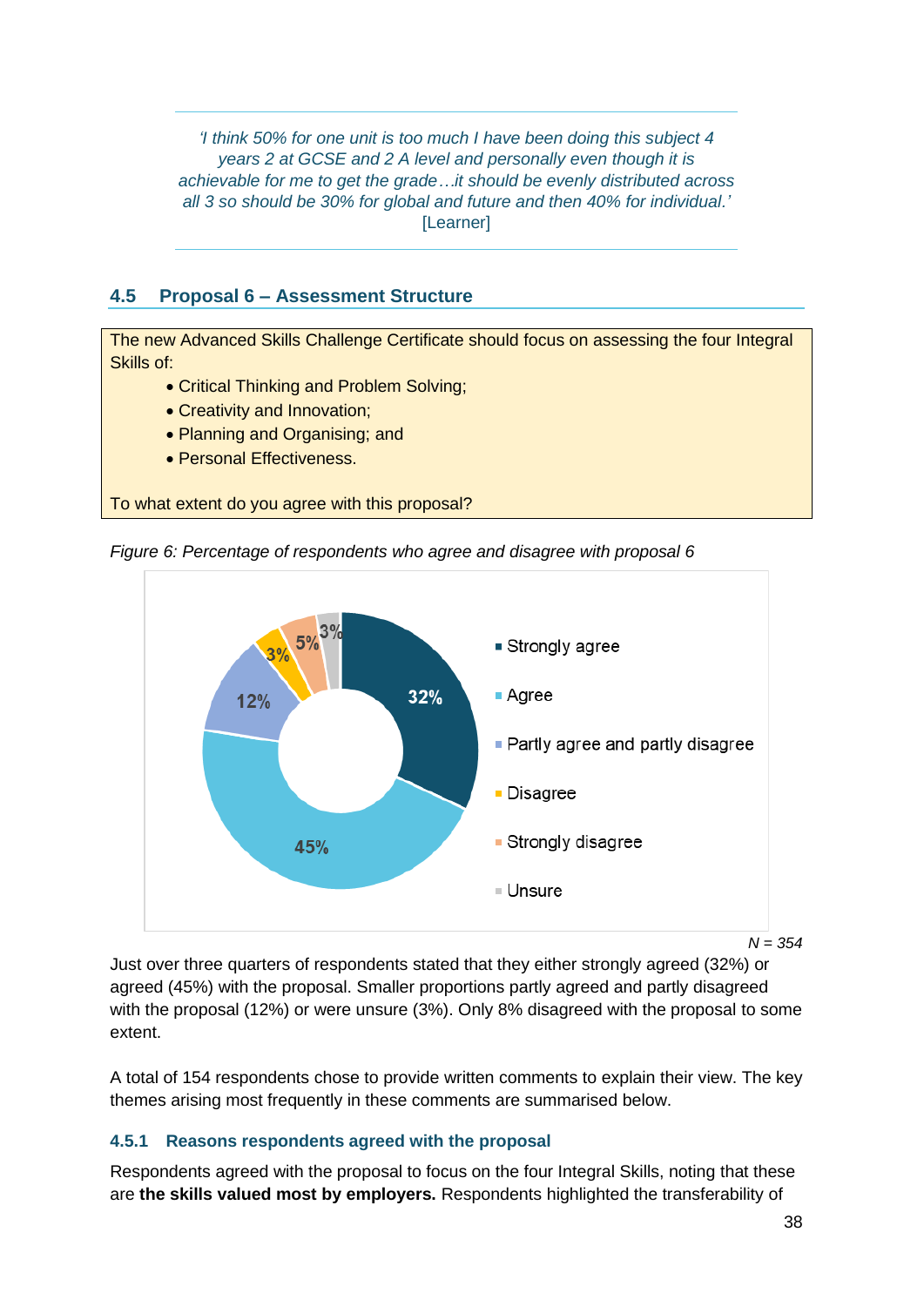> *'I think 50% for one unit is too much I have been doing this subject 4 years 2 at GCSE and 2 A level and personally even though it is achievable for me to get the grade…it should be evenly distributed across all 3 so should be 30% for global and future and then 40% for individual.'* [Learner]

## 4.5 Proposal 6 – Assessment Structure

The new Advanced Skills Challenge Certificate should focus on assessing the four Integral Skills of:

- Critical Thinking and Problem Solving;
- Creativity and Innovation;
- Planning and Organising; and
- Personal Effectiveness.

To what extent do you agree with this proposal?

*Figure 6: Percentage of respondents who agree and disagree with proposal 6*

| Response | Percentage |
|---|---|
| Strongly agree | 32% |
| Agree | 45% |
| Partly agree and partly disagree | 12% |
| Disagree | 3% |
| Strongly disagree | 5% |
| Unsure | 3% |

*N = 354*

Just over three quarters of respondents stated that they either strongly agreed (32%) or agreed (45%) with the proposal. Smaller proportions partly agreed and partly disagreed with the proposal (12%) or were unsure (3%). Only 8% disagreed with the proposal to some extent.

A total of 154 respondents chose to provide written comments to explain their view. The key themes arising most frequently in these comments are summarised below.

### 4.5.1 Reasons respondents agreed with the proposal

Respondents agreed with the proposal to focus on the four Integral Skills, noting that these are **the skills valued most by employers.** Respondents highlighted the transferability of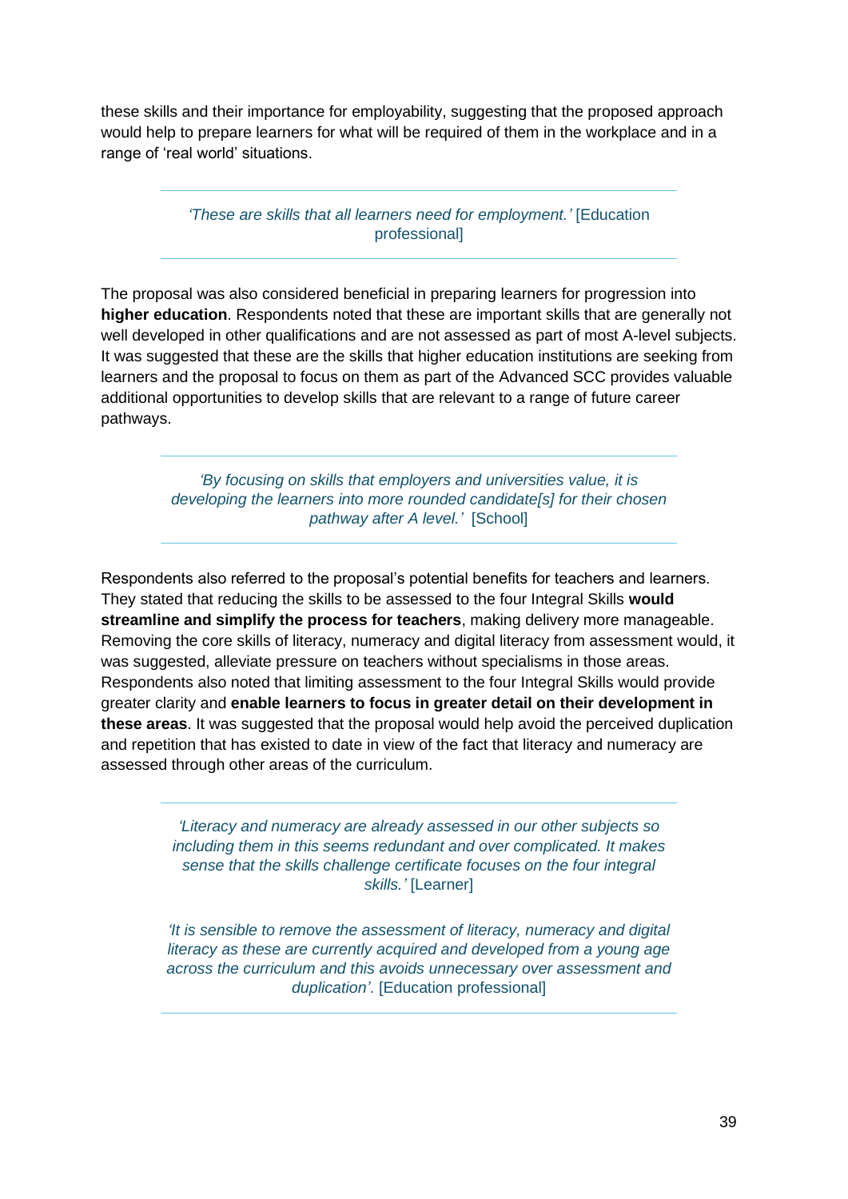these skills and their importance for employability, suggesting that the proposed approach would help to prepare learners for what will be required of them in the workplace and in a range of 'real world' situations.

> *'These are skills that all learners need for employment.'* [Education professional]

The proposal was also considered beneficial in preparing learners for progression into **higher education**. Respondents noted that these are important skills that are generally not well developed in other qualifications and are not assessed as part of most A-level subjects. It was suggested that these are the skills that higher education institutions are seeking from learners and the proposal to focus on them as part of the Advanced SCC provides valuable additional opportunities to develop skills that are relevant to a range of future career pathways.

> *'By focusing on skills that employers and universities value, it is developing the learners into more rounded candidate[s] for their chosen pathway after A level.'* [School]

Respondents also referred to the proposal's potential benefits for teachers and learners. They stated that reducing the skills to be assessed to the four Integral Skills **would streamline and simplify the process for teachers**, making delivery more manageable. Removing the core skills of literacy, numeracy and digital literacy from assessment would, it was suggested, alleviate pressure on teachers without specialisms in those areas. Respondents also noted that limiting assessment to the four Integral Skills would provide greater clarity and **enable learners to focus in greater detail on their development in these areas**. It was suggested that the proposal would help avoid the perceived duplication and repetition that has existed to date in view of the fact that literacy and numeracy are assessed through other areas of the curriculum.

> *'Literacy and numeracy are already assessed in our other subjects so including them in this seems redundant and over complicated. It makes sense that the skills challenge certificate focuses on the four integral skills.'* [Learner]
>
> *'It is sensible to remove the assessment of literacy, numeracy and digital literacy as these are currently acquired and developed from a young age across the curriculum and this avoids unnecessary over assessment and duplication'.* [Education professional]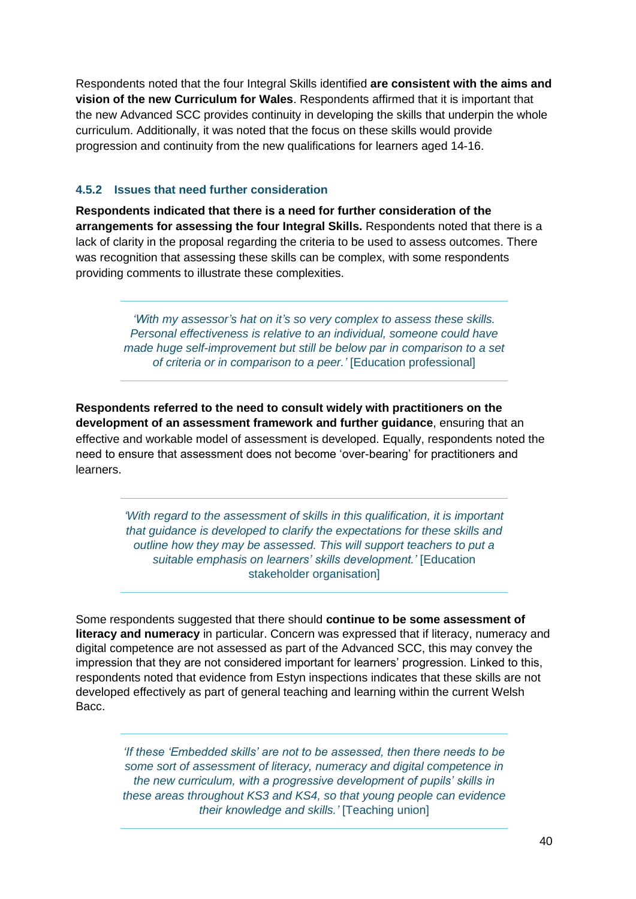Respondents noted that the four Integral Skills identified **are consistent with the aims and vision of the new Curriculum for Wales**. Respondents affirmed that it is important that the new Advanced SCC provides continuity in developing the skills that underpin the whole curriculum. Additionally, it was noted that the focus on these skills would provide progression and continuity from the new qualifications for learners aged 14-16.

### 4.5.2 Issues that need further consideration

**Respondents indicated that there is a need for further consideration of the arrangements for assessing the four Integral Skills.** Respondents noted that there is a lack of clarity in the proposal regarding the criteria to be used to assess outcomes. There was recognition that assessing these skills can be complex, with some respondents providing comments to illustrate these complexities.

> *'With my assessor's hat on it's so very complex to assess these skills. Personal effectiveness is relative to an individual, someone could have made huge self-improvement but still be below par in comparison to a set of criteria or in comparison to a peer.'* [Education professional]

**Respondents referred to the need to consult widely with practitioners on the development of an assessment framework and further guidance**, ensuring that an effective and workable model of assessment is developed. Equally, respondents noted the need to ensure that assessment does not become 'over-bearing' for practitioners and learners.

> *'With regard to the assessment of skills in this qualification, it is important that guidance is developed to clarify the expectations for these skills and outline how they may be assessed. This will support teachers to put a suitable emphasis on learners' skills development.'* [Education stakeholder organisation]

Some respondents suggested that there should **continue to be some assessment of literacy and numeracy** in particular. Concern was expressed that if literacy, numeracy and digital competence are not assessed as part of the Advanced SCC, this may convey the impression that they are not considered important for learners' progression. Linked to this, respondents noted that evidence from Estyn inspections indicates that these skills are not developed effectively as part of general teaching and learning within the current Welsh Bacc.

> *'If these 'Embedded skills' are not to be assessed, then there needs to be some sort of assessment of literacy, numeracy and digital competence in the new curriculum, with a progressive development of pupils' skills in these areas throughout KS3 and KS4, so that young people can evidence their knowledge and skills.'* [Teaching union]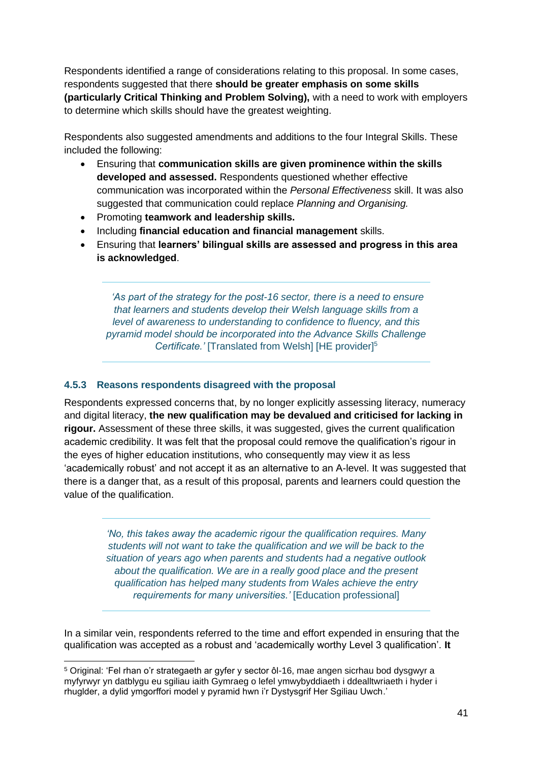Respondents identified a range of considerations relating to this proposal. In some cases, respondents suggested that there **should be greater emphasis on some skills (particularly Critical Thinking and Problem Solving),** with a need to work with employers to determine which skills should have the greatest weighting.

Respondents also suggested amendments and additions to the four Integral Skills. These included the following:

- Ensuring that **communication skills are given prominence within the skills developed and assessed.** Respondents questioned whether effective communication was incorporated within the *Personal Effectiveness* skill. It was also suggested that communication could replace *Planning and Organising.*
- Promoting **teamwork and leadership skills.**
- Including **financial education and financial management** skills.
- Ensuring that **learners' bilingual skills are assessed and progress in this area is acknowledged**.

> *'As part of the strategy for the post-16 sector, there is a need to ensure that learners and students develop their Welsh language skills from a level of awareness to understanding to confidence to fluency, and this pyramid model should be incorporated into the Advance Skills Challenge Certificate.'* [Translated from Welsh] [HE provider][5]

### 4.5.3 Reasons respondents disagreed with the proposal

Respondents expressed concerns that, by no longer explicitly assessing literacy, numeracy and digital literacy, **the new qualification may be devalued and criticised for lacking in rigour.** Assessment of these three skills, it was suggested, gives the current qualification academic credibility. It was felt that the proposal could remove the qualification's rigour in the eyes of higher education institutions, who consequently may view it as less 'academically robust' and not accept it as an alternative to an A-level. It was suggested that there is a danger that, as a result of this proposal, parents and learners could question the value of the qualification.

> *'No, this takes away the academic rigour the qualification requires. Many students will not want to take the qualification and we will be back to the situation of years ago when parents and students had a negative outlook about the qualification. We are in a really good place and the present qualification has helped many students from Wales achieve the entry requirements for many universities.'* [Education professional]

In a similar vein, respondents referred to the time and effort expended in ensuring that the qualification was accepted as a robust and 'academically worthy Level 3 qualification'. **It**

---

[5] Original: 'Fel rhan o'r strategaeth ar gyfer y sector ôl-16, mae angen sicrhau bod dysgwyr a myfyrwyr yn datblygu eu sgiliau iaith Gymraeg o lefel ymwybyddiaeth i ddealltwriaeth i hyder i rhugldcr, a dylid ymgorffori model y pyramid hwn i'r Dystysgrif Her Sgiliau Uwch.'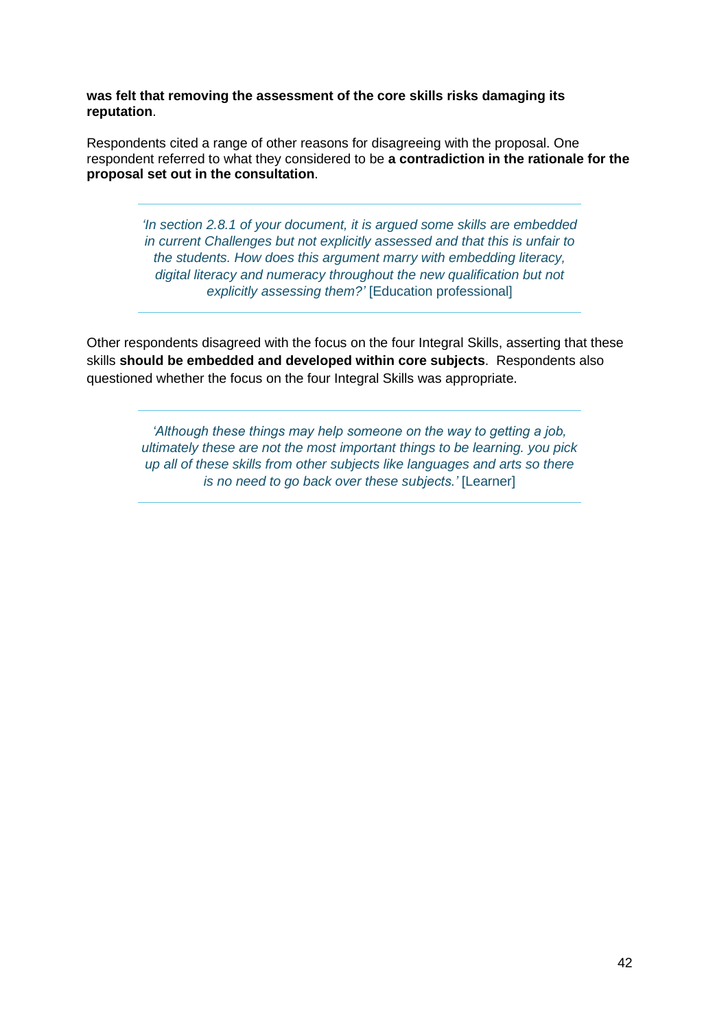**was felt that removing the assessment of the core skills risks damaging its reputation**.

Respondents cited a range of other reasons for disagreeing with the proposal. One respondent referred to what they considered to be **a contradiction in the rationale for the proposal set out in the consultation**.

> *'In section 2.8.1 of your document, it is argued some skills are embedded in current Challenges but not explicitly assessed and that this is unfair to the students. How does this argument marry with embedding literacy, digital literacy and numeracy throughout the new qualification but not explicitly assessing them?'* [Education professional]

Other respondents disagreed with the focus on the four Integral Skills, asserting that these skills **should be embedded and developed within core subjects**. Respondents also questioned whether the focus on the four Integral Skills was appropriate.

> *'Although these things may help someone on the way to getting a job, ultimately these are not the most important things to be learning. you pick up all of these skills from other subjects like languages and arts so there is no need to go back over these subjects.'* [Learner]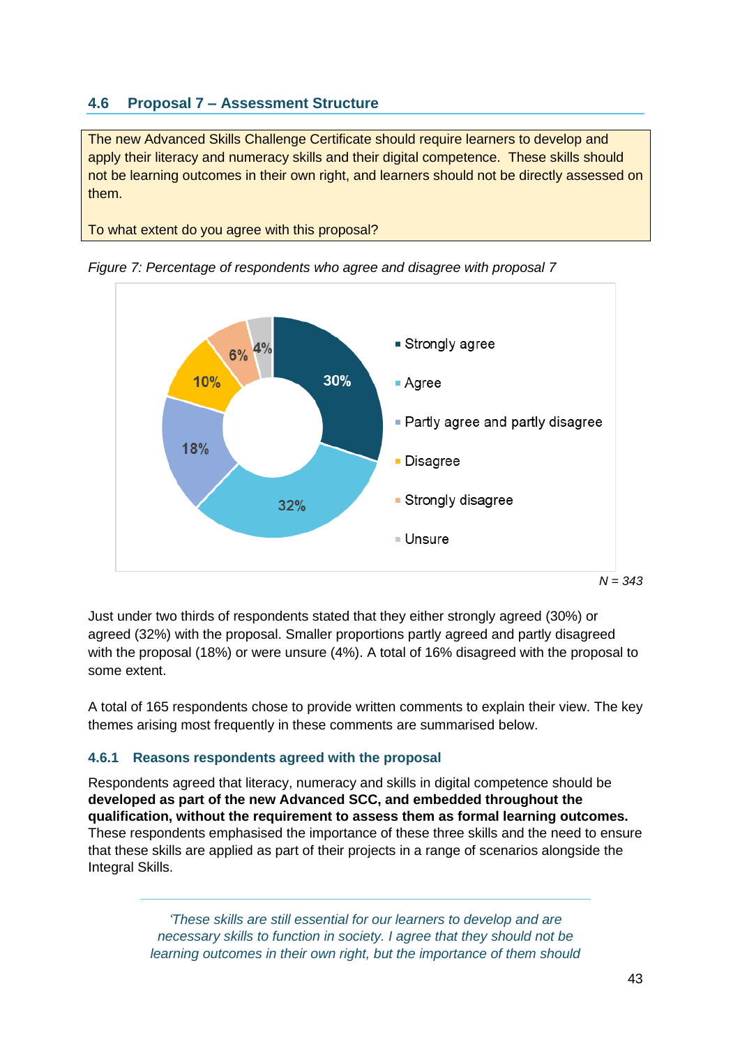## 4.6 Proposal 7 – Assessment Structure

The new Advanced Skills Challenge Certificate should require learners to develop and apply their literacy and numeracy skills and their digital competence. These skills should not be learning outcomes in their own right, and learners should not be directly assessed on them.

To what extent do you agree with this proposal?

*Figure 7: Percentage of respondents who agree and disagree with proposal 7*

| Response | Percentage |
| --- | --- |
| Strongly agree | 30% |
| Agree | 32% |
| Partly agree and partly disagree | 18% |
| Disagree | 10% |
| Strongly disagree | 6% |
| Unsure | 4% |

*N = 343*

Just under two thirds of respondents stated that they either strongly agreed (30%) or agreed (32%) with the proposal. Smaller proportions partly agreed and partly disagreed with the proposal (18%) or were unsure (4%). A total of 16% disagreed with the proposal to some extent.

A total of 165 respondents chose to provide written comments to explain their view. The key themes arising most frequently in these comments are summarised below.

### 4.6.1 Reasons respondents agreed with the proposal

Respondents agreed that literacy, numeracy and skills in digital competence should be **developed as part of the new Advanced SCC, and embedded throughout the qualification, without the requirement to assess them as formal learning outcomes.** These respondents emphasised the importance of these three skills and the need to ensure that these skills are applied as part of their projects in a range of scenarios alongside the Integral Skills.

*'These skills are still essential for our learners to develop and are necessary skills to function in society. I agree that they should not be learning outcomes in their own right, but the importance of them should*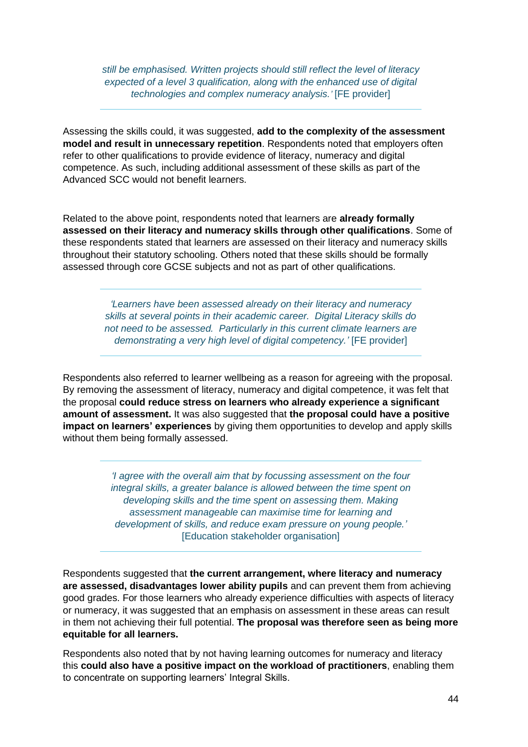> *still be emphasised. Written projects should still reflect the level of literacy expected of a level 3 qualification, along with the enhanced use of digital technologies and complex numeracy analysis.'* [FE provider]

Assessing the skills could, it was suggested, **add to the complexity of the assessment model and result in unnecessary repetition**. Respondents noted that employers often refer to other qualifications to provide evidence of literacy, numeracy and digital competence. As such, including additional assessment of these skills as part of the Advanced SCC would not benefit learners.

Related to the above point, respondents noted that learners are **already formally assessed on their literacy and numeracy skills through other qualifications**. Some of these respondents stated that learners are assessed on their literacy and numeracy skills throughout their statutory schooling. Others noted that these skills should be formally assessed through core GCSE subjects and not as part of other qualifications.

> *'Learners have been assessed already on their literacy and numeracy skills at several points in their academic career. Digital Literacy skills do not need to be assessed. Particularly in this current climate learners are demonstrating a very high level of digital competency.'* [FE provider]

Respondents also referred to learner wellbeing as a reason for agreeing with the proposal. By removing the assessment of literacy, numeracy and digital competence, it was felt that the proposal **could reduce stress on learners who already experience a significant amount of assessment.** It was also suggested that **the proposal could have a positive impact on learners' experiences** by giving them opportunities to develop and apply skills without them being formally assessed.

> *'I agree with the overall aim that by focussing assessment on the four integral skills, a greater balance is allowed between the time spent on developing skills and the time spent on assessing them. Making assessment manageable can maximise time for learning and development of skills, and reduce exam pressure on young people.'* [Education stakeholder organisation]

Respondents suggested that **the current arrangement, where literacy and numeracy are assessed, disadvantages lower ability pupils** and can prevent them from achieving good grades. For those learners who already experience difficulties with aspects of literacy or numeracy, it was suggested that an emphasis on assessment in these areas can result in them not achieving their full potential. **The proposal was therefore seen as being more equitable for all learners.**

Respondents also noted that by not having learning outcomes for numeracy and literacy this **could also have a positive impact on the workload of practitioners**, enabling them to concentrate on supporting learners' Integral Skills.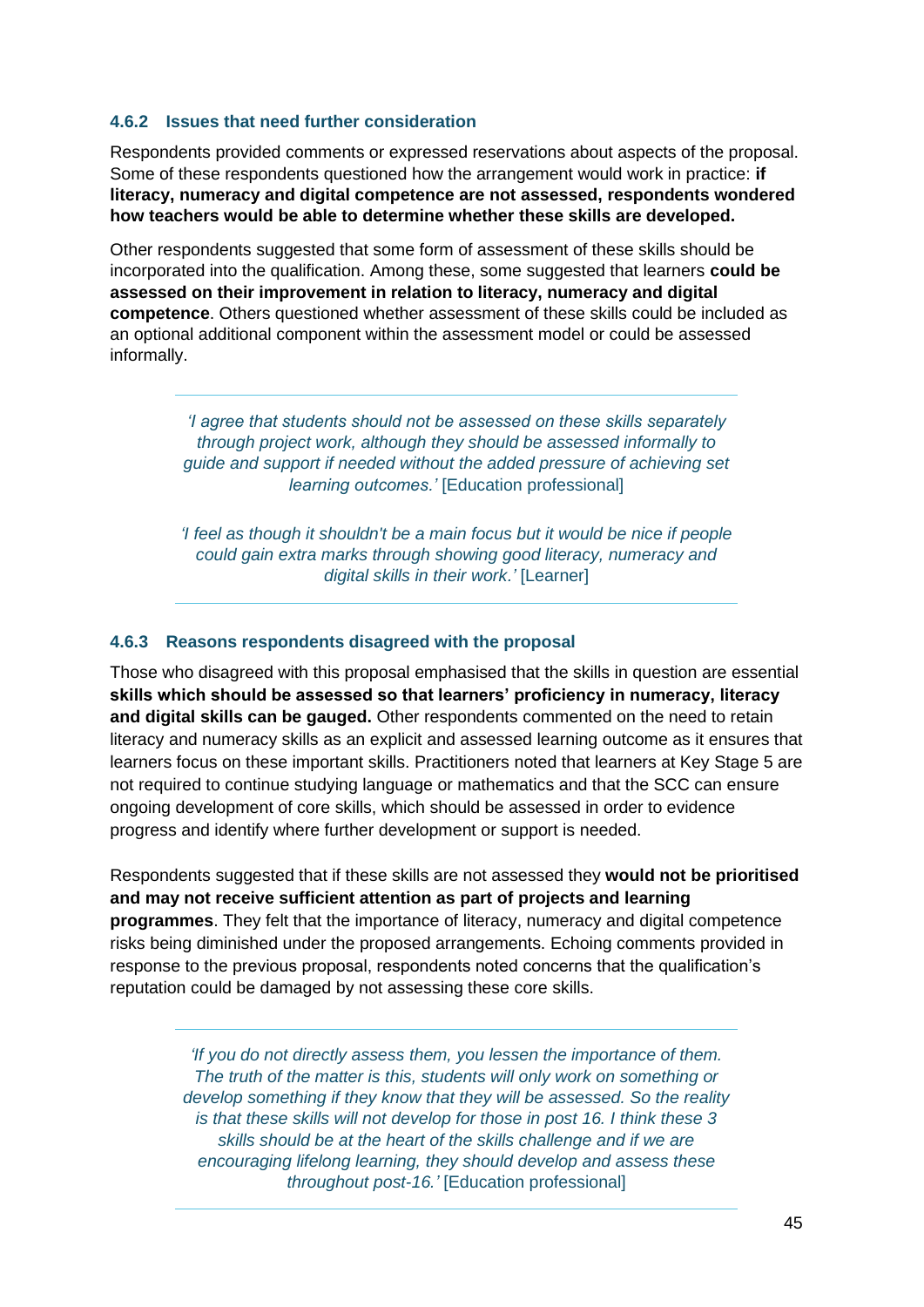### 4.6.2 Issues that need further consideration

Respondents provided comments or expressed reservations about aspects of the proposal. Some of these respondents questioned how the arrangement would work in practice: **if literacy, numeracy and digital competence are not assessed, respondents wondered how teachers would be able to determine whether these skills are developed.**

Other respondents suggested that some form of assessment of these skills should be incorporated into the qualification. Among these, some suggested that learners **could be assessed on their improvement in relation to literacy, numeracy and digital competence**. Others questioned whether assessment of these skills could be included as an optional additional component within the assessment model or could be assessed informally.

> *'I agree that students should not be assessed on these skills separately through project work, although they should be assessed informally to guide and support if needed without the added pressure of achieving set learning outcomes.'* [Education professional]
>
> *'I feel as though it shouldn't be a main focus but it would be nice if people could gain extra marks through showing good literacy, numeracy and digital skills in their work.'* [Learner]

### 4.6.3 Reasons respondents disagreed with the proposal

Those who disagreed with this proposal emphasised that the skills in question are essential **skills which should be assessed so that learners' proficiency in numeracy, literacy and digital skills can be gauged.** Other respondents commented on the need to retain literacy and numeracy skills as an explicit and assessed learning outcome as it ensures that learners focus on these important skills. Practitioners noted that learners at Key Stage 5 are not required to continue studying language or mathematics and that the SCC can ensure ongoing development of core skills, which should be assessed in order to evidence progress and identify where further development or support is needed.

Respondents suggested that if these skills are not assessed they **would not be prioritised and may not receive sufficient attention as part of projects and learning programmes**. They felt that the importance of literacy, numeracy and digital competence risks being diminished under the proposed arrangements. Echoing comments provided in response to the previous proposal, respondents noted concerns that the qualification's reputation could be damaged by not assessing these core skills.

> *'If you do not directly assess them, you lessen the importance of them. The truth of the matter is this, students will only work on something or develop something if they know that they will be assessed. So the reality is that these skills will not develop for those in post 16. I think these 3 skills should be at the heart of the skills challenge and if we are encouraging lifelong learning, they should develop and assess these throughout post-16.'* [Education professional]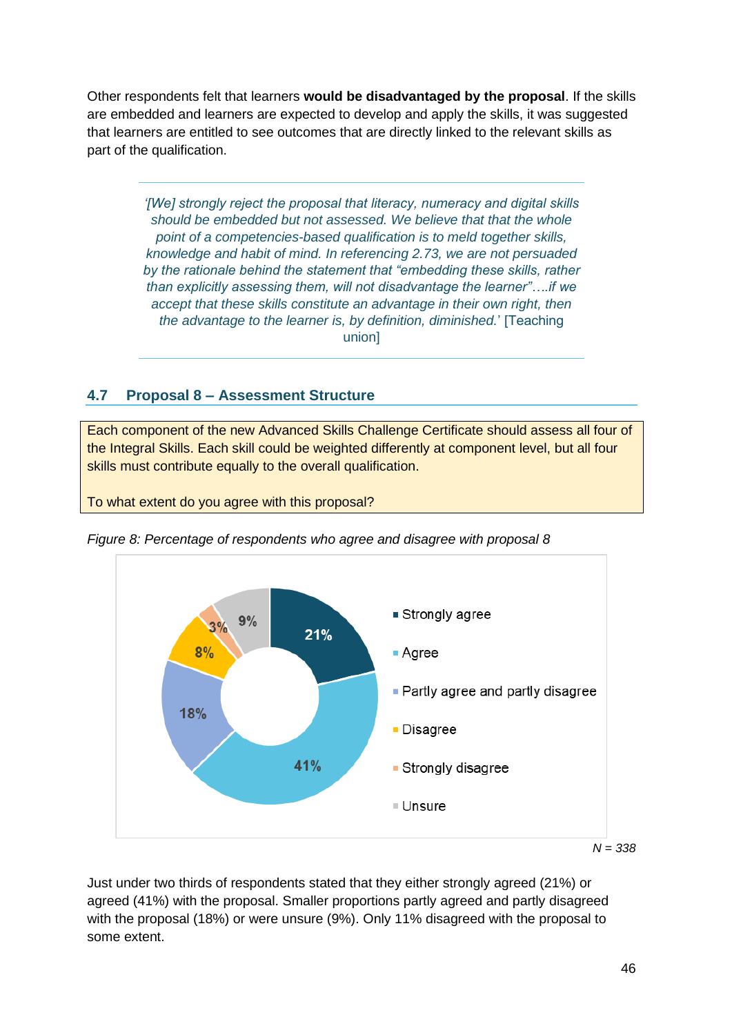Other respondents felt that learners **would be disadvantaged by the proposal**. If the skills are embedded and learners are expected to develop and apply the skills, it was suggested that learners are entitled to see outcomes that are directly linked to the relevant skills as part of the qualification.

> *'[We] strongly reject the proposal that literacy, numeracy and digital skills should be embedded but not assessed. We believe that that the whole point of a competencies-based qualification is to meld together skills, knowledge and habit of mind. In referencing 2.73, we are not persuaded by the rationale behind the statement that "embedding these skills, rather than explicitly assessing them, will not disadvantage the learner"….if we accept that these skills constitute an advantage in their own right, then the advantage to the learner is, by definition, diminished.'* [Teaching union]

## 4.7 Proposal 8 – Assessment Structure

Each component of the new Advanced Skills Challenge Certificate should assess all four of the Integral Skills. Each skill could be weighted differently at component level, but all four skills must contribute equally to the overall qualification.

To what extent do you agree with this proposal?

*Figure 8: Percentage of respondents who agree and disagree with proposal 8*

| Response | Percentage |
|---|---|
| Strongly agree | 21% |
| Agree | 41% |
| Partly agree and partly disagree | 18% |
| Disagree | 8% |
| Strongly disagree | 3% |
| Unsure | 9% |

*N = 338*

Just under two thirds of respondents stated that they either strongly agreed (21%) or agreed (41%) with the proposal. Smaller proportions partly agreed and partly disagreed with the proposal (18%) or were unsure (9%). Only 11% disagreed with the proposal to some extent.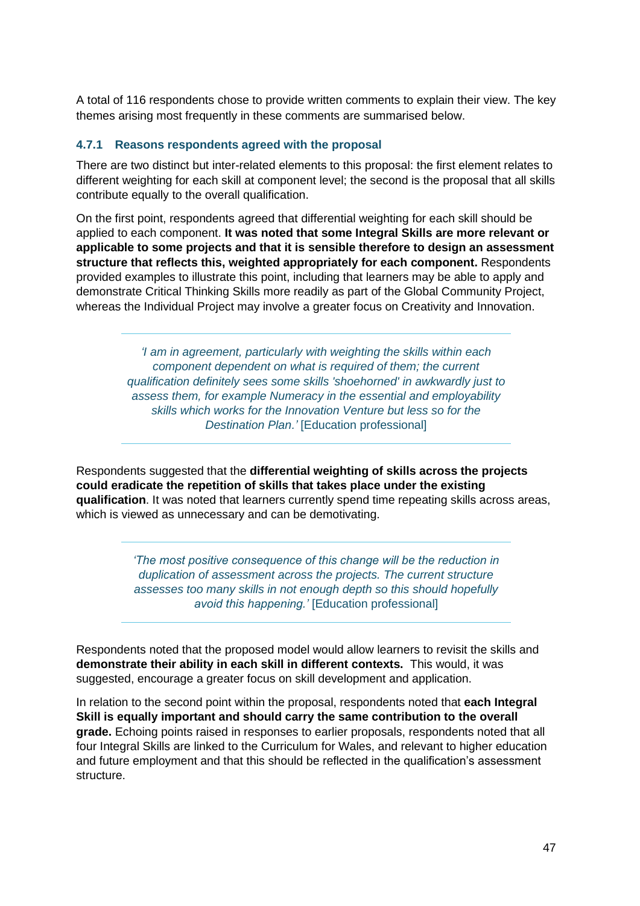A total of 116 respondents chose to provide written comments to explain their view. The key themes arising most frequently in these comments are summarised below.

### 4.7.1 Reasons respondents agreed with the proposal

There are two distinct but inter-related elements to this proposal: the first element relates to different weighting for each skill at component level; the second is the proposal that all skills contribute equally to the overall qualification.

On the first point, respondents agreed that differential weighting for each skill should be applied to each component. **It was noted that some Integral Skills are more relevant or applicable to some projects and that it is sensible therefore to design an assessment structure that reflects this, weighted appropriately for each component.** Respondents provided examples to illustrate this point, including that learners may be able to apply and demonstrate Critical Thinking Skills more readily as part of the Global Community Project, whereas the Individual Project may involve a greater focus on Creativity and Innovation.

> *'I am in agreement, particularly with weighting the skills within each component dependent on what is required of them; the current qualification definitely sees some skills 'shoehorned' in awkwardly just to assess them, for example Numeracy in the essential and employability skills which works for the Innovation Venture but less so for the Destination Plan.'* [Education professional]

Respondents suggested that the **differential weighting of skills across the projects could eradicate the repetition of skills that takes place under the existing qualification**. It was noted that learners currently spend time repeating skills across areas, which is viewed as unnecessary and can be demotivating.

> *'The most positive consequence of this change will be the reduction in duplication of assessment across the projects. The current structure assesses too many skills in not enough depth so this should hopefully avoid this happening.'* [Education professional]

Respondents noted that the proposed model would allow learners to revisit the skills and **demonstrate their ability in each skill in different contexts.** This would, it was suggested, encourage a greater focus on skill development and application.

In relation to the second point within the proposal, respondents noted that **each Integral Skill is equally important and should carry the same contribution to the overall grade.** Echoing points raised in responses to earlier proposals, respondents noted that all four Integral Skills are linked to the Curriculum for Wales, and relevant to higher education and future employment and that this should be reflected in the qualification's assessment structure.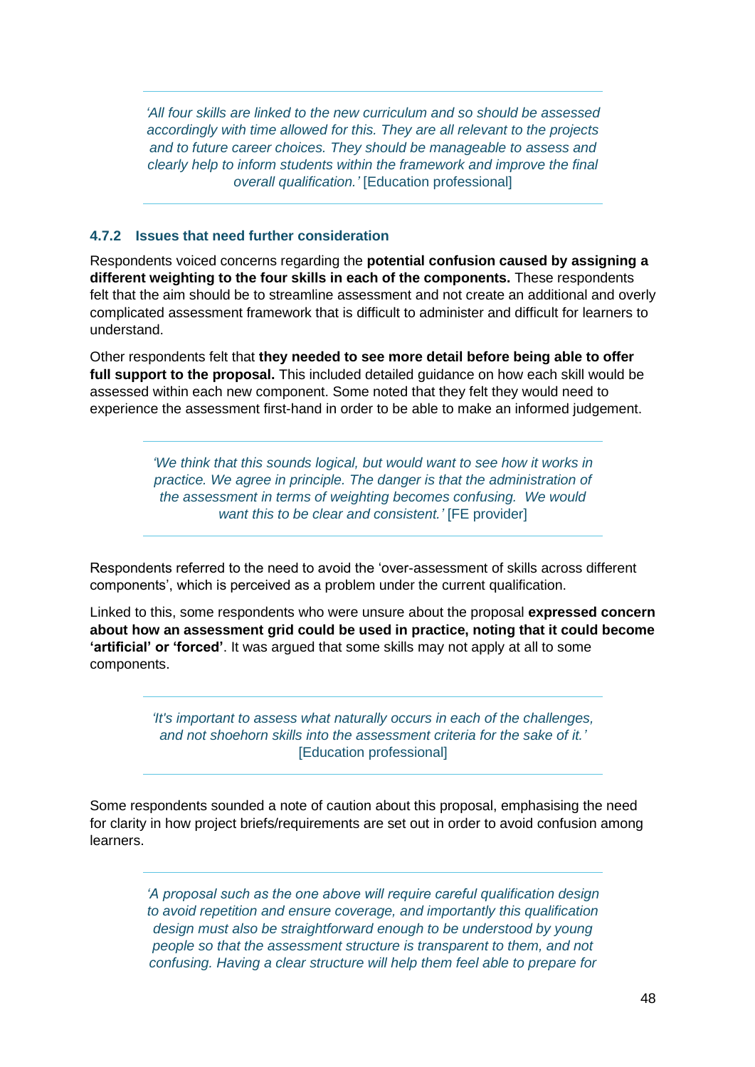> *'All four skills are linked to the new curriculum and so should be assessed accordingly with time allowed for this. They are all relevant to the projects and to future career choices. They should be manageable to assess and clearly help to inform students within the framework and improve the final overall qualification.'* [Education professional]

### 4.7.2 Issues that need further consideration

Respondents voiced concerns regarding the **potential confusion caused by assigning a different weighting to the four skills in each of the components.** These respondents felt that the aim should be to streamline assessment and not create an additional and overly complicated assessment framework that is difficult to administer and difficult for learners to understand.

Other respondents felt that **they needed to see more detail before being able to offer full support to the proposal.** This included detailed guidance on how each skill would be assessed within each new component. Some noted that they felt they would need to experience the assessment first-hand in order to be able to make an informed judgement.

> *'We think that this sounds logical, but would want to see how it works in practice. We agree in principle. The danger is that the administration of the assessment in terms of weighting becomes confusing. We would want this to be clear and consistent.'* [FE provider]

Respondents referred to the need to avoid the 'over-assessment of skills across different components', which is perceived as a problem under the current qualification.

Linked to this, some respondents who were unsure about the proposal **expressed concern about how an assessment grid could be used in practice, noting that it could become 'artificial' or 'forced'**. It was argued that some skills may not apply at all to some components.

> *'It's important to assess what naturally occurs in each of the challenges, and not shoehorn skills into the assessment criteria for the sake of it.'* [Education professional]

Some respondents sounded a note of caution about this proposal, emphasising the need for clarity in how project briefs/requirements are set out in order to avoid confusion among learners.

> *'A proposal such as the one above will require careful qualification design to avoid repetition and ensure coverage, and importantly this qualification design must also be straightforward enough to be understood by young people so that the assessment structure is transparent to them, and not confusing. Having a clear structure will help them feel able to prepare for*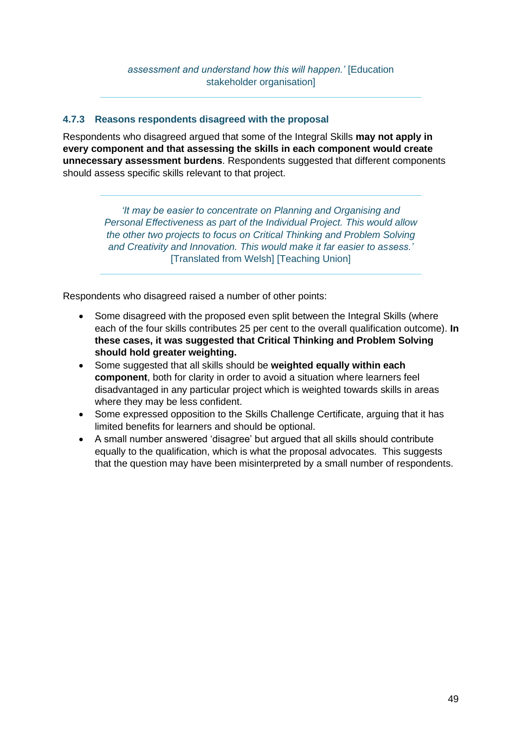*assessment and understand how this will happen.'* [Education stakeholder organisation]

### 4.7.3 Reasons respondents disagreed with the proposal

Respondents who disagreed argued that some of the Integral Skills **may not apply in every component and that assessing the skills in each component would create unnecessary assessment burdens**. Respondents suggested that different components should assess specific skills relevant to that project.

> *'It may be easier to concentrate on Planning and Organising and Personal Effectiveness as part of the Individual Project. This would allow the other two projects to focus on Critical Thinking and Problem Solving and Creativity and Innovation. This would make it far easier to assess.'* [Translated from Welsh] [Teaching Union]

Respondents who disagreed raised a number of other points:

- Some disagreed with the proposed even split between the Integral Skills (where each of the four skills contributes 25 per cent to the overall qualification outcome). **In these cases, it was suggested that Critical Thinking and Problem Solving should hold greater weighting.**
- Some suggested that all skills should be **weighted equally within each component**, both for clarity in order to avoid a situation where learners feel disadvantaged in any particular project which is weighted towards skills in areas where they may be less confident.
- Some expressed opposition to the Skills Challenge Certificate, arguing that it has limited benefits for learners and should be optional.
- A small number answered 'disagree' but argued that all skills should contribute equally to the qualification, which is what the proposal advocates. This suggests that the question may have been misinterpreted by a small number of respondents.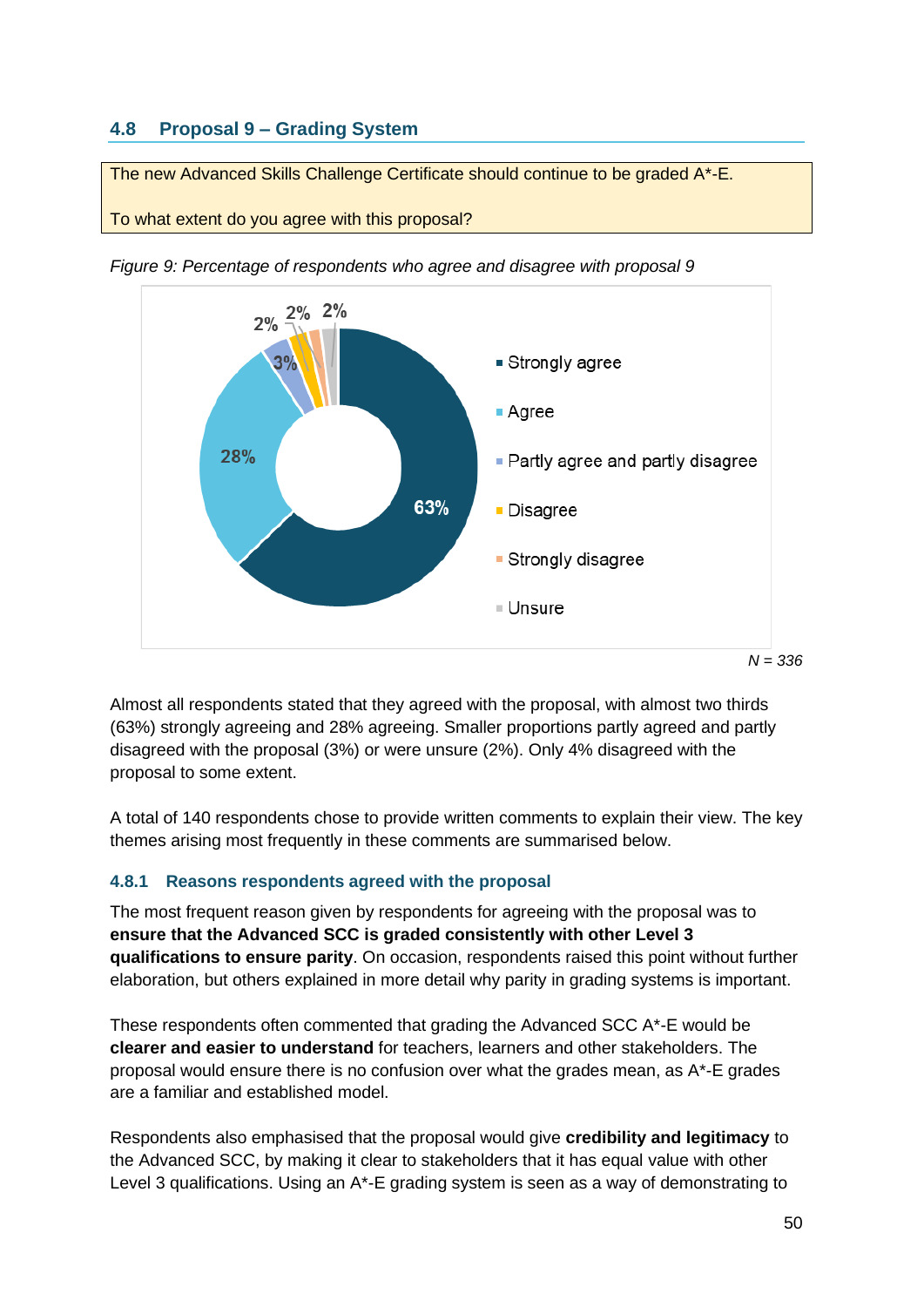## 4.8 Proposal 9 – Grading System

The new Advanced Skills Challenge Certificate should continue to be graded A*-E.

To what extent do you agree with this proposal?

*Figure 9: Percentage of respondents who agree and disagree with proposal 9*

| Response | Percentage |
|---|---|
| Strongly agree | 63% |
| Agree | 28% |
| Partly agree and partly disagree | 3% |
| Disagree | 2% |
| Strongly disagree | 2% |
| Unsure | 2% |

*N = 336*

Almost all respondents stated that they agreed with the proposal, with almost two thirds (63%) strongly agreeing and 28% agreeing. Smaller proportions partly agreed and partly disagreed with the proposal (3%) or were unsure (2%). Only 4% disagreed with the proposal to some extent.

A total of 140 respondents chose to provide written comments to explain their view. The key themes arising most frequently in these comments are summarised below.

### 4.8.1 Reasons respondents agreed with the proposal

The most frequent reason given by respondents for agreeing with the proposal was to **ensure that the Advanced SCC is graded consistently with other Level 3 qualifications to ensure parity**. On occasion, respondents raised this point without further elaboration, but others explained in more detail why parity in grading systems is important.

These respondents often commented that grading the Advanced SCC A*-E would be **clearer and easier to understand** for teachers, learners and other stakeholders. The proposal would ensure there is no confusion over what the grades mean, as A*-E grades are a familiar and established model.

Respondents also emphasised that the proposal would give **credibility and legitimacy** to the Advanced SCC, by making it clear to stakeholders that it has equal value with other Level 3 qualifications. Using an A*-E grading system is seen as a way of demonstrating to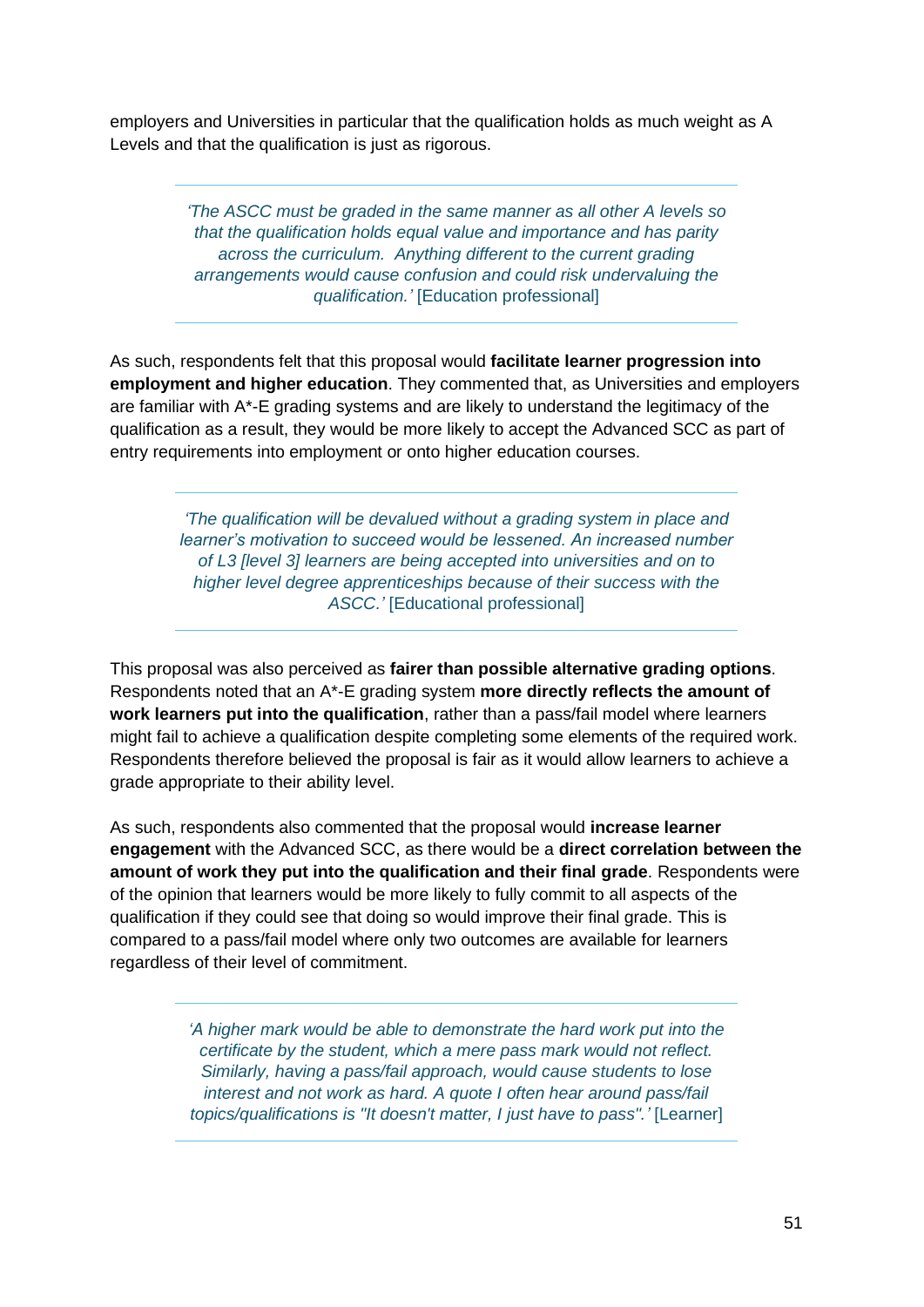employers and Universities in particular that the qualification holds as much weight as A Levels and that the qualification is just as rigorous.

> *'The ASCC must be graded in the same manner as all other A levels so that the qualification holds equal value and importance and has parity across the curriculum. Anything different to the current grading arrangements would cause confusion and could risk undervaluing the qualification.'* [Education professional]

As such, respondents felt that this proposal would **facilitate learner progression into employment and higher education**. They commented that, as Universities and employers are familiar with A*-E grading systems and are likely to understand the legitimacy of the qualification as a result, they would be more likely to accept the Advanced SCC as part of entry requirements into employment or onto higher education courses.

> *'The qualification will be devalued without a grading system in place and learner's motivation to succeed would be lessened. An increased number of L3 [level 3] learners are being accepted into universities and on to higher level degree apprenticeships because of their success with the ASCC.'* [Educational professional]

This proposal was also perceived as **fairer than possible alternative grading options**. Respondents noted that an A*-E grading system **more directly reflects the amount of work learners put into the qualification**, rather than a pass/fail model where learners might fail to achieve a qualification despite completing some elements of the required work. Respondents therefore believed the proposal is fair as it would allow learners to achieve a grade appropriate to their ability level.

As such, respondents also commented that the proposal would **increase learner engagement** with the Advanced SCC, as there would be a **direct correlation between the amount of work they put into the qualification and their final grade**. Respondents were of the opinion that learners would be more likely to fully commit to all aspects of the qualification if they could see that doing so would improve their final grade. This is compared to a pass/fail model where only two outcomes are available for learners regardless of their level of commitment.

> *'A higher mark would be able to demonstrate the hard work put into the certificate by the student, which a mere pass mark would not reflect. Similarly, having a pass/fail approach, would cause students to lose interest and not work as hard. A quote I often hear around pass/fail topics/qualifications is "It doesn't matter, I just have to pass".'* [Learner]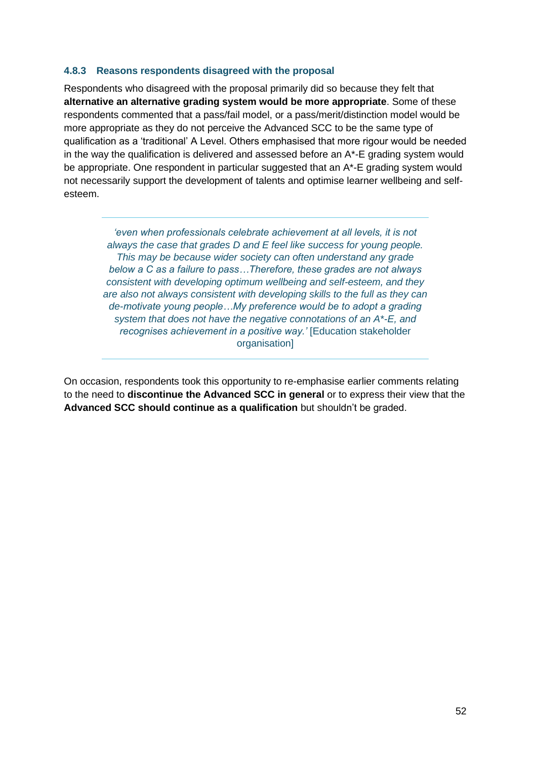### 4.8.3 Reasons respondents disagreed with the proposal

Respondents who disagreed with the proposal primarily did so because they felt that **alternative an alternative grading system would be more appropriate**. Some of these respondents commented that a pass/fail model, or a pass/merit/distinction model would be more appropriate as they do not perceive the Advanced SCC to be the same type of qualification as a 'traditional' A Level. Others emphasised that more rigour would be needed in the way the qualification is delivered and assessed before an A*-E grading system would be appropriate. One respondent in particular suggested that an A*-E grading system would not necessarily support the development of talents and optimise learner wellbeing and self-esteem.

> *'even when professionals celebrate achievement at all levels, it is not always the case that grades D and E feel like success for young people. This may be because wider society can often understand any grade below a C as a failure to pass…Therefore, these grades are not always consistent with developing optimum wellbeing and self-esteem, and they are also not always consistent with developing skills to the full as they can de-motivate young people…My preference would be to adopt a grading system that does not have the negative connotations of an A*-E, and recognises achievement in a positive way.'* [Education stakeholder organisation]

On occasion, respondents took this opportunity to re-emphasise earlier comments relating to the need to **discontinue the Advanced SCC in general** or to express their view that the **Advanced SCC should continue as a qualification** but shouldn't be graded.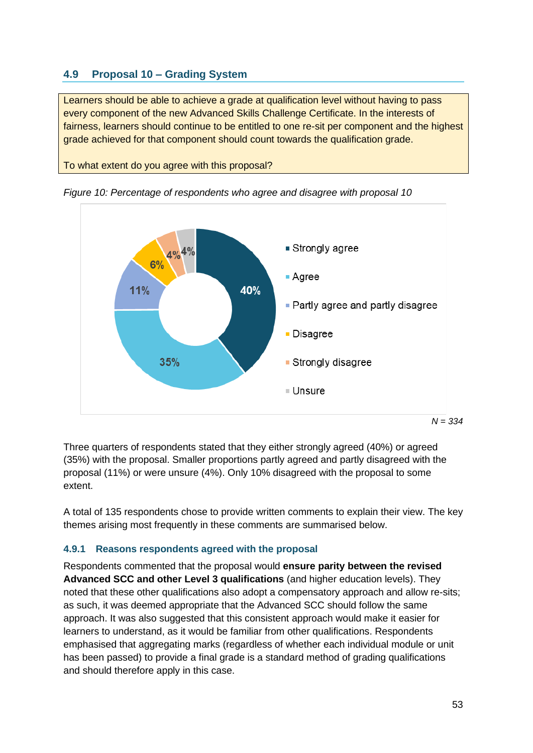## 4.9 Proposal 10 – Grading System

Learners should be able to achieve a grade at qualification level without having to pass every component of the new Advanced Skills Challenge Certificate. In the interests of fairness, learners should continue to be entitled to one re-sit per component and the highest grade achieved for that component should count towards the qualification grade.

To what extent do you agree with this proposal?

*Figure 10: Percentage of respondents who agree and disagree with proposal 10*

| Response | Percentage |
|---|---|
| Strongly agree | 40% |
| Agree | 35% |
| Partly agree and partly disagree | 11% |
| Disagree | 6% |
| Strongly disagree | 4% |
| Unsure | 4% |

*N = 334*

Three quarters of respondents stated that they either strongly agreed (40%) or agreed (35%) with the proposal. Smaller proportions partly agreed and partly disagreed with the proposal (11%) or were unsure (4%). Only 10% disagreed with the proposal to some extent.

A total of 135 respondents chose to provide written comments to explain their view. The key themes arising most frequently in these comments are summarised below.

### 4.9.1 Reasons respondents agreed with the proposal

Respondents commented that the proposal would **ensure parity between the revised Advanced SCC and other Level 3 qualifications** (and higher education levels). They noted that these other qualifications also adopt a compensatory approach and allow re-sits; as such, it was deemed appropriate that the Advanced SCC should follow the same approach. It was also suggested that this consistent approach would make it easier for learners to understand, as it would be familiar from other qualifications. Respondents emphasised that aggregating marks (regardless of whether each individual module or unit has been passed) to provide a final grade is a standard method of grading qualifications and should therefore apply in this case.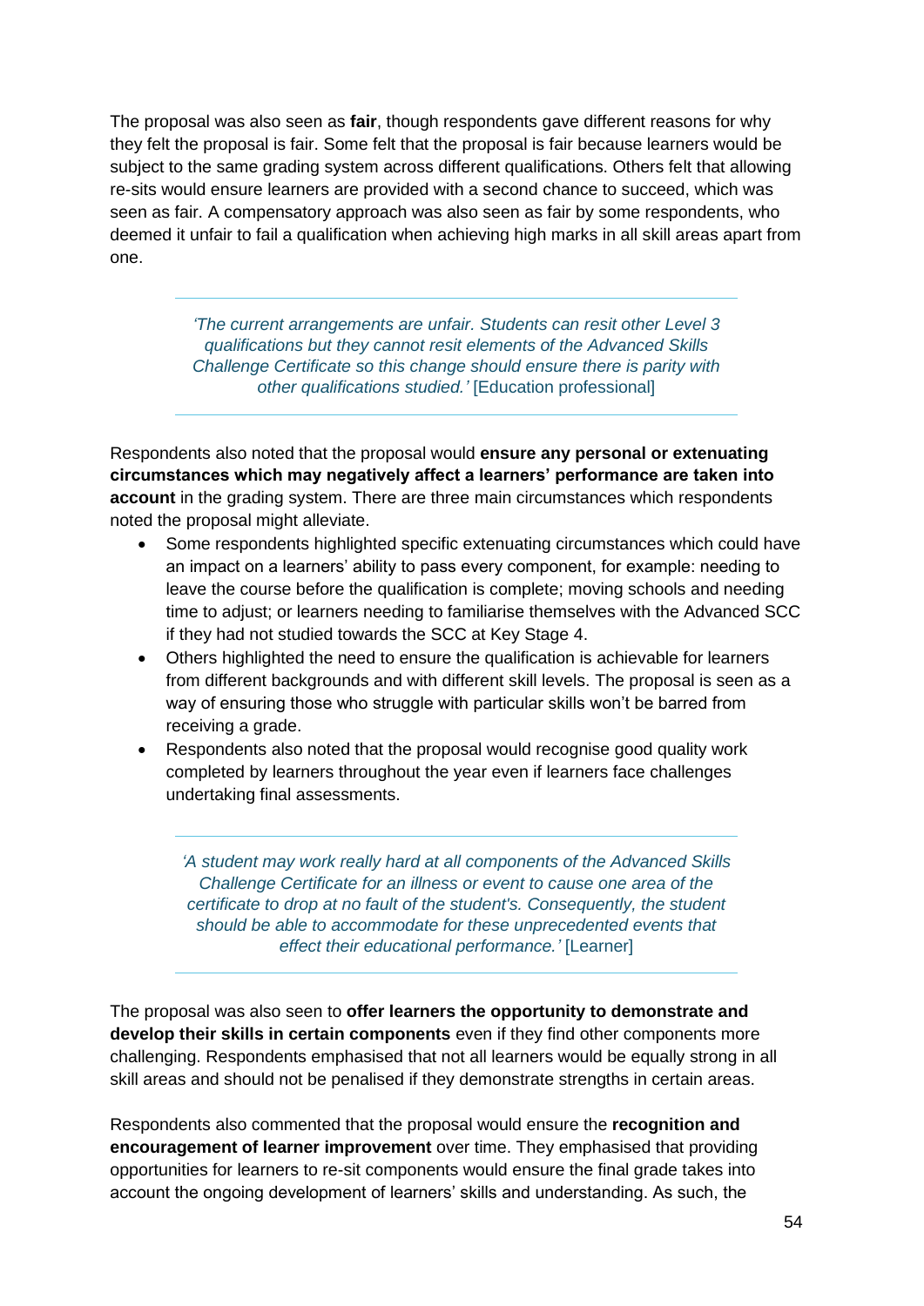The proposal was also seen as **fair**, though respondents gave different reasons for why they felt the proposal is fair. Some felt that the proposal is fair because learners would be subject to the same grading system across different qualifications. Others felt that allowing re-sits would ensure learners are provided with a second chance to succeed, which was seen as fair. A compensatory approach was also seen as fair by some respondents, who deemed it unfair to fail a qualification when achieving high marks in all skill areas apart from one.

> *'The current arrangements are unfair. Students can resit other Level 3 qualifications but they cannot resit elements of the Advanced Skills Challenge Certificate so this change should ensure there is parity with other qualifications studied.'* [Education professional]

Respondents also noted that the proposal would **ensure any personal or extenuating circumstances which may negatively affect a learners' performance are taken into account** in the grading system. There are three main circumstances which respondents noted the proposal might alleviate.

- Some respondents highlighted specific extenuating circumstances which could have an impact on a learners' ability to pass every component, for example: needing to leave the course before the qualification is complete; moving schools and needing time to adjust; or learners needing to familiarise themselves with the Advanced SCC if they had not studied towards the SCC at Key Stage 4.
- Others highlighted the need to ensure the qualification is achievable for learners from different backgrounds and with different skill levels. The proposal is seen as a way of ensuring those who struggle with particular skills won't be barred from receiving a grade.
- Respondents also noted that the proposal would recognise good quality work completed by learners throughout the year even if learners face challenges undertaking final assessments.

> *'A student may work really hard at all components of the Advanced Skills Challenge Certificate for an illness or event to cause one area of the certificate to drop at no fault of the student's. Consequently, the student should be able to accommodate for these unprecedented events that effect their educational performance.'* [Learner]

The proposal was also seen to **offer learners the opportunity to demonstrate and develop their skills in certain components** even if they find other components more challenging. Respondents emphasised that not all learners would be equally strong in all skill areas and should not be penalised if they demonstrate strengths in certain areas.

Respondents also commented that the proposal would ensure the **recognition and encouragement of learner improvement** over time. They emphasised that providing opportunities for learners to re-sit components would ensure the final grade takes into account the ongoing development of learners' skills and understanding. As such, the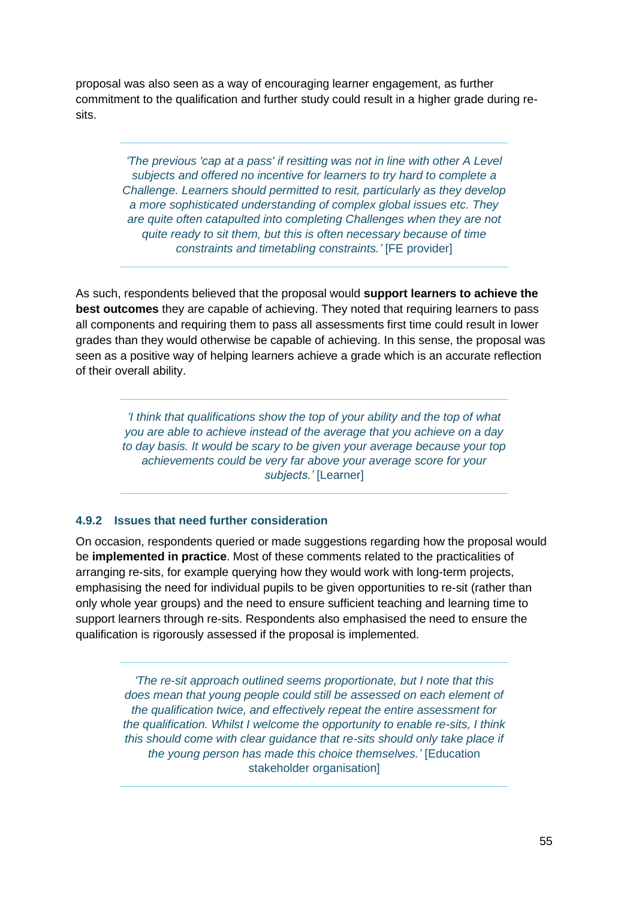proposal was also seen as a way of encouraging learner engagement, as further commitment to the qualification and further study could result in a higher grade during re-sits.

> *'The previous 'cap at a pass' if resitting was not in line with other A Level subjects and offered no incentive for learners to try hard to complete a Challenge. Learners should permitted to resit, particularly as they develop a more sophisticated understanding of complex global issues etc. They are quite often catapulted into completing Challenges when they are not quite ready to sit them, but this is often necessary because of time constraints and timetabling constraints.'* [FE provider]

As such, respondents believed that the proposal would **support learners to achieve the best outcomes** they are capable of achieving. They noted that requiring learners to pass all components and requiring them to pass all assessments first time could result in lower grades than they would otherwise be capable of achieving. In this sense, the proposal was seen as a positive way of helping learners achieve a grade which is an accurate reflection of their overall ability.

> *'I think that qualifications show the top of your ability and the top of what you are able to achieve instead of the average that you achieve on a day to day basis. It would be scary to be given your average because your top achievements could be very far above your average score for your subjects.'* [Learner]

### 4.9.2 Issues that need further consideration

On occasion, respondents queried or made suggestions regarding how the proposal would be **implemented in practice**. Most of these comments related to the practicalities of arranging re-sits, for example querying how they would work with long-term projects, emphasising the need for individual pupils to be given opportunities to re-sit (rather than only whole year groups) and the need to ensure sufficient teaching and learning time to support learners through re-sits. Respondents also emphasised the need to ensure the qualification is rigorously assessed if the proposal is implemented.

> *'The re-sit approach outlined seems proportionate, but I note that this does mean that young people could still be assessed on each element of the qualification twice, and effectively repeat the entire assessment for the qualification. Whilst I welcome the opportunity to enable re-sits, I think this should come with clear guidance that re-sits should only take place if the young person has made this choice themselves.'* [Education stakeholder organisation]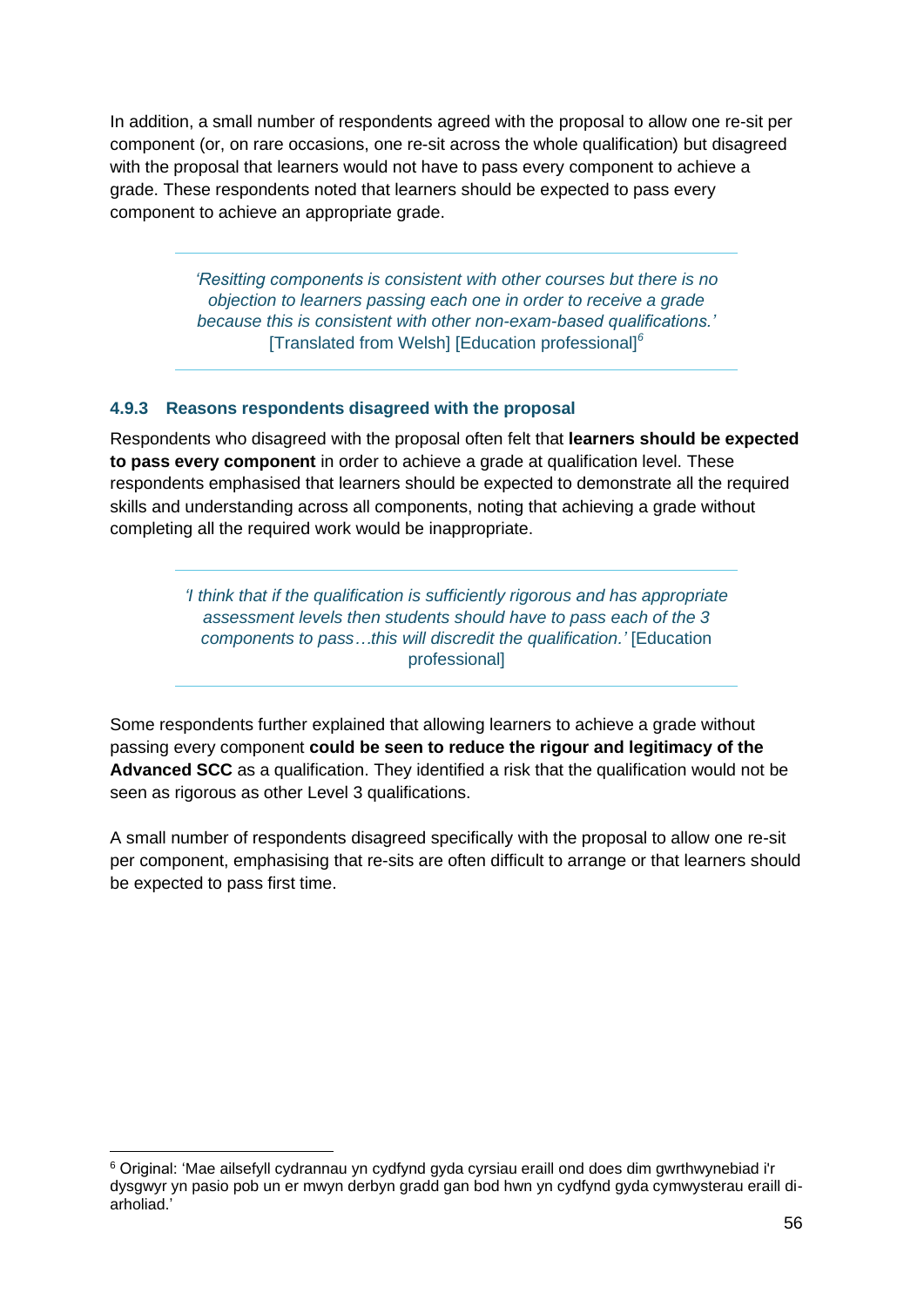In addition, a small number of respondents agreed with the proposal to allow one re-sit per component (or, on rare occasions, one re-sit across the whole qualification) but disagreed with the proposal that learners would not have to pass every component to achieve a grade. These respondents noted that learners should be expected to pass every component to achieve an appropriate grade.

> *'Resitting components is consistent with other courses but there is no objection to learners passing each one in order to receive a grade because this is consistent with other non-exam-based qualifications.'* [Translated from Welsh] [Education professional][6]

### 4.9.3 Reasons respondents disagreed with the proposal

Respondents who disagreed with the proposal often felt that **learners should be expected to pass every component** in order to achieve a grade at qualification level. These respondents emphasised that learners should be expected to demonstrate all the required skills and understanding across all components, noting that achieving a grade without completing all the required work would be inappropriate.

> *'I think that if the qualification is sufficiently rigorous and has appropriate assessment levels then students should have to pass each of the 3 components to pass…this will discredit the qualification.'* [Education professional]

Some respondents further explained that allowing learners to achieve a grade without passing every component **could be seen to reduce the rigour and legitimacy of the Advanced SCC** as a qualification. They identified a risk that the qualification would not be seen as rigorous as other Level 3 qualifications.

A small number of respondents disagreed specifically with the proposal to allow one re-sit per component, emphasising that re-sits are often difficult to arrange or that learners should be expected to pass first time.

---

[6] Original: 'Mae ailsefyll cydrannau yn cydfynd gyda cyrsiau eraill ond does dim gwrthwynebiad i'r dysgwyr yn pasio pob un er mwyn derbyn gradd gan bod hwn yn cydfynd gyda cymwysterau eraill di-arholiad.'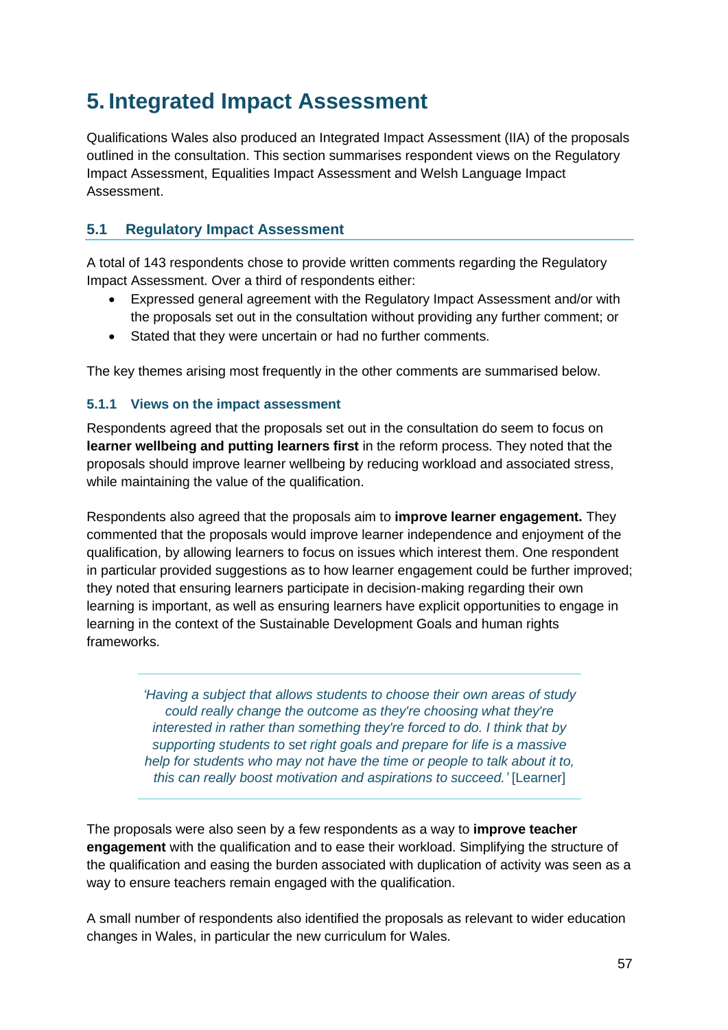# 5. Integrated Impact Assessment

Qualifications Wales also produced an Integrated Impact Assessment (IIA) of the proposals outlined in the consultation. This section summarises respondent views on the Regulatory Impact Assessment, Equalities Impact Assessment and Welsh Language Impact Assessment.

## 5.1 Regulatory Impact Assessment

A total of 143 respondents chose to provide written comments regarding the Regulatory Impact Assessment. Over a third of respondents either:

- Expressed general agreement with the Regulatory Impact Assessment and/or with the proposals set out in the consultation without providing any further comment; or
- Stated that they were uncertain or had no further comments.

The key themes arising most frequently in the other comments are summarised below.

### 5.1.1 Views on the impact assessment

Respondents agreed that the proposals set out in the consultation do seem to focus on **learner wellbeing and putting learners first** in the reform process. They noted that the proposals should improve learner wellbeing by reducing workload and associated stress, while maintaining the value of the qualification.

Respondents also agreed that the proposals aim to **improve learner engagement.** They commented that the proposals would improve learner independence and enjoyment of the qualification, by allowing learners to focus on issues which interest them. One respondent in particular provided suggestions as to how learner engagement could be further improved; they noted that ensuring learners participate in decision-making regarding their own learning is important, as well as ensuring learners have explicit opportunities to engage in learning in the context of the Sustainable Development Goals and human rights frameworks.

> *'Having a subject that allows students to choose their own areas of study could really change the outcome as they're choosing what they're interested in rather than something they're forced to do. I think that by supporting students to set right goals and prepare for life is a massive help for students who may not have the time or people to talk about it to, this can really boost motivation and aspirations to succeed.'* [Learner]

The proposals were also seen by a few respondents as a way to **improve teacher engagement** with the qualification and to ease their workload. Simplifying the structure of the qualification and easing the burden associated with duplication of activity was seen as a way to ensure teachers remain engaged with the qualification.

A small number of respondents also identified the proposals as relevant to wider education changes in Wales, in particular the new curriculum for Wales.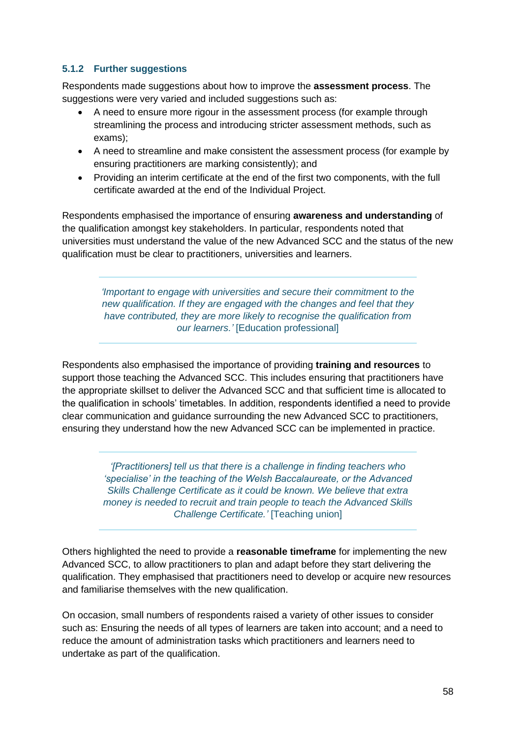### 5.1.2 Further suggestions

Respondents made suggestions about how to improve the **assessment process**. The suggestions were very varied and included suggestions such as:

- A need to ensure more rigour in the assessment process (for example through streamlining the process and introducing stricter assessment methods, such as exams);
- A need to streamline and make consistent the assessment process (for example by ensuring practitioners are marking consistently); and
- Providing an interim certificate at the end of the first two components, with the full certificate awarded at the end of the Individual Project.

Respondents emphasised the importance of ensuring **awareness and understanding** of the qualification amongst key stakeholders. In particular, respondents noted that universities must understand the value of the new Advanced SCC and the status of the new qualification must be clear to practitioners, universities and learners.

> *'Important to engage with universities and secure their commitment to the new qualification. If they are engaged with the changes and feel that they have contributed, they are more likely to recognise the qualification from our learners.'* [Education professional]

Respondents also emphasised the importance of providing **training and resources** to support those teaching the Advanced SCC. This includes ensuring that practitioners have the appropriate skillset to deliver the Advanced SCC and that sufficient time is allocated to the qualification in schools' timetables. In addition, respondents identified a need to provide clear communication and guidance surrounding the new Advanced SCC to practitioners, ensuring they understand how the new Advanced SCC can be implemented in practice.

> *'[Practitioners] tell us that there is a challenge in finding teachers who 'specialise' in the teaching of the Welsh Baccalaureate, or the Advanced Skills Challenge Certificate as it could be known. We believe that extra money is needed to recruit and train people to teach the Advanced Skills Challenge Certificate.'* [Teaching union]

Others highlighted the need to provide a **reasonable timeframe** for implementing the new Advanced SCC, to allow practitioners to plan and adapt before they start delivering the qualification. They emphasised that practitioners need to develop or acquire new resources and familiarise themselves with the new qualification.

On occasion, small numbers of respondents raised a variety of other issues to consider such as: Ensuring the needs of all types of learners are taken into account; and a need to reduce the amount of administration tasks which practitioners and learners need to undertake as part of the qualification.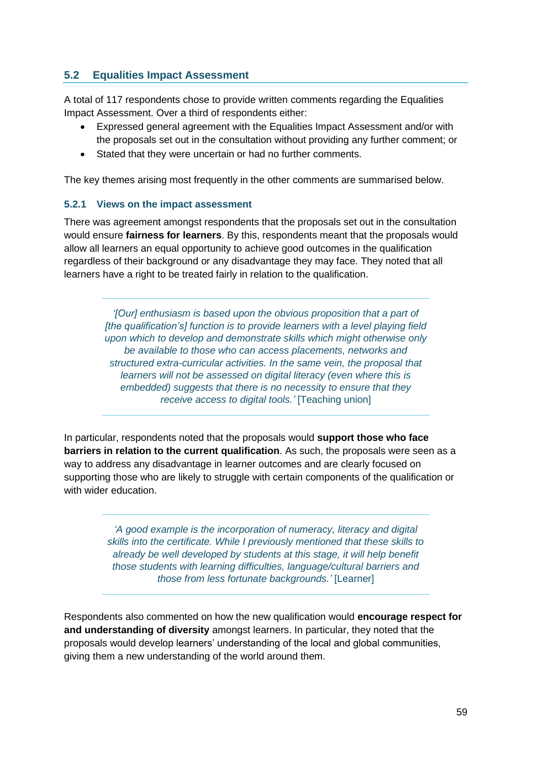## 5.2 Equalities Impact Assessment

A total of 117 respondents chose to provide written comments regarding the Equalities Impact Assessment. Over a third of respondents either:

- Expressed general agreement with the Equalities Impact Assessment and/or with the proposals set out in the consultation without providing any further comment; or
- Stated that they were uncertain or had no further comments.

The key themes arising most frequently in the other comments are summarised below.

### 5.2.1 Views on the impact assessment

There was agreement amongst respondents that the proposals set out in the consultation would ensure **fairness for learners**. By this, respondents meant that the proposals would allow all learners an equal opportunity to achieve good outcomes in the qualification regardless of their background or any disadvantage they may face. They noted that all learners have a right to be treated fairly in relation to the qualification.

> *'[Our] enthusiasm is based upon the obvious proposition that a part of [the qualification's] function is to provide learners with a level playing field upon which to develop and demonstrate skills which might otherwise only be available to those who can access placements, networks and structured extra-curricular activities. In the same vein, the proposal that learners will not be assessed on digital literacy (even where this is embedded) suggests that there is no necessity to ensure that they receive access to digital tools.'* [Teaching union]

In particular, respondents noted that the proposals would **support those who face barriers in relation to the current qualification**. As such, the proposals were seen as a way to address any disadvantage in learner outcomes and are clearly focused on supporting those who are likely to struggle with certain components of the qualification or with wider education.

> *'A good example is the incorporation of numeracy, literacy and digital skills into the certificate. While I previously mentioned that these skills to already be well developed by students at this stage, it will help benefit those students with learning difficulties, language/cultural barriers and those from less fortunate backgrounds.'* [Learner]

Respondents also commented on how the new qualification would **encourage respect for and understanding of diversity** amongst learners. In particular, they noted that the proposals would develop learners' understanding of the local and global communities, giving them a new understanding of the world around them.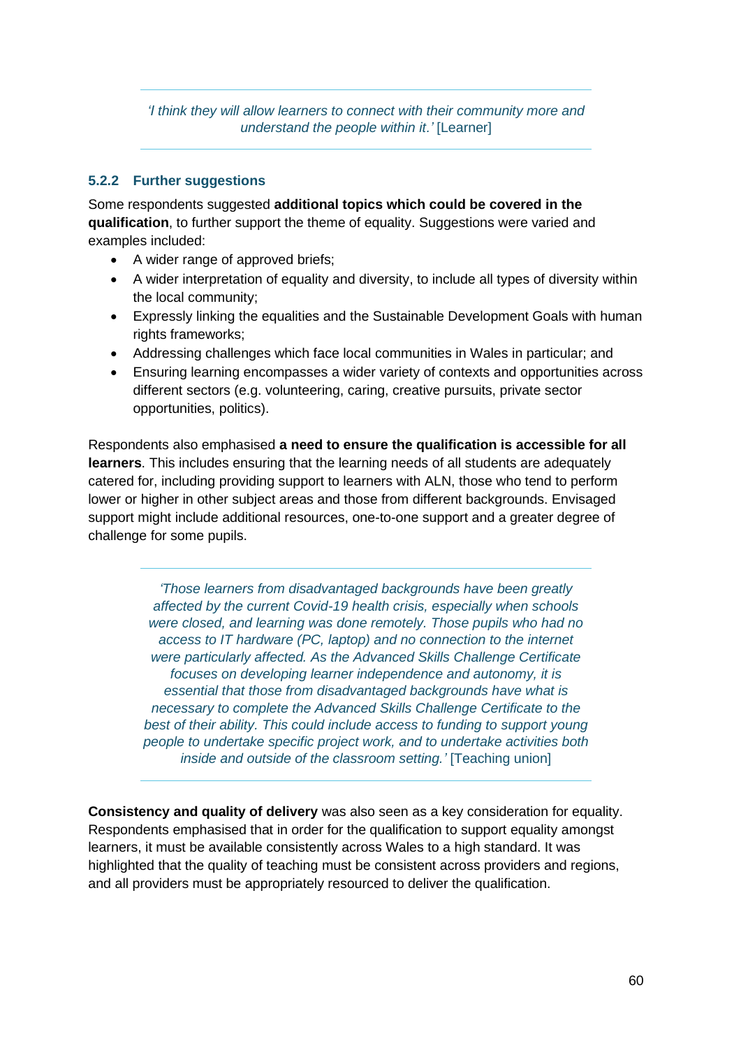> *'I think they will allow learners to connect with their community more and understand the people within it.'* [Learner]

### 5.2.2 Further suggestions

Some respondents suggested **additional topics which could be covered in the qualification**, to further support the theme of equality. Suggestions were varied and examples included:

- A wider range of approved briefs;
- A wider interpretation of equality and diversity, to include all types of diversity within the local community;
- Expressly linking the equalities and the Sustainable Development Goals with human rights frameworks;
- Addressing challenges which face local communities in Wales in particular; and
- Ensuring learning encompasses a wider variety of contexts and opportunities across different sectors (e.g. volunteering, caring, creative pursuits, private sector opportunities, politics).

Respondents also emphasised **a need to ensure the qualification is accessible for all learners**. This includes ensuring that the learning needs of all students are adequately catered for, including providing support to learners with ALN, those who tend to perform lower or higher in other subject areas and those from different backgrounds. Envisaged support might include additional resources, one-to-one support and a greater degree of challenge for some pupils.

> *'Those learners from disadvantaged backgrounds have been greatly affected by the current Covid-19 health crisis, especially when schools were closed, and learning was done remotely. Those pupils who had no access to IT hardware (PC, laptop) and no connection to the internet were particularly affected. As the Advanced Skills Challenge Certificate focuses on developing learner independence and autonomy, it is essential that those from disadvantaged backgrounds have what is necessary to complete the Advanced Skills Challenge Certificate to the best of their ability. This could include access to funding to support young people to undertake specific project work, and to undertake activities both inside and outside of the classroom setting.'* [Teaching union]

**Consistency and quality of delivery** was also seen as a key consideration for equality. Respondents emphasised that in order for the qualification to support equality amongst learners, it must be available consistently across Wales to a high standard. It was highlighted that the quality of teaching must be consistent across providers and regions, and all providers must be appropriately resourced to deliver the qualification.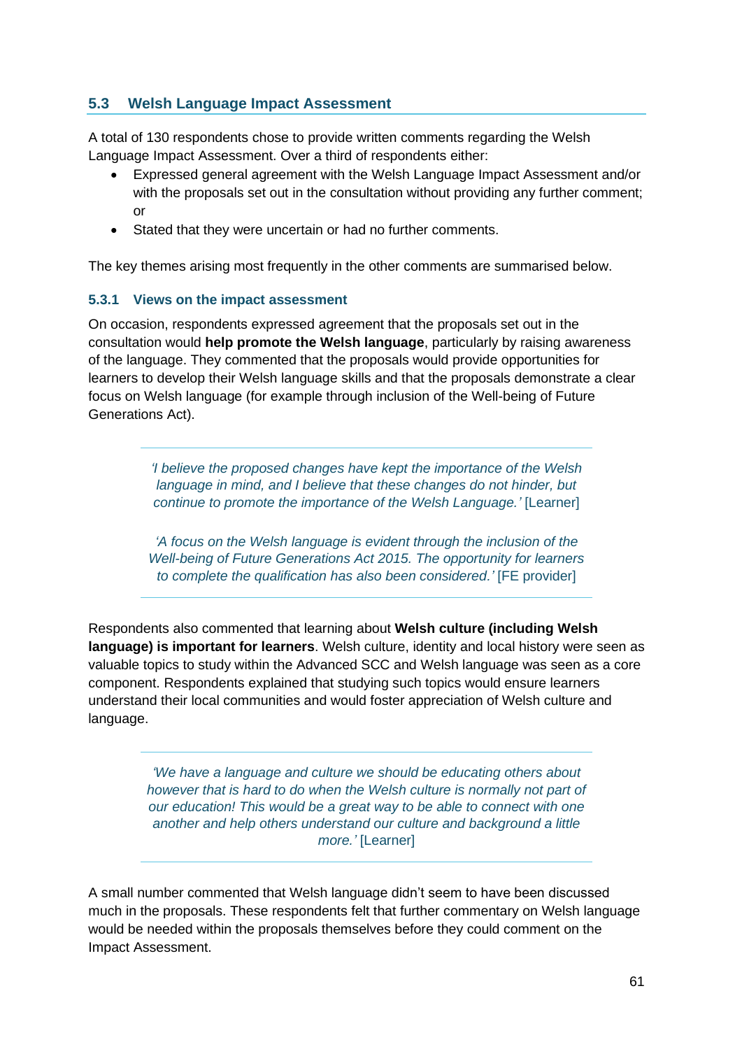## 5.3 Welsh Language Impact Assessment

A total of 130 respondents chose to provide written comments regarding the Welsh Language Impact Assessment. Over a third of respondents either:

- Expressed general agreement with the Welsh Language Impact Assessment and/or with the proposals set out in the consultation without providing any further comment; or
- Stated that they were uncertain or had no further comments.

The key themes arising most frequently in the other comments are summarised below.

### 5.3.1 Views on the impact assessment

On occasion, respondents expressed agreement that the proposals set out in the consultation would **help promote the Welsh language**, particularly by raising awareness of the language. They commented that the proposals would provide opportunities for learners to develop their Welsh language skills and that the proposals demonstrate a clear focus on Welsh language (for example through inclusion of the Well-being of Future Generations Act).

> *'I believe the proposed changes have kept the importance of the Welsh language in mind, and I believe that these changes do not hinder, but continue to promote the importance of the Welsh Language.'* [Learner]
>
> *'A focus on the Welsh language is evident through the inclusion of the Well-being of Future Generations Act 2015. The opportunity for learners to complete the qualification has also been considered.'* [FE provider]

Respondents also commented that learning about **Welsh culture (including Welsh language) is important for learners**. Welsh culture, identity and local history were seen as valuable topics to study within the Advanced SCC and Welsh language was seen as a core component. Respondents explained that studying such topics would ensure learners understand their local communities and would foster appreciation of Welsh culture and language.

> *'We have a language and culture we should be educating others about however that is hard to do when the Welsh culture is normally not part of our education! This would be a great way to be able to connect with one another and help others understand our culture and background a little more.'* [Learner]

A small number commented that Welsh language didn't seem to have been discussed much in the proposals. These respondents felt that further commentary on Welsh language would be needed within the proposals themselves before they could comment on the Impact Assessment.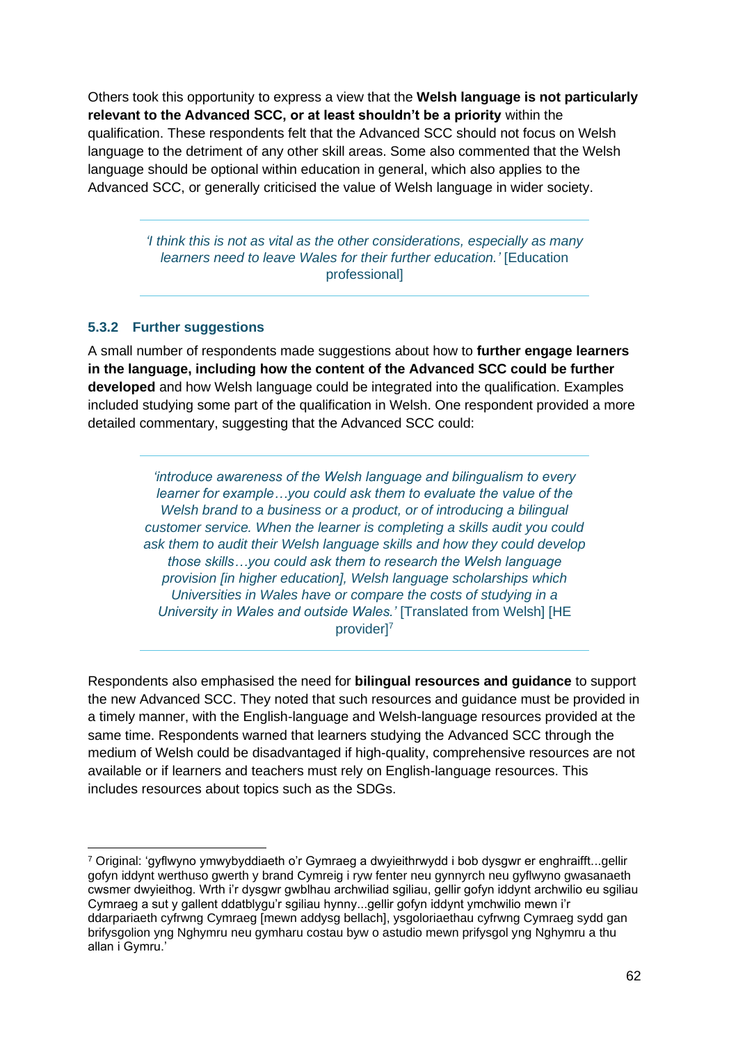Others took this opportunity to express a view that the **Welsh language is not particularly relevant to the Advanced SCC, or at least shouldn't be a priority** within the qualification. These respondents felt that the Advanced SCC should not focus on Welsh language to the detriment of any other skill areas. Some also commented that the Welsh language should be optional within education in general, which also applies to the Advanced SCC, or generally criticised the value of Welsh language in wider society.

> *'I think this is not as vital as the other considerations, especially as many learners need to leave Wales for their further education.'* [Education professional]

### 5.3.2 Further suggestions

A small number of respondents made suggestions about how to **further engage learners in the language, including how the content of the Advanced SCC could be further developed** and how Welsh language could be integrated into the qualification. Examples included studying some part of the qualification in Welsh. One respondent provided a more detailed commentary, suggesting that the Advanced SCC could:

> *'introduce awareness of the Welsh language and bilingualism to every learner for example…you could ask them to evaluate the value of the Welsh brand to a business or a product, or of introducing a bilingual customer service. When the learner is completing a skills audit you could ask them to audit their Welsh language skills and how they could develop those skills…you could ask them to research the Welsh language provision [in higher education], Welsh language scholarships which Universities in Wales have or compare the costs of studying in a University in Wales and outside Wales.'* [Translated from Welsh] [HE provider][7]

Respondents also emphasised the need for **bilingual resources and guidance** to support the new Advanced SCC. They noted that such resources and guidance must be provided in a timely manner, with the English-language and Welsh-language resources provided at the same time. Respondents warned that learners studying the Advanced SCC through the medium of Welsh could be disadvantaged if high-quality, comprehensive resources are not available or if learners and teachers must rely on English-language resources. This includes resources about topics such as the SDGs.

---

[7] Original: 'gyflwyno ymwybyddiaeth o'r Gymraeg a dwyieithrwydd i bob dysgwr er enghraifft...gellir gofyn iddynt werthuso gwerth y brand Cymreig i ryw fenter neu gynnyrch neu gyflwyno gwasanaeth cwsmer dwyieithog. Wrth i'r dysgwr gwblhau archwiliad sgiliau, gellir gofyn iddynt archwilio eu sgiliau Cymraeg a sut y gallent ddatblygu'r sgiliau hynny...gellir gofyn iddynt ymchwilio mewn i'r ddarpariaeth cyfrwng Cymraeg [mewn addysg bellach], ysgoloriaethau cyfrwng Cymraeg sydd gan brifysgolion yng Nghymru neu gymharu costau byw o astudio mewn prifysgol yng Nghymru a thu allan i Gymru.'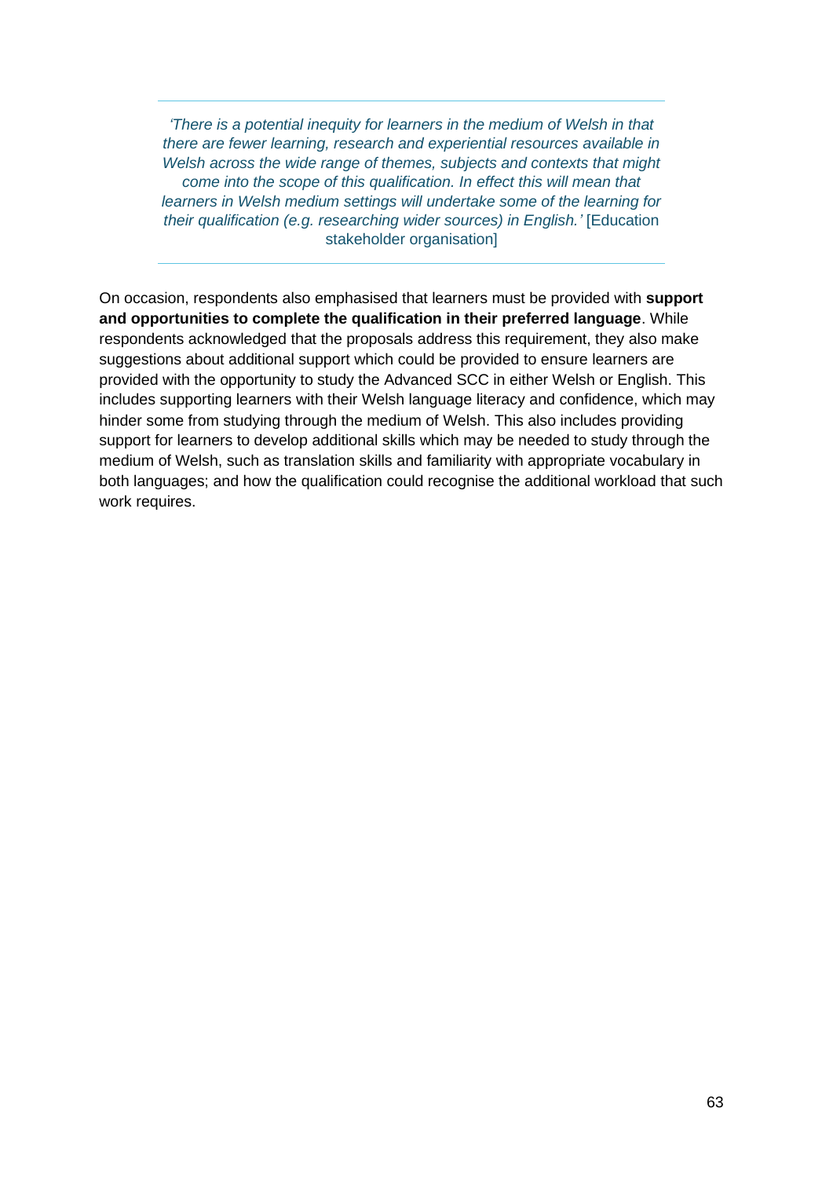> *'There is a potential inequity for learners in the medium of Welsh in that there are fewer learning, research and experiential resources available in Welsh across the wide range of themes, subjects and contexts that might come into the scope of this qualification. In effect this will mean that learners in Welsh medium settings will undertake some of the learning for their qualification (e.g. researching wider sources) in English.'* [Education stakeholder organisation]

On occasion, respondents also emphasised that learners must be provided with **support and opportunities to complete the qualification in their preferred language**. While respondents acknowledged that the proposals address this requirement, they also make suggestions about additional support which could be provided to ensure learners are provided with the opportunity to study the Advanced SCC in either Welsh or English. This includes supporting learners with their Welsh language literacy and confidence, which may hinder some from studying through the medium of Welsh. This also includes providing support for learners to develop additional skills which may be needed to study through the medium of Welsh, such as translation skills and familiarity with appropriate vocabulary in both languages; and how the qualification could recognise the additional workload that such work requires.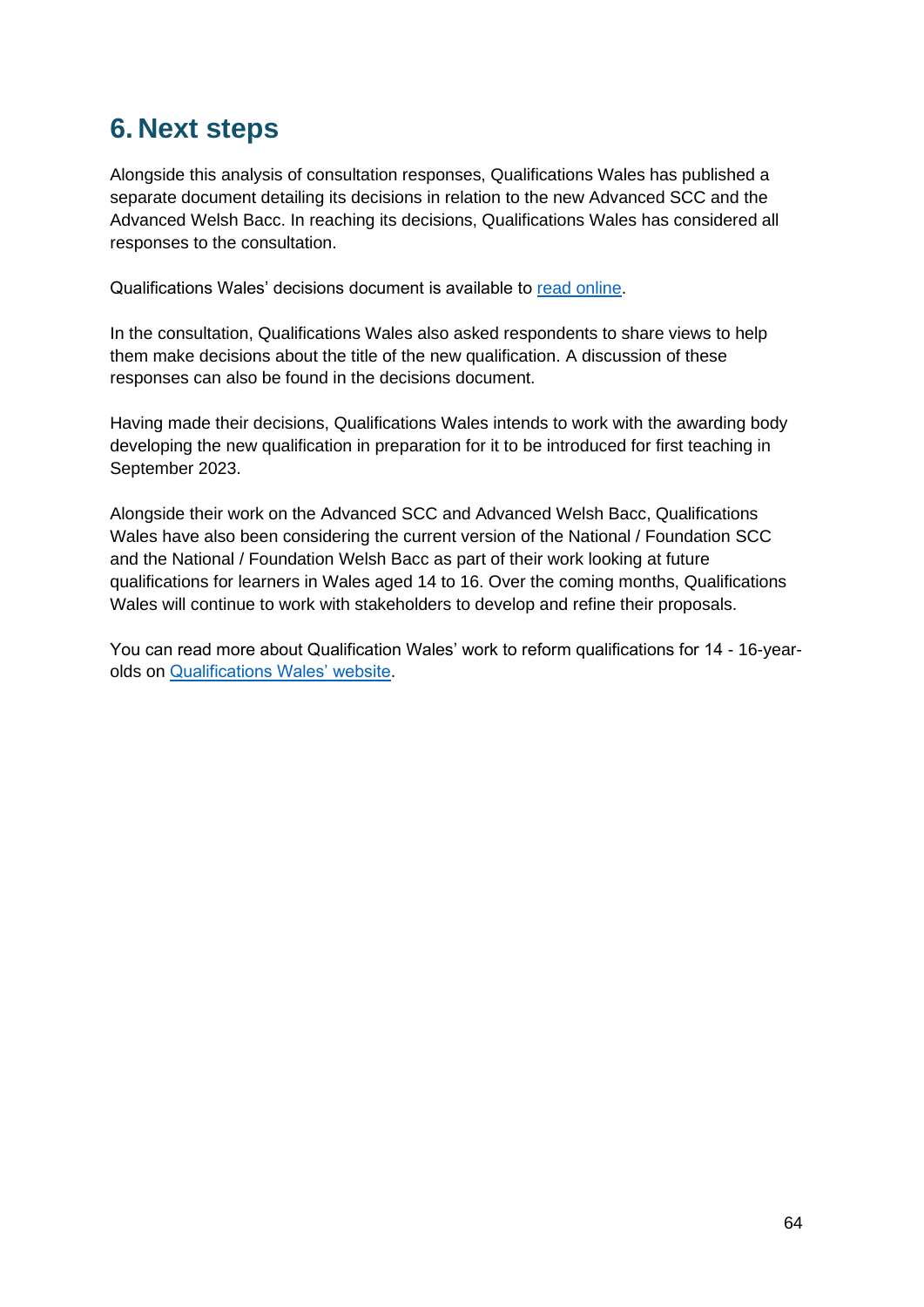# 6. Next steps

Alongside this analysis of consultation responses, Qualifications Wales has published a separate document detailing its decisions in relation to the new Advanced SCC and the Advanced Welsh Bacc. In reaching its decisions, Qualifications Wales has considered all responses to the consultation.

Qualifications Wales' decisions document is available to read online.

In the consultation, Qualifications Wales also asked respondents to share views to help them make decisions about the title of the new qualification. A discussion of these responses can also be found in the decisions document.

Having made their decisions, Qualifications Wales intends to work with the awarding body developing the new qualification in preparation for it to be introduced for first teaching in September 2023.

Alongside their work on the Advanced SCC and Advanced Welsh Bacc, Qualifications Wales have also been considering the current version of the National / Foundation SCC and the National / Foundation Welsh Bacc as part of their work looking at future qualifications for learners in Wales aged 14 to 16. Over the coming months, Qualifications Wales will continue to work with stakeholders to develop and refine their proposals.

You can read more about Qualification Wales' work to reform qualifications for 14 - 16-year-olds on Qualifications Wales' website.